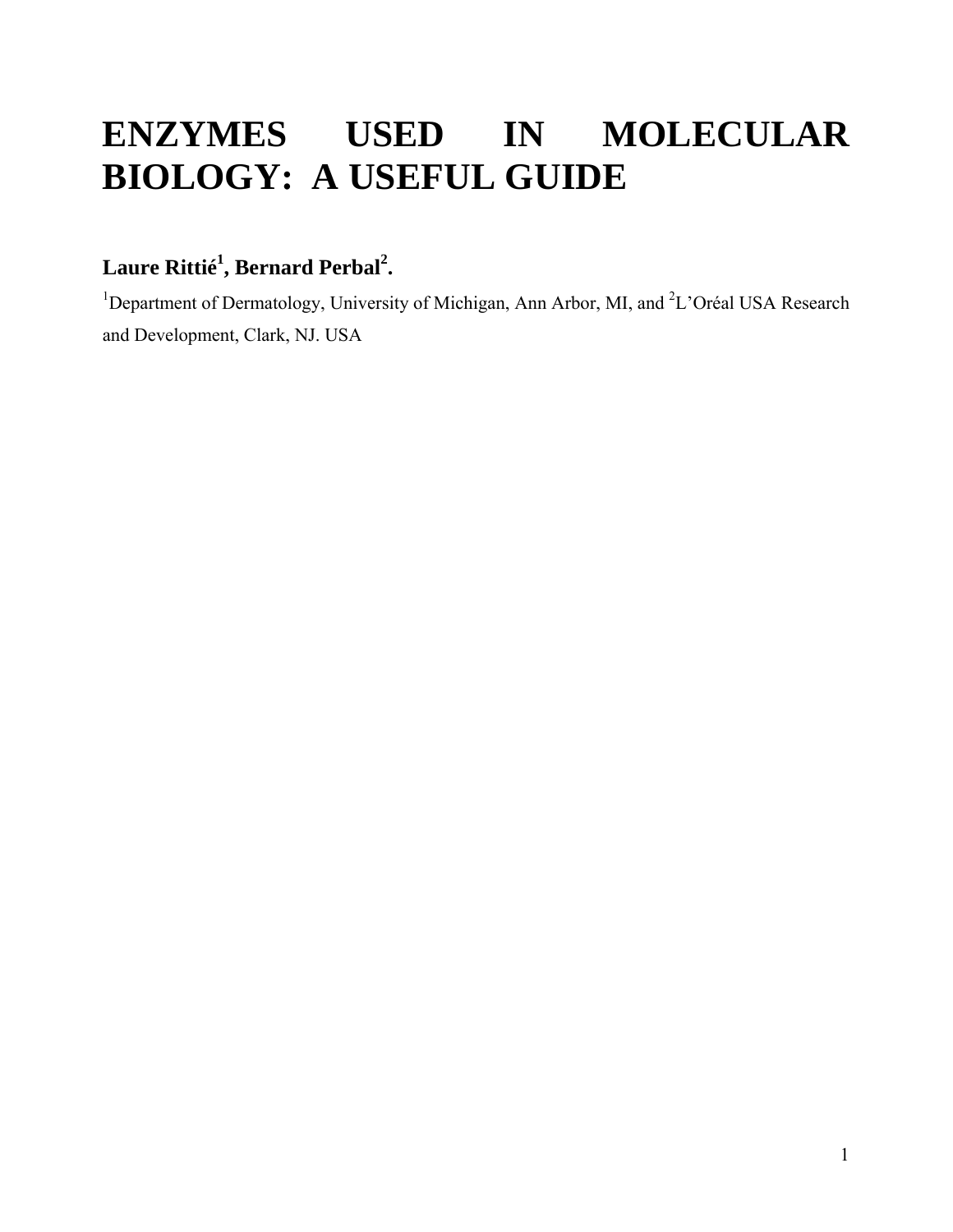# ENZYMES USED IN MOLECULAR BIOLOGY: A USEFUL GUIDE

**Laure Rittié[1], Bernard Perbal[2].**

[1]Department of Dermatology, University of Michigan, Ann Arbor, MI, and [2]L'Oréal USA Research and Development, Clark, NJ. USA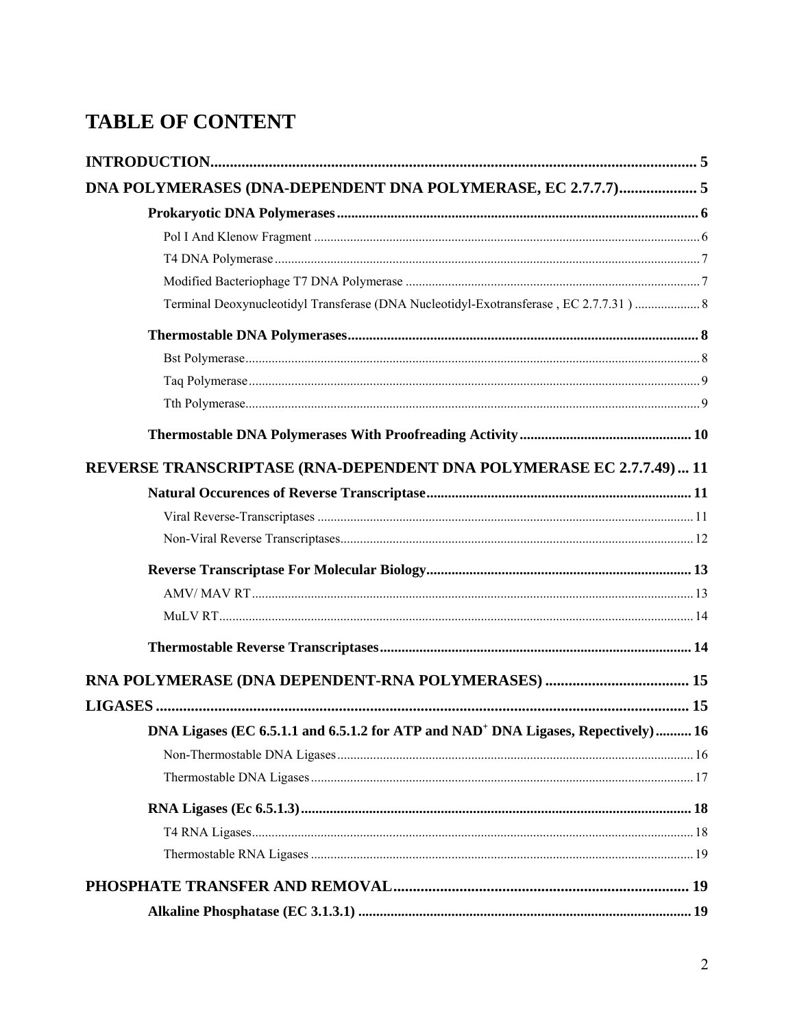# TABLE OF CONTENT

**INTRODUCTION** ..... 5

**DNA POLYMERASES (DNA-DEPENDENT DNA POLYMERASE, EC 2.7.7.7)** ..... 5

- **Prokaryotic DNA Polymerases** ..... 6
  - Pol I And Klenow Fragment ..... 6
  - T4 DNA Polymerase ..... 7
  - Modified Bacteriophage T7 DNA Polymerase ..... 7
  - Terminal Deoxynucleotidyl Transferase (DNA Nucleotidyl-Exotransferase , EC 2.7.7.31 ) ..... 8
- **Thermostable DNA Polymerases** ..... 8
  - Bst Polymerase ..... 8
  - Taq Polymerase ..... 9
  - Tth Polymerase ..... 9
- **Thermostable DNA Polymerases With Proofreading Activity** ..... 10

**REVERSE TRANSCRIPTASE (RNA-DEPENDENT DNA POLYMERASE EC 2.7.7.49)** ..... 11

- **Natural Occurences of Reverse Transcriptase** ..... 11
  - Viral Reverse-Transcriptases ..... 11
  - Non-Viral Reverse Transcriptases ..... 12
- **Reverse Transcriptase For Molecular Biology** ..... 13
  - AMV/ MAV RT ..... 13
  - MuLV RT ..... 14
- **Thermostable Reverse Transcriptases** ..... 14

**RNA POLYMERASE (DNA DEPENDENT-RNA POLYMERASES)** ..... 15

**LIGASES** ..... 15

- **DNA Ligases (EC 6.5.1.1 and 6.5.1.2 for ATP and NAD$^+$ DNA Ligases, Repectively)** ..... 16
  - Non-Thermostable DNA Ligases ..... 16
  - Thermostable DNA Ligases ..... 17
- **RNA Ligases (Ec 6.5.1.3)** ..... 18
  - T4 RNA Ligases ..... 18
  - Thermostable RNA Ligases ..... 19

**PHOSPHATE TRANSFER AND REMOVAL** ..... 19

- **Alkaline Phosphatase (EC 3.1.3.1)** ..... 19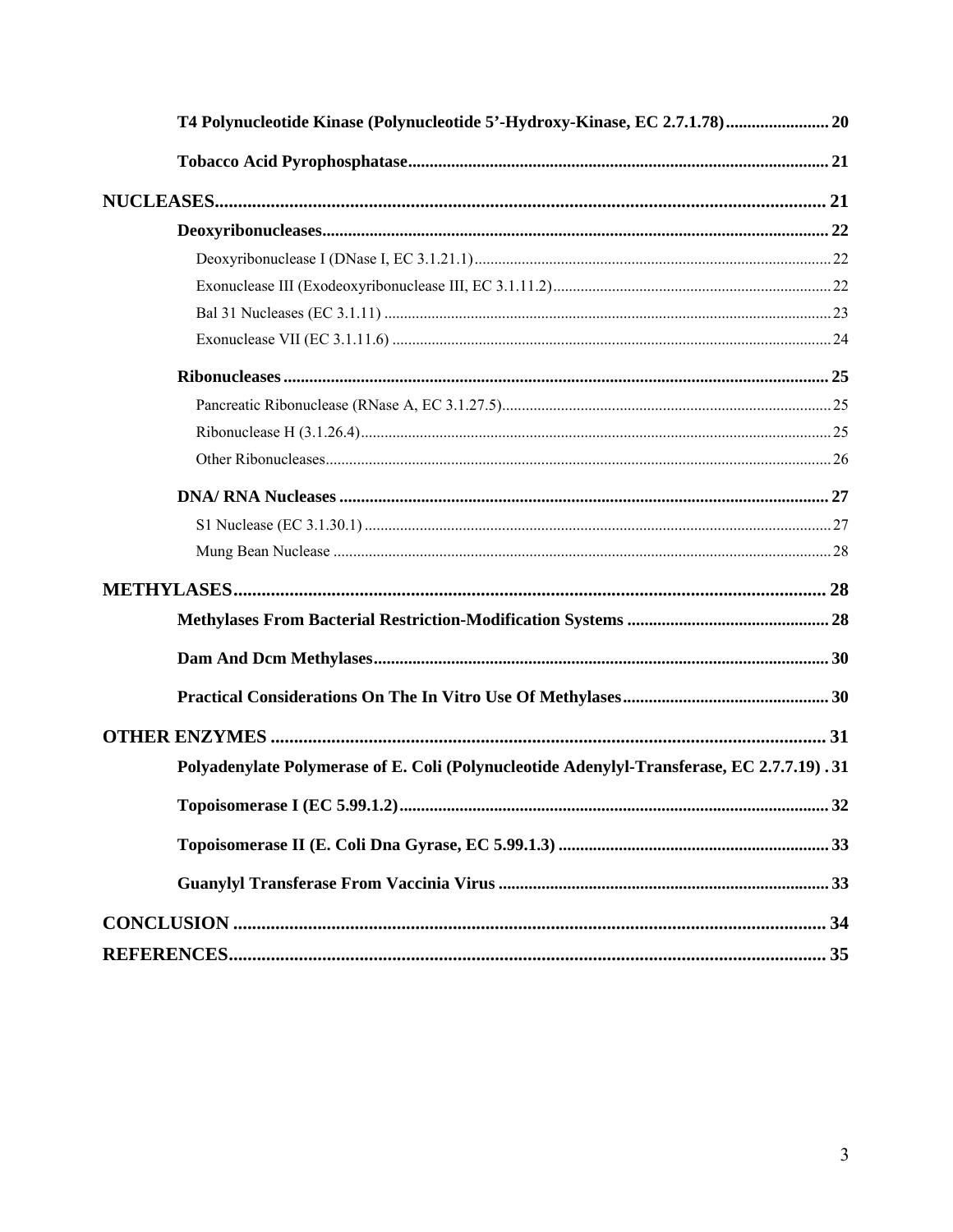**T4 Polynucleotide Kinase (Polynucleotide 5’-Hydroxy-Kinase, EC 2.7.1.78)........................ 20**

**Tobacco Acid Pyrophosphatase................................................................................................ 21**

**NUCLEASES.................................................................................................................................. 21**

**Deoxyribonucleases.................................................................................................................. 22**

Deoxyribonuclease I (DNase I, EC 3.1.21.1).......................................................................................... 22

Exonuclease III (Exodeoxyribonuclease III, EC 3.1.11.2)...................................................................... 22

Bal 31 Nucleases (EC 3.1.11) ................................................................................................................. 23

Exonuclease VII (EC 3.1.11.6) ............................................................................................................... 24

**Ribonucleases ............................................................................................................................ 25**

Pancreatic Ribonuclease (RNase A, EC 3.1.27.5)................................................................................... 25

Ribonuclease H (3.1.26.4)....................................................................................................................... 25

Other Ribonucleases................................................................................................................................ 26

**DNA/ RNA Nucleases ................................................................................................................ 27**

S1 Nuclease (EC 3.1.30.1) ...................................................................................................................... 27

Mung Bean Nuclease .............................................................................................................................. 28

**METHYLASES............................................................................................................................. 28**

**Methylases From Bacterial Restriction-Modification Systems .............................................. 28**

**Dam And Dcm Methylases........................................................................................................ 30**

**Practical Considerations On The In Vitro Use Of Methylases................................................ 30**

**OTHER ENZYMES ...................................................................................................................... 31**

**Polyadenylate Polymerase of E. Coli (Polynucleotide Adenylyl-Transferase, EC 2.7.7.19) . 31**

**Topoisomerase I (EC 5.99.1.2).................................................................................................. 32**

**Topoisomerase II (E. Coli Dna Gyrase, EC 5.99.1.3) .............................................................. 33**

**Guanylyl Transferase From Vaccinia Virus ............................................................................ 33**

**CONCLUSION .............................................................................................................................. 34**

**REFERENCES.............................................................................................................................. 35**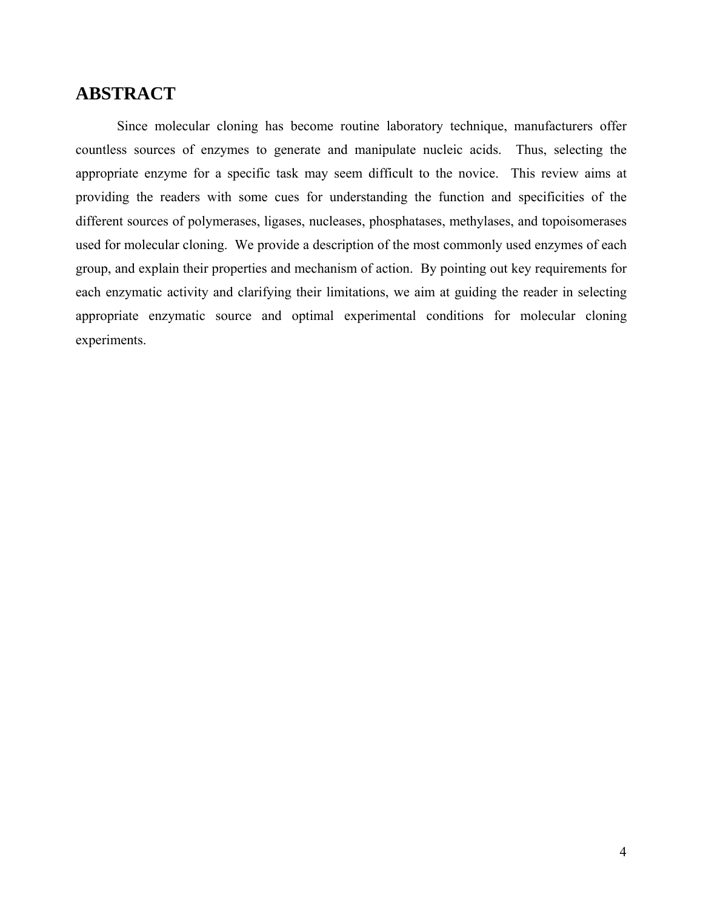## ABSTRACT

Since molecular cloning has become routine laboratory technique, manufacturers offer countless sources of enzymes to generate and manipulate nucleic acids. Thus, selecting the appropriate enzyme for a specific task may seem difficult to the novice. This review aims at providing the readers with some cues for understanding the function and specificities of the different sources of polymerases, ligases, nucleases, phosphatases, methylases, and topoisomerases used for molecular cloning. We provide a description of the most commonly used enzymes of each group, and explain their properties and mechanism of action. By pointing out key requirements for each enzymatic activity and clarifying their limitations, we aim at guiding the reader in selecting appropriate enzymatic source and optimal experimental conditions for molecular cloning experiments.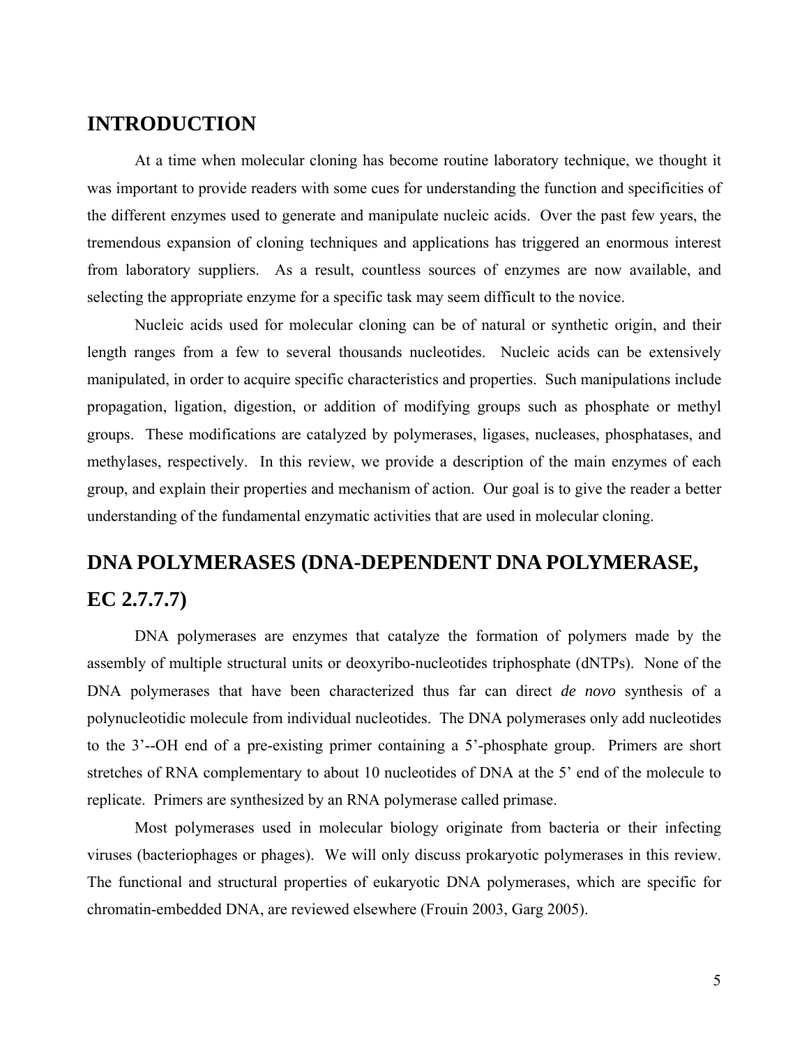## INTRODUCTION

At a time when molecular cloning has become routine laboratory technique, we thought it was important to provide readers with some cues for understanding the function and specificities of the different enzymes used to generate and manipulate nucleic acids. Over the past few years, the tremendous expansion of cloning techniques and applications has triggered an enormous interest from laboratory suppliers. As a result, countless sources of enzymes are now available, and selecting the appropriate enzyme for a specific task may seem difficult to the novice.

Nucleic acids used for molecular cloning can be of natural or synthetic origin, and their length ranges from a few to several thousands nucleotides. Nucleic acids can be extensively manipulated, in order to acquire specific characteristics and properties. Such manipulations include propagation, ligation, digestion, or addition of modifying groups such as phosphate or methyl groups. These modifications are catalyzed by polymerases, ligases, nucleases, phosphatases, and methylases, respectively. In this review, we provide a description of the main enzymes of each group, and explain their properties and mechanism of action. Our goal is to give the reader a better understanding of the fundamental enzymatic activities that are used in molecular cloning.

## DNA POLYMERASES (DNA-DEPENDENT DNA POLYMERASE, EC 2.7.7.7)

DNA polymerases are enzymes that catalyze the formation of polymers made by the assembly of multiple structural units or deoxyribo-nucleotides triphosphate (dNTPs). None of the DNA polymerases that have been characterized thus far can direct *de novo* synthesis of a polynucleotidic molecule from individual nucleotides. The DNA polymerases only add nucleotides to the 3'--OH end of a pre-existing primer containing a 5'-phosphate group. Primers are short stretches of RNA complementary to about 10 nucleotides of DNA at the 5' end of the molecule to replicate. Primers are synthesized by an RNA polymerase called primase.

Most polymerases used in molecular biology originate from bacteria or their infecting viruses (bacteriophages or phages). We will only discuss prokaryotic polymerases in this review. The functional and structural properties of eukaryotic DNA polymerases, which are specific for chromatin-embedded DNA, are reviewed elsewhere (Frouin 2003, Garg 2005).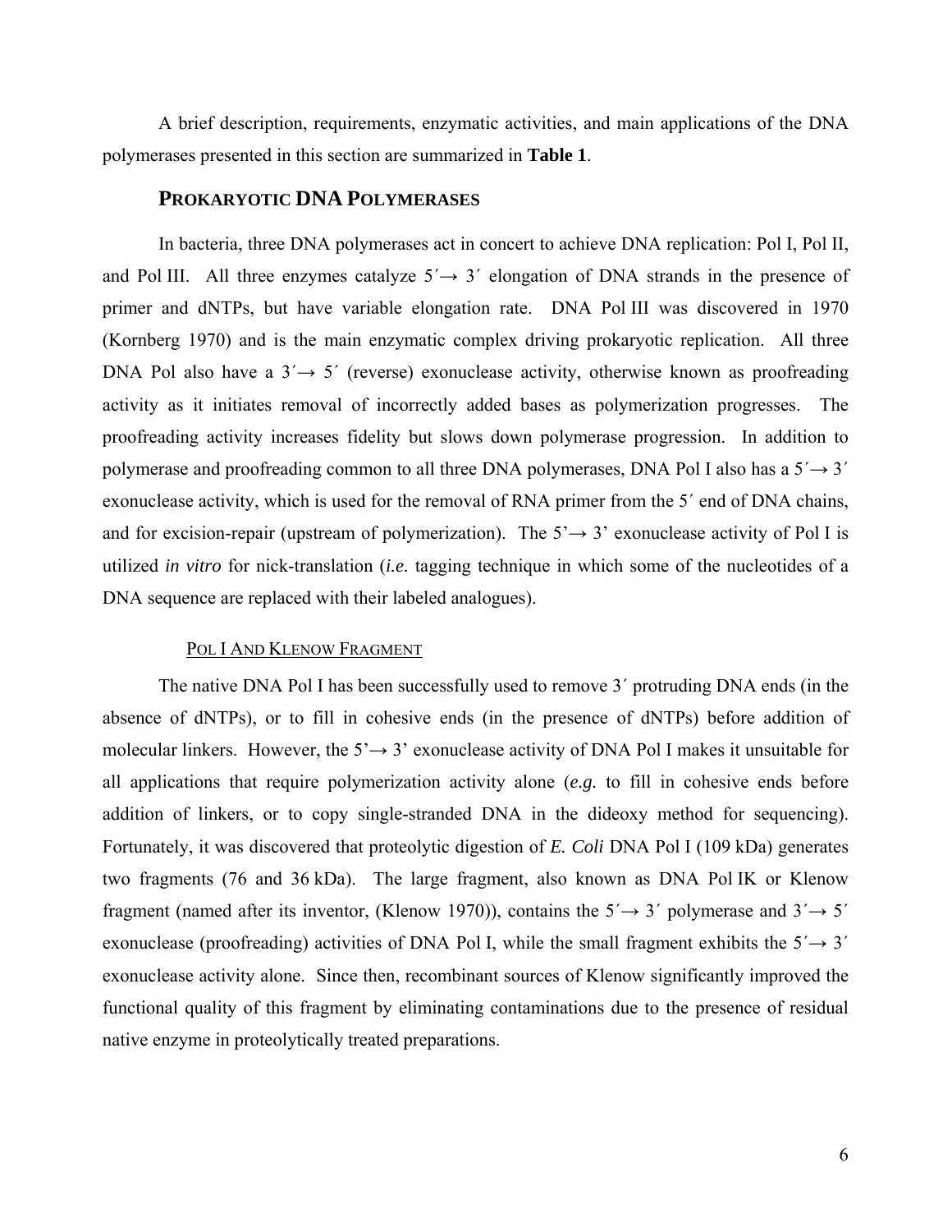A brief description, requirements, enzymatic activities, and main applications of the DNA polymerases presented in this section are summarized in **Table 1**.

## PROKARYOTIC DNA POLYMERASES

In bacteria, three DNA polymerases act in concert to achieve DNA replication: Pol I, Pol II, and Pol III. All three enzymes catalyze 5′→ 3′ elongation of DNA strands in the presence of primer and dNTPs, but have variable elongation rate. DNA Pol III was discovered in 1970 (Kornberg 1970) and is the main enzymatic complex driving prokaryotic replication. All three DNA Pol also have a 3′→ 5′ (reverse) exonuclease activity, otherwise known as proofreading activity as it initiates removal of incorrectly added bases as polymerization progresses. The proofreading activity increases fidelity but slows down polymerase progression. In addition to polymerase and proofreading common to all three DNA polymerases, DNA Pol I also has a 5′→ 3′ exonuclease activity, which is used for the removal of RNA primer from the 5′ end of DNA chains, and for excision-repair (upstream of polymerization). The 5'→ 3' exonuclease activity of Pol I is utilized *in vitro* for nick-translation (*i.e.* tagging technique in which some of the nucleotides of a DNA sequence are replaced with their labeled analogues).

### POL I AND KLENOW FRAGMENT

The native DNA Pol I has been successfully used to remove 3′ protruding DNA ends (in the absence of dNTPs), or to fill in cohesive ends (in the presence of dNTPs) before addition of molecular linkers. However, the 5'→ 3' exonuclease activity of DNA Pol I makes it unsuitable for all applications that require polymerization activity alone (*e.g.* to fill in cohesive ends before addition of linkers, or to copy single-stranded DNA in the dideoxy method for sequencing). Fortunately, it was discovered that proteolytic digestion of *E. Coli* DNA Pol I (109 kDa) generates two fragments (76 and 36 kDa). The large fragment, also known as DNA Pol IK or Klenow fragment (named after its inventor, (Klenow 1970)), contains the 5′→ 3′ polymerase and 3′→ 5′ exonuclease (proofreading) activities of DNA Pol I, while the small fragment exhibits the 5′→ 3′ exonuclease activity alone. Since then, recombinant sources of Klenow significantly improved the functional quality of this fragment by eliminating contaminations due to the presence of residual native enzyme in proteolytically treated preparations.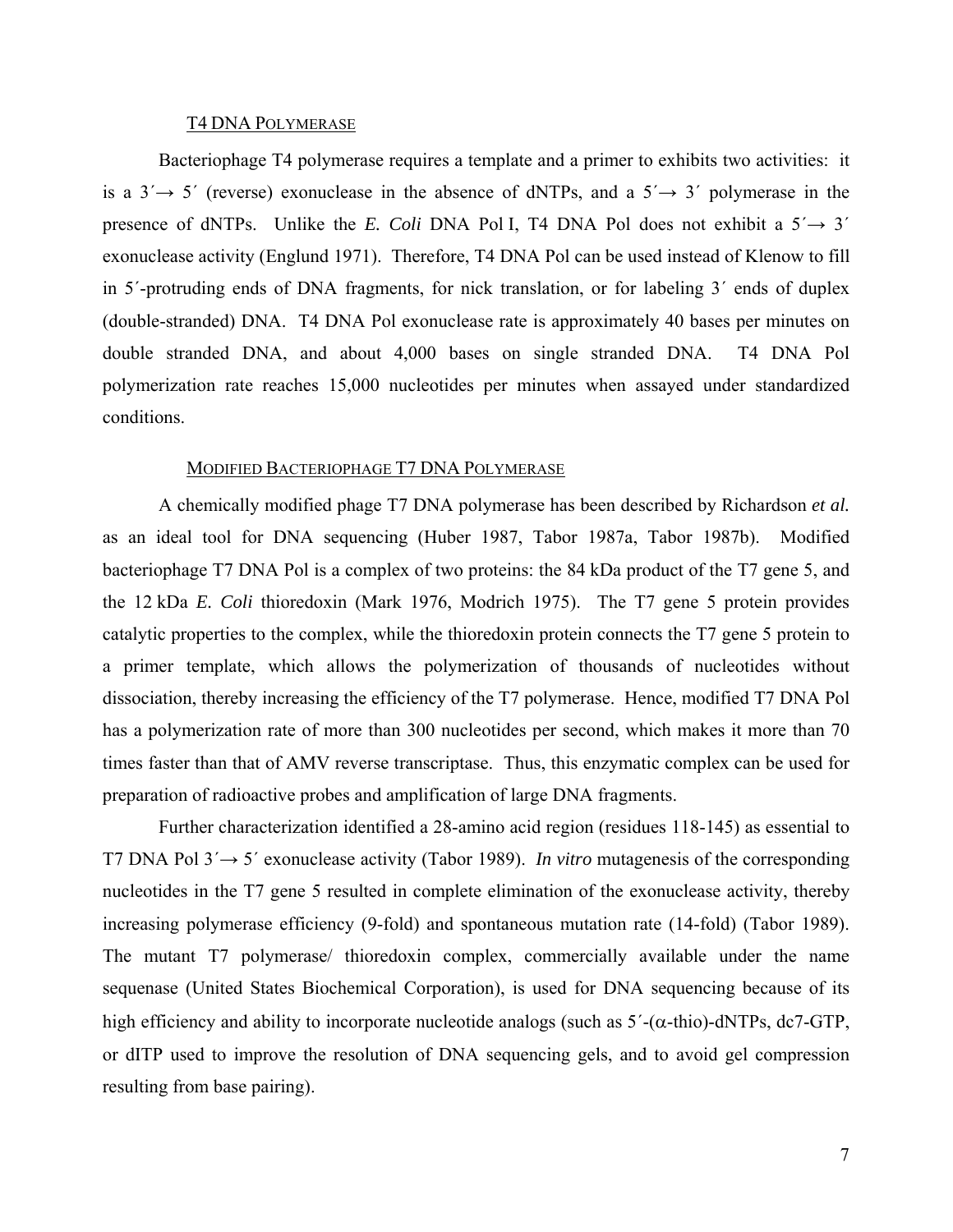### T4 DNA Polymerase

Bacteriophage T4 polymerase requires a template and a primer to exhibits two activities: it is a 3′→ 5′ (reverse) exonuclease in the absence of dNTPs, and a 5′→ 3′ polymerase in the presence of dNTPs. Unlike the *E. Coli* DNA Pol I, T4 DNA Pol does not exhibit a 5′→ 3′ exonuclease activity (Englund 1971). Therefore, T4 DNA Pol can be used instead of Klenow to fill in 5′-protruding ends of DNA fragments, for nick translation, or for labeling 3′ ends of duplex (double-stranded) DNA. T4 DNA Pol exonuclease rate is approximately 40 bases per minutes on double stranded DNA, and about 4,000 bases on single stranded DNA. T4 DNA Pol polymerization rate reaches 15,000 nucleotides per minutes when assayed under standardized conditions.

### Modified Bacteriophage T7 DNA Polymerase

A chemically modified phage T7 DNA polymerase has been described by Richardson *et al.* as an ideal tool for DNA sequencing (Huber 1987, Tabor 1987a, Tabor 1987b). Modified bacteriophage T7 DNA Pol is a complex of two proteins: the 84 kDa product of the T7 gene 5, and the 12 kDa *E. Coli* thioredoxin (Mark 1976, Modrich 1975). The T7 gene 5 protein provides catalytic properties to the complex, while the thioredoxin protein connects the T7 gene 5 protein to a primer template, which allows the polymerization of thousands of nucleotides without dissociation, thereby increasing the efficiency of the T7 polymerase. Hence, modified T7 DNA Pol has a polymerization rate of more than 300 nucleotides per second, which makes it more than 70 times faster than that of AMV reverse transcriptase. Thus, this enzymatic complex can be used for preparation of radioactive probes and amplification of large DNA fragments.

Further characterization identified a 28-amino acid region (residues 118-145) as essential to T7 DNA Pol 3′→ 5′ exonuclease activity (Tabor 1989). *In vitro* mutagenesis of the corresponding nucleotides in the T7 gene 5 resulted in complete elimination of the exonuclease activity, thereby increasing polymerase efficiency (9-fold) and spontaneous mutation rate (14-fold) (Tabor 1989). The mutant T7 polymerase/ thioredoxin complex, commercially available under the name sequenase (United States Biochemical Corporation), is used for DNA sequencing because of its high efficiency and ability to incorporate nucleotide analogs (such as 5′-($\alpha$-thio)-dNTPs, dc7-GTP, or dITP used to improve the resolution of DNA sequencing gels, and to avoid gel compression resulting from base pairing).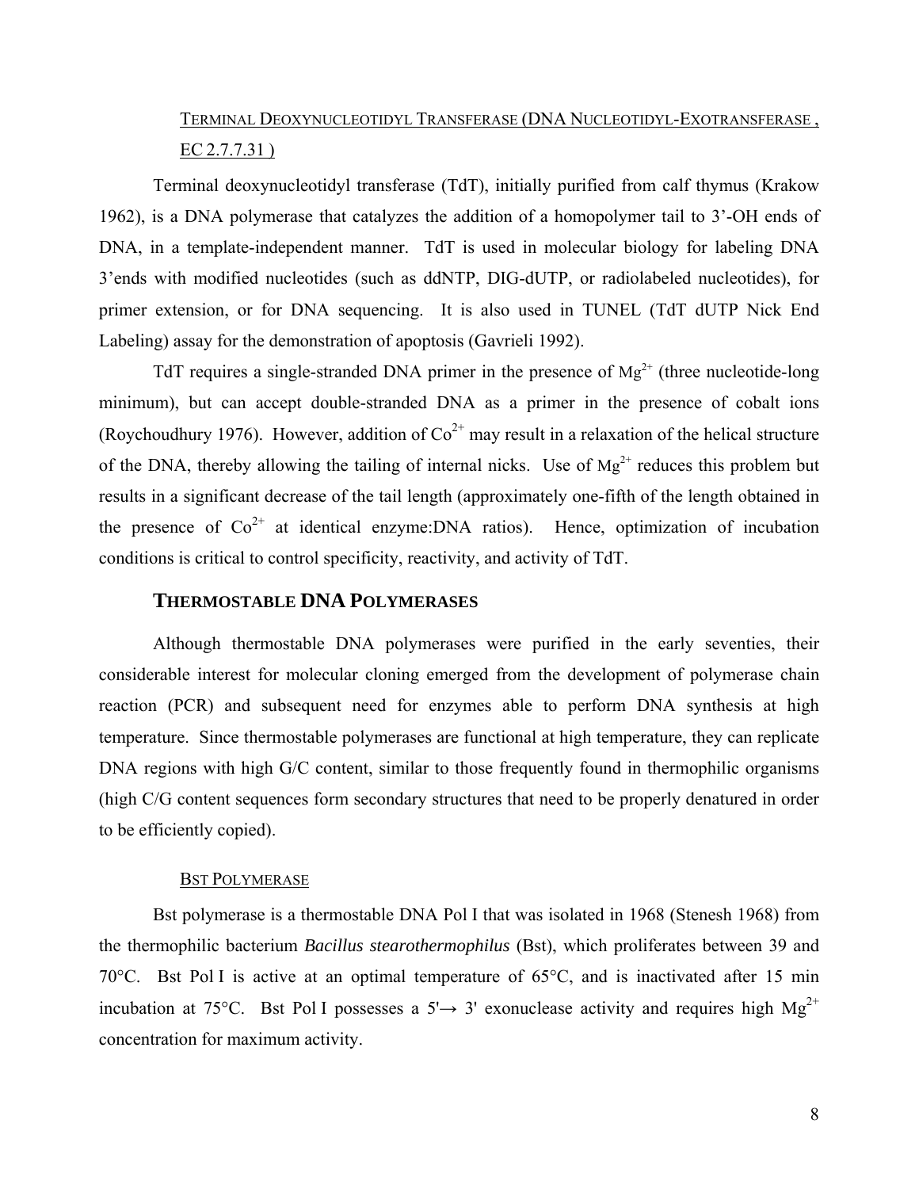### Terminal Deoxynucleotidyl Transferase (DNA Nucleotidyl-Exotransferase, EC 2.7.7.31)

Terminal deoxynucleotidyl transferase (TdT), initially purified from calf thymus (Krakow 1962), is a DNA polymerase that catalyzes the addition of a homopolymer tail to 3'-OH ends of DNA, in a template-independent manner. TdT is used in molecular biology for labeling DNA 3'ends with modified nucleotides (such as ddNTP, DIG-dUTP, or radiolabeled nucleotides), for primer extension, or for DNA sequencing. It is also used in TUNEL (TdT dUTP Nick End Labeling) assay for the demonstration of apoptosis (Gavrieli 1992).

TdT requires a single-stranded DNA primer in the presence of $Mg^{2+}$ (three nucleotide-long minimum), but can accept double-stranded DNA as a primer in the presence of cobalt ions (Roychoudhury 1976). However, addition of $Co^{2+}$ may result in a relaxation of the helical structure of the DNA, thereby allowing the tailing of internal nicks. Use of $Mg^{2+}$ reduces this problem but results in a significant decrease of the tail length (approximately one-fifth of the length obtained in the presence of $Co^{2+}$ at identical enzyme:DNA ratios). Hence, optimization of incubation conditions is critical to control specificity, reactivity, and activity of TdT.

## Thermostable DNA Polymerases

Although thermostable DNA polymerases were purified in the early seventies, their considerable interest for molecular cloning emerged from the development of polymerase chain reaction (PCR) and subsequent need for enzymes able to perform DNA synthesis at high temperature. Since thermostable polymerases are functional at high temperature, they can replicate DNA regions with high G/C content, similar to those frequently found in thermophilic organisms (high C/G content sequences form secondary structures that need to be properly denatured in order to be efficiently copied).

### Bst Polymerase

Bst polymerase is a thermostable DNA Pol I that was isolated in 1968 (Stenesh 1968) from the thermophilic bacterium *Bacillus stearothermophilus* (Bst), which proliferates between 39 and 70°C. Bst Pol I is active at an optimal temperature of 65°C, and is inactivated after 15 min incubation at 75°C. Bst Pol I possesses a 5'→ 3' exonuclease activity and requires high $Mg^{2+}$ concentration for maximum activity.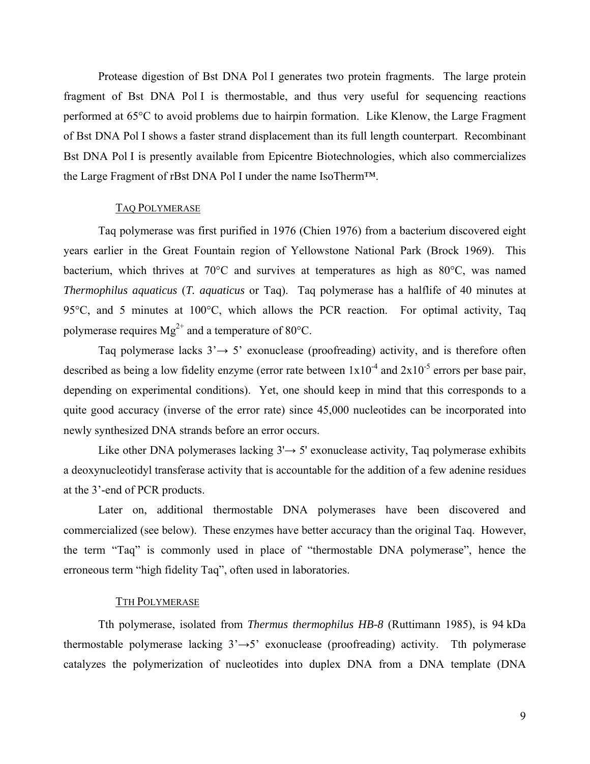Protease digestion of Bst DNA Pol I generates two protein fragments. The large protein fragment of Bst DNA Pol I is thermostable, and thus very useful for sequencing reactions performed at 65°C to avoid problems due to hairpin formation. Like Klenow, the Large Fragment of Bst DNA Pol I shows a faster strand displacement than its full length counterpart. Recombinant Bst DNA Pol I is presently available from Epicentre Biotechnologies, which also commercializes the Large Fragment of rBst DNA Pol I under the name IsoTherm™.

### TAQ POLYMERASE

Taq polymerase was first purified in 1976 (Chien 1976) from a bacterium discovered eight years earlier in the Great Fountain region of Yellowstone National Park (Brock 1969). This bacterium, which thrives at 70°C and survives at temperatures as high as 80°C, was named *Thermophilus aquaticus* (*T. aquaticus* or Taq). Taq polymerase has a halflife of 40 minutes at 95°C, and 5 minutes at 100°C, which allows the PCR reaction. For optimal activity, Taq polymerase requires $Mg^{2+}$ and a temperature of 80°C.

Taq polymerase lacks 3'→ 5' exonuclease (proofreading) activity, and is therefore often described as being a low fidelity enzyme (error rate between $1x10^{-4}$ and $2x10^{-5}$ errors per base pair, depending on experimental conditions). Yet, one should keep in mind that this corresponds to a quite good accuracy (inverse of the error rate) since 45,000 nucleotides can be incorporated into newly synthesized DNA strands before an error occurs.

Like other DNA polymerases lacking 3'→ 5' exonuclease activity, Taq polymerase exhibits a deoxynucleotidyl transferase activity that is accountable for the addition of a few adenine residues at the 3'-end of PCR products.

Later on, additional thermostable DNA polymerases have been discovered and commercialized (see below). These enzymes have better accuracy than the original Taq. However, the term "Taq" is commonly used in place of "thermostable DNA polymerase", hence the erroneous term "high fidelity Taq", often used in laboratories.

### TTH POLYMERASE

Tth polymerase, isolated from *Thermus thermophilus HB-8* (Ruttimann 1985), is 94 kDa thermostable polymerase lacking 3'→5' exonuclease (proofreading) activity. Tth polymerase catalyzes the polymerization of nucleotides into duplex DNA from a DNA template (DNA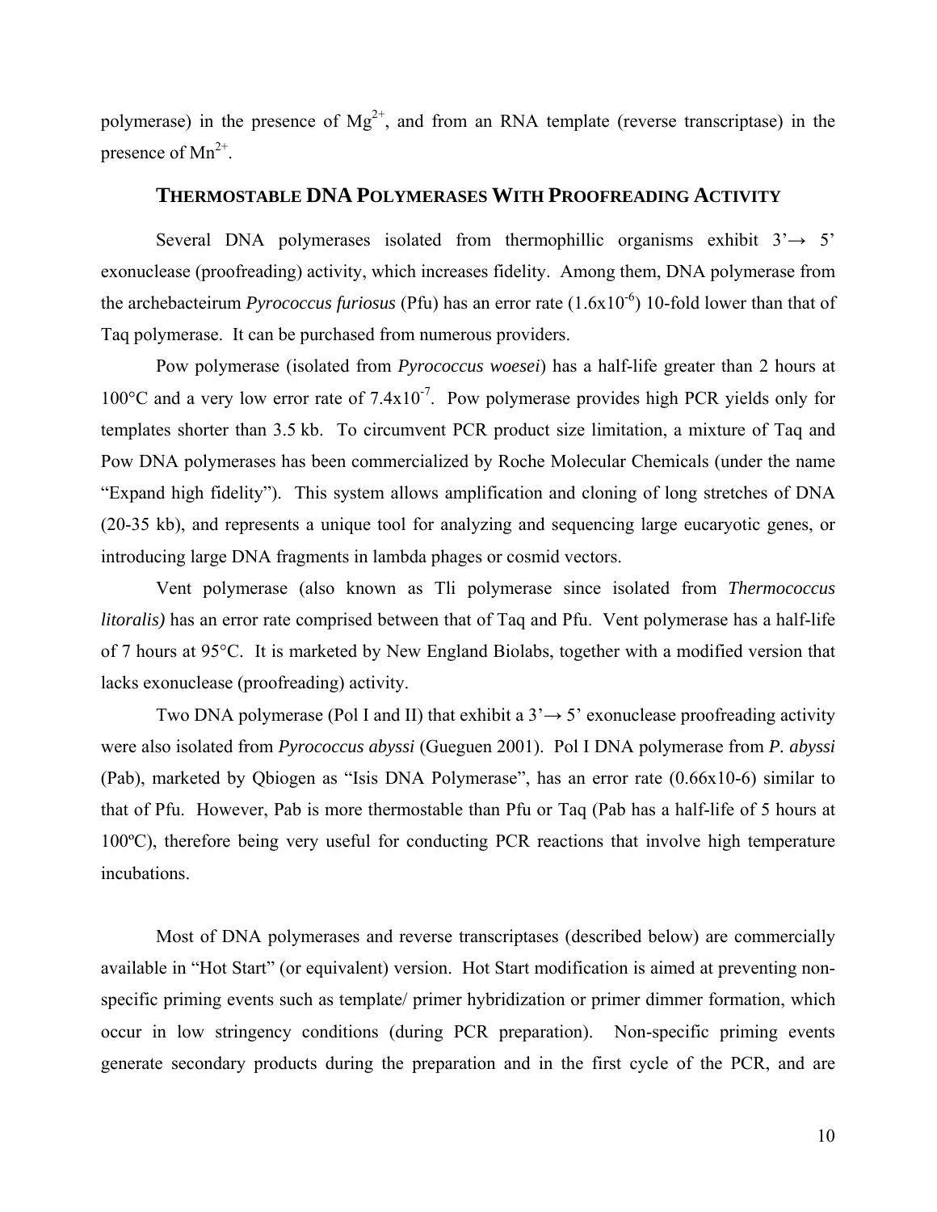polymerase) in the presence of $Mg^{2+}$, and from an RNA template (reverse transcriptase) in the presence of $Mn^{2+}$.

## THERMOSTABLE DNA POLYMERASES WITH PROOFREADING ACTIVITY

Several DNA polymerases isolated from thermophillic organisms exhibit 3'→ 5' exonuclease (proofreading) activity, which increases fidelity. Among them, DNA polymerase from the archebacteirum *Pyrococcus furiosus* (Pfu) has an error rate ($1.6 \times 10^{-6}$) 10-fold lower than that of Taq polymerase. It can be purchased from numerous providers.

Pow polymerase (isolated from *Pyrococcus woesei*) has a half-life greater than 2 hours at 100°C and a very low error rate of $7.4 \times 10^{-7}$. Pow polymerase provides high PCR yields only for templates shorter than 3.5 kb. To circumvent PCR product size limitation, a mixture of Taq and Pow DNA polymerases has been commercialized by Roche Molecular Chemicals (under the name "Expand high fidelity"). This system allows amplification and cloning of long stretches of DNA (20-35 kb), and represents a unique tool for analyzing and sequencing large eucaryotic genes, or introducing large DNA fragments in lambda phages or cosmid vectors.

Vent polymerase (also known as Tli polymerase since isolated from *Thermococcus litoralis)* has an error rate comprised between that of Taq and Pfu. Vent polymerase has a half-life of 7 hours at 95°C. It is marketed by New England Biolabs, together with a modified version that lacks exonuclease (proofreading) activity.

Two DNA polymerase (Pol I and II) that exhibit a 3'→ 5' exonuclease proofreading activity were also isolated from *Pyrococcus abyssi* (Gueguen 2001). Pol I DNA polymerase from *P. abyssi* (Pab), marketed by Qbiogen as "Isis DNA Polymerase", has an error rate (0.66x10-6) similar to that of Pfu. However, Pab is more thermostable than Pfu or Taq (Pab has a half-life of 5 hours at 100ºC), therefore being very useful for conducting PCR reactions that involve high temperature incubations.

Most of DNA polymerases and reverse transcriptases (described below) are commercially available in "Hot Start" (or equivalent) version. Hot Start modification is aimed at preventing non-specific priming events such as template/ primer hybridization or primer dimmer formation, which occur in low stringency conditions (during PCR preparation). Non-specific priming events generate secondary products during the preparation and in the first cycle of the PCR, and are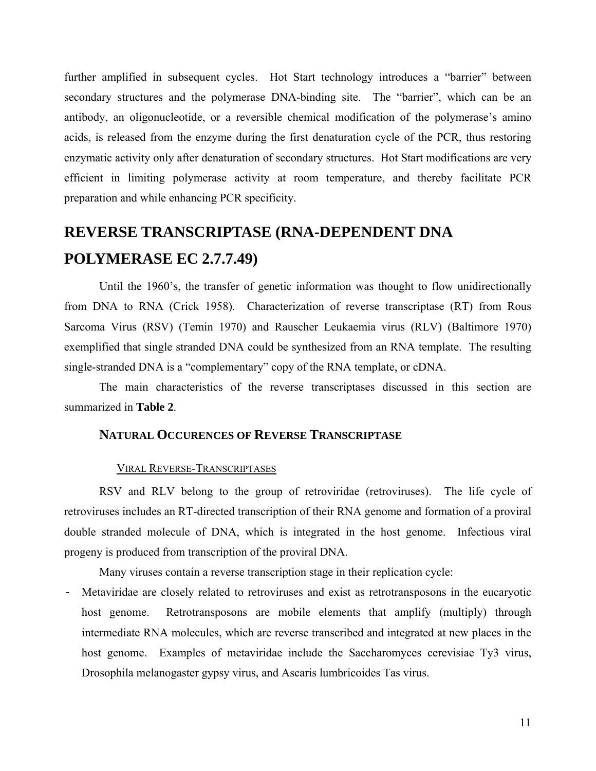further amplified in subsequent cycles. Hot Start technology introduces a "barrier" between secondary structures and the polymerase DNA-binding site. The "barrier", which can be an antibody, an oligonucleotide, or a reversible chemical modification of the polymerase's amino acids, is released from the enzyme during the first denaturation cycle of the PCR, thus restoring enzymatic activity only after denaturation of secondary structures. Hot Start modifications are very efficient in limiting polymerase activity at room temperature, and thereby facilitate PCR preparation and while enhancing PCR specificity.

# REVERSE TRANSCRIPTASE (RNA-DEPENDENT DNA POLYMERASE EC 2.7.7.49)

Until the 1960's, the transfer of genetic information was thought to flow unidirectionally from DNA to RNA (Crick 1958). Characterization of reverse transcriptase (RT) from Rous Sarcoma Virus (RSV) (Temin 1970) and Rauscher Leukaemia virus (RLV) (Baltimore 1970) exemplified that single stranded DNA could be synthesized from an RNA template. The resulting single-stranded DNA is a "complementary" copy of the RNA template, or cDNA.

The main characteristics of the reverse transcriptases discussed in this section are summarized in **Table 2**.

## NATURAL OCCURENCES OF REVERSE TRANSCRIPTASE

### VIRAL REVERSE-TRANSCRIPTASES

RSV and RLV belong to the group of retroviridae (retroviruses). The life cycle of retroviruses includes an RT-directed transcription of their RNA genome and formation of a proviral double stranded molecule of DNA, which is integrated in the host genome. Infectious viral progeny is produced from transcription of the proviral DNA.

Many viruses contain a reverse transcription stage in their replication cycle:

- Metaviridae are closely related to retroviruses and exist as retrotransposons in the eucaryotic host genome. Retrotransposons are mobile elements that amplify (multiply) through intermediate RNA molecules, which are reverse transcribed and integrated at new places in the host genome. Examples of metaviridae include the Saccharomyces cerevisiae Ty3 virus, Drosophila melanogaster gypsy virus, and Ascaris lumbricoides Tas virus.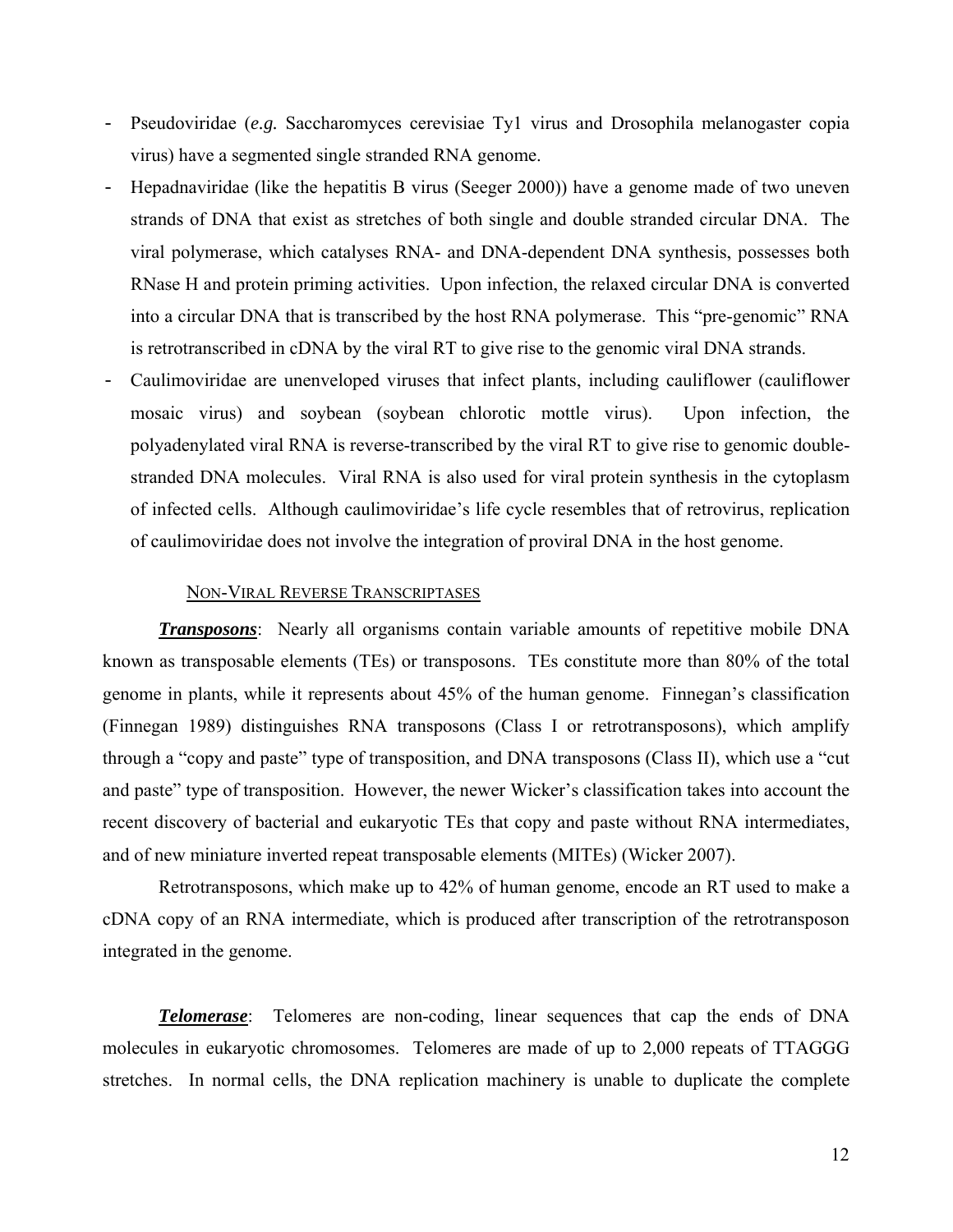- Pseudoviridae (*e.g.* Saccharomyces cerevisiae Ty1 virus and Drosophila melanogaster copia virus) have a segmented single stranded RNA genome.
- Hepadnaviridae (like the hepatitis B virus (Seeger 2000)) have a genome made of two uneven strands of DNA that exist as stretches of both single and double stranded circular DNA. The viral polymerase, which catalyses RNA- and DNA-dependent DNA synthesis, possesses both RNase H and protein priming activities. Upon infection, the relaxed circular DNA is converted into a circular DNA that is transcribed by the host RNA polymerase. This "pre-genomic" RNA is retrotranscribed in cDNA by the viral RT to give rise to the genomic viral DNA strands.
- Caulimoviridae are unenveloped viruses that infect plants, including cauliflower (cauliflower mosaic virus) and soybean (soybean chlorotic mottle virus). Upon infection, the polyadenylated viral RNA is reverse-transcribed by the viral RT to give rise to genomic double-stranded DNA molecules. Viral RNA is also used for viral protein synthesis in the cytoplasm of infected cells. Although caulimoviridae's life cycle resembles that of retrovirus, replication of caulimoviridae does not involve the integration of proviral DNA in the host genome.

### NON-VIRAL REVERSE TRANSCRIPTASES

***Transposons***: Nearly all organisms contain variable amounts of repetitive mobile DNA known as transposable elements (TEs) or transposons. TEs constitute more than 80% of the total genome in plants, while it represents about 45% of the human genome. Finnegan's classification (Finnegan 1989) distinguishes RNA transposons (Class I or retrotransposons), which amplify through a "copy and paste" type of transposition, and DNA transposons (Class II), which use a "cut and paste" type of transposition. However, the newer Wicker's classification takes into account the recent discovery of bacterial and eukaryotic TEs that copy and paste without RNA intermediates, and of new miniature inverted repeat transposable elements (MITEs) (Wicker 2007).

Retrotransposons, which make up to 42% of human genome, encode an RT used to make a cDNA copy of an RNA intermediate, which is produced after transcription of the retrotransposon integrated in the genome.

***Telomerase***: Telomeres are non-coding, linear sequences that cap the ends of DNA molecules in eukaryotic chromosomes. Telomeres are made of up to 2,000 repeats of TTAGGG stretches. In normal cells, the DNA replication machinery is unable to duplicate the complete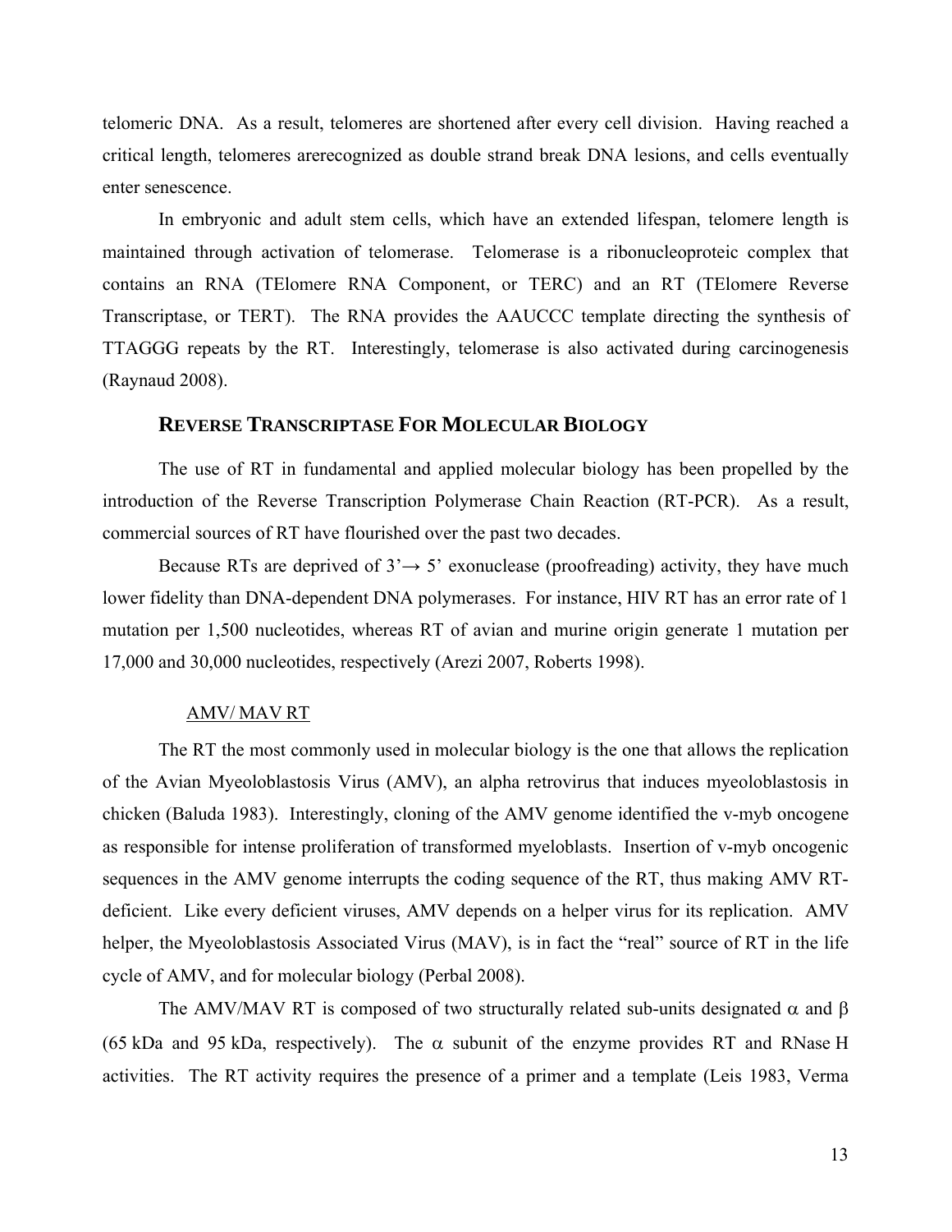telomeric DNA. As a result, telomeres are shortened after every cell division. Having reached a critical length, telomeres arerecognized as double strand break DNA lesions, and cells eventually enter senescence.

In embryonic and adult stem cells, which have an extended lifespan, telomere length is maintained through activation of telomerase. Telomerase is a ribonucleoproteic complex that contains an RNA (TElomere RNA Component, or TERC) and an RT (TElomere Reverse Transcriptase, or TERT). The RNA provides the AAUCCC template directing the synthesis of TTAGGG repeats by the RT. Interestingly, telomerase is also activated during carcinogenesis (Raynaud 2008).

## REVERSE TRANSCRIPTASE FOR MOLECULAR BIOLOGY

The use of RT in fundamental and applied molecular biology has been propelled by the introduction of the Reverse Transcription Polymerase Chain Reaction (RT-PCR). As a result, commercial sources of RT have flourished over the past two decades.

Because RTs are deprived of 3'→ 5' exonuclease (proofreading) activity, they have much lower fidelity than DNA-dependent DNA polymerases. For instance, HIV RT has an error rate of 1 mutation per 1,500 nucleotides, whereas RT of avian and murine origin generate 1 mutation per 17,000 and 30,000 nucleotides, respectively (Arezi 2007, Roberts 1998).

### AMV/ MAV RT

The RT the most commonly used in molecular biology is the one that allows the replication of the Avian Myeoloblastosis Virus (AMV), an alpha retrovirus that induces myeoloblastosis in chicken (Baluda 1983). Interestingly, cloning of the AMV genome identified the v-myb oncogene as responsible for intense proliferation of transformed myeloblasts. Insertion of v-myb oncogenic sequences in the AMV genome interrupts the coding sequence of the RT, thus making AMV RT-deficient. Like every deficient viruses, AMV depends on a helper virus for its replication. AMV helper, the Myeoloblastosis Associated Virus (MAV), is in fact the "real" source of RT in the life cycle of AMV, and for molecular biology (Perbal 2008).

The AMV/MAV RT is composed of two structurally related sub-units designated $\alpha$ and $\beta$ (65 kDa and 95 kDa, respectively). The $\alpha$ subunit of the enzyme provides RT and RNase H activities. The RT activity requires the presence of a primer and a template (Leis 1983, Verma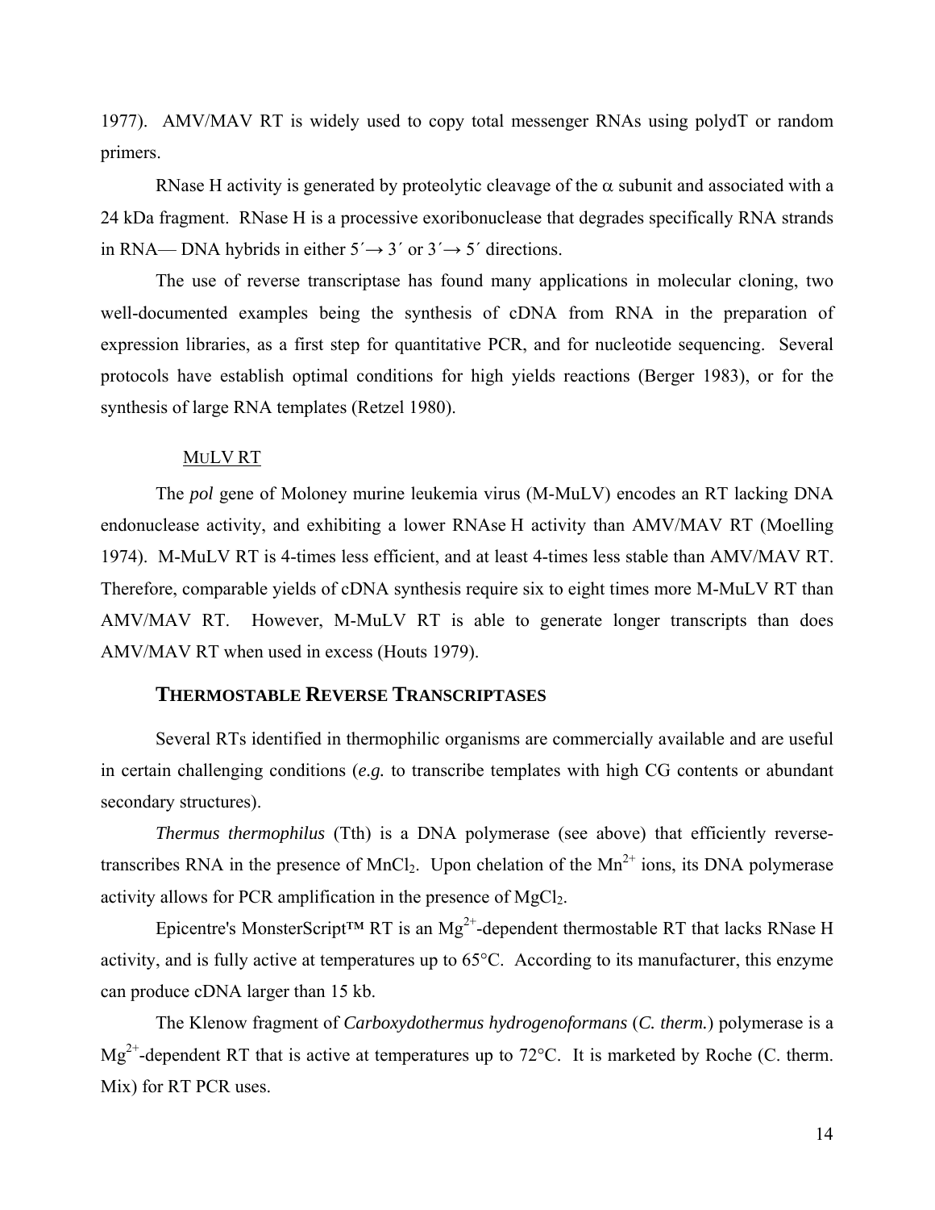1977). AMV/MAV RT is widely used to copy total messenger RNAs using polydT or random primers.

RNase H activity is generated by proteolytic cleavage of the $\alpha$ subunit and associated with a 24 kDa fragment. RNase H is a processive exoribonuclease that degrades specifically RNA strands in RNA— DNA hybrids in either $5' \rightarrow 3'$ or $3' \rightarrow 5'$ directions.

The use of reverse transcriptase has found many applications in molecular cloning, two well-documented examples being the synthesis of cDNA from RNA in the preparation of expression libraries, as a first step for quantitative PCR, and for nucleotide sequencing. Several protocols have establish optimal conditions for high yields reactions (Berger 1983), or for the synthesis of large RNA templates (Retzel 1980).

MULV RT

The *pol* gene of Moloney murine leukemia virus (M-MuLV) encodes an RT lacking DNA endonuclease activity, and exhibiting a lower RNAse H activity than AMV/MAV RT (Moelling 1974). M-MuLV RT is 4-times less efficient, and at least 4-times less stable than AMV/MAV RT. Therefore, comparable yields of cDNA synthesis require six to eight times more M-MuLV RT than AMV/MAV RT. However, M-MuLV RT is able to generate longer transcripts than does AMV/MAV RT when used in excess (Houts 1979).

## THERMOSTABLE REVERSE TRANSCRIPTASES

Several RTs identified in thermophilic organisms are commercially available and are useful in certain challenging conditions (*e.g.* to transcribe templates with high CG contents or abundant secondary structures).

*Thermus thermophilus* (Tth) is a DNA polymerase (see above) that efficiently reverse-transcribes RNA in the presence of $MnCl_2$. Upon chelation of the $Mn^{2+}$ ions, its DNA polymerase activity allows for PCR amplification in the presence of $MgCl_2$.

Epicentre's MonsterScript™ RT is an $Mg^{2+}$-dependent thermostable RT that lacks RNase H activity, and is fully active at temperatures up to 65°C. According to its manufacturer, this enzyme can produce cDNA larger than 15 kb.

The Klenow fragment of *Carboxydothermus hydrogenoformans* (*C. therm.*) polymerase is a $Mg^{2+}$-dependent RT that is active at temperatures up to 72°C. It is marketed by Roche (C. therm. Mix) for RT PCR uses.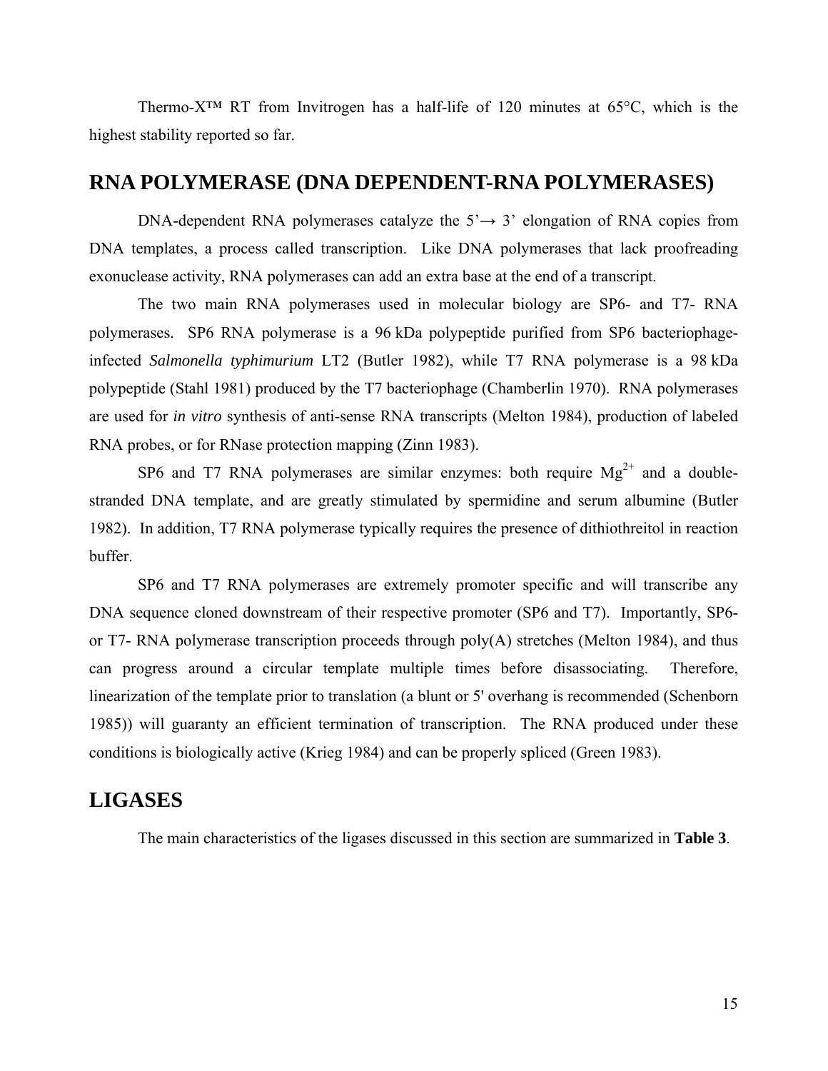Thermo-X™ RT from Invitrogen has a half-life of 120 minutes at 65°C, which is the highest stability reported so far.

## RNA POLYMERASE (DNA DEPENDENT-RNA POLYMERASES)

DNA-dependent RNA polymerases catalyze the 5'→ 3' elongation of RNA copies from DNA templates, a process called transcription. Like DNA polymerases that lack proofreading exonuclease activity, RNA polymerases can add an extra base at the end of a transcript.

The two main RNA polymerases used in molecular biology are SP6- and T7- RNA polymerases. SP6 RNA polymerase is a 96 kDa polypeptide purified from SP6 bacteriophage-infected *Salmonella typhimurium* LT2 (Butler 1982), while T7 RNA polymerase is a 98 kDa polypeptide (Stahl 1981) produced by the T7 bacteriophage (Chamberlin 1970). RNA polymerases are used for *in vitro* synthesis of anti-sense RNA transcripts (Melton 1984), production of labeled RNA probes, or for RNase protection mapping (Zinn 1983).

SP6 and T7 RNA polymerases are similar enzymes: both require $Mg^{2+}$ and a double-stranded DNA template, and are greatly stimulated by spermidine and serum albumine (Butler 1982). In addition, T7 RNA polymerase typically requires the presence of dithiothreitol in reaction buffer.

SP6 and T7 RNA polymerases are extremely promoter specific and will transcribe any DNA sequence cloned downstream of their respective promoter (SP6 and T7). Importantly, SP6- or T7- RNA polymerase transcription proceeds through poly(A) stretches (Melton 1984), and thus can progress around a circular template multiple times before disassociating. Therefore, linearization of the template prior to translation (a blunt or 5' overhang is recommended (Schenborn 1985)) will guaranty an efficient termination of transcription. The RNA produced under these conditions is biologically active (Krieg 1984) and can be properly spliced (Green 1983).

## LIGASES

The main characteristics of the ligases discussed in this section are summarized in **Table 3**.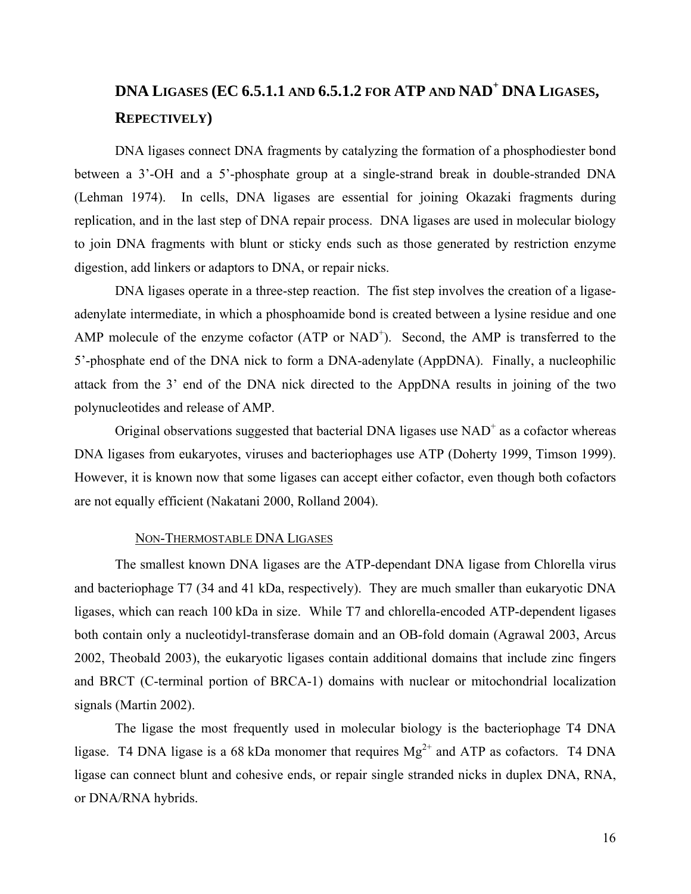## DNA LIGASES (EC 6.5.1.1 AND 6.5.1.2 FOR ATP AND $NAD^+$ DNA LIGASES, REPECTIVELY)

DNA ligases connect DNA fragments by catalyzing the formation of a phosphodiester bond between a 3'-OH and a 5'-phosphate group at a single-strand break in double-stranded DNA (Lehman 1974). In cells, DNA ligases are essential for joining Okazaki fragments during replication, and in the last step of DNA repair process. DNA ligases are used in molecular biology to join DNA fragments with blunt or sticky ends such as those generated by restriction enzyme digestion, add linkers or adaptors to DNA, or repair nicks.

DNA ligases operate in a three-step reaction. The fist step involves the creation of a ligase-adenylate intermediate, in which a phosphoamide bond is created between a lysine residue and one AMP molecule of the enzyme cofactor (ATP or $NAD^+$). Second, the AMP is transferred to the 5'-phosphate end of the DNA nick to form a DNA-adenylate (AppDNA). Finally, a nucleophilic attack from the 3' end of the DNA nick directed to the AppDNA results in joining of the two polynucleotides and release of AMP.

Original observations suggested that bacterial DNA ligases use $NAD^+$ as a cofactor whereas DNA ligases from eukaryotes, viruses and bacteriophages use ATP (Doherty 1999, Timson 1999). However, it is known now that some ligases can accept either cofactor, even though both cofactors are not equally efficient (Nakatani 2000, Rolland 2004).

### NON-THERMOSTABLE DNA LIGASES

The smallest known DNA ligases are the ATP-dependant DNA ligase from Chlorella virus and bacteriophage T7 (34 and 41 kDa, respectively). They are much smaller than eukaryotic DNA ligases, which can reach 100 kDa in size. While T7 and chlorella-encoded ATP-dependent ligases both contain only a nucleotidyl-transferase domain and an OB-fold domain (Agrawal 2003, Arcus 2002, Theobald 2003), the eukaryotic ligases contain additional domains that include zinc fingers and BRCT (C-terminal portion of BRCA-1) domains with nuclear or mitochondrial localization signals (Martin 2002).

The ligase the most frequently used in molecular biology is the bacteriophage T4 DNA ligase. T4 DNA ligase is a 68 kDa monomer that requires $Mg^{2+}$ and ATP as cofactors. T4 DNA ligase can connect blunt and cohesive ends, or repair single stranded nicks in duplex DNA, RNA, or DNA/RNA hybrids.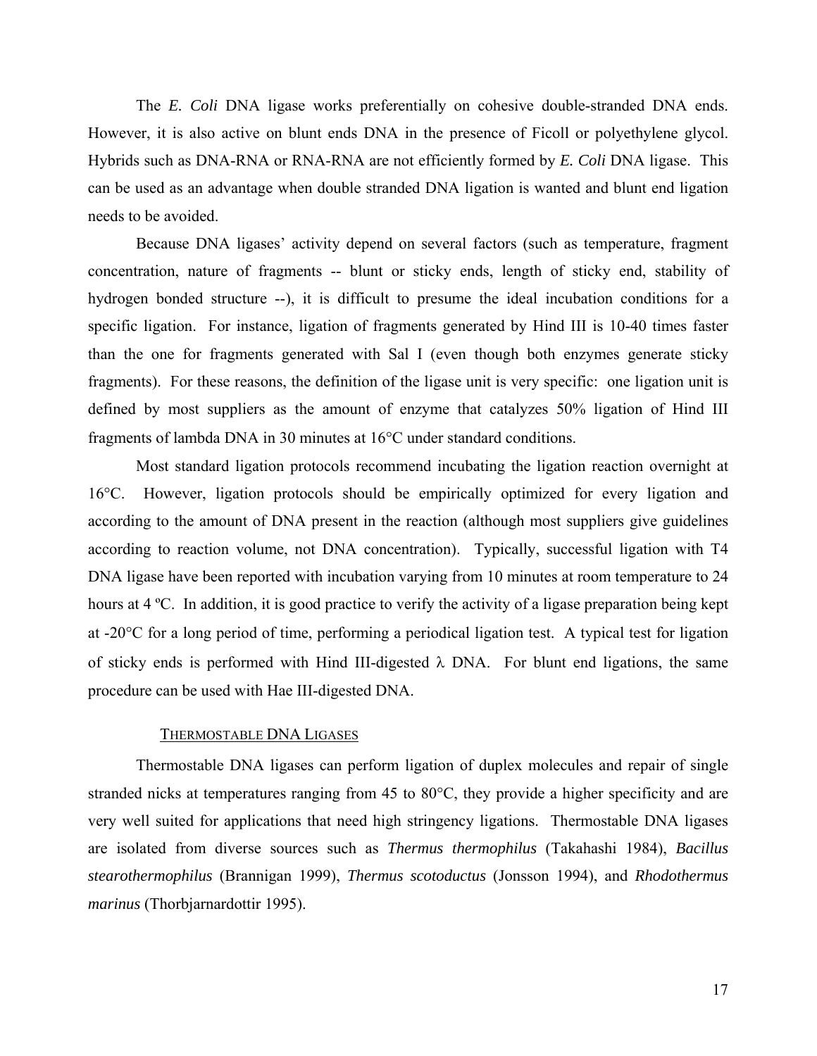The *E. Coli* DNA ligase works preferentially on cohesive double-stranded DNA ends. However, it is also active on blunt ends DNA in the presence of Ficoll or polyethylene glycol. Hybrids such as DNA-RNA or RNA-RNA are not efficiently formed by *E. Coli* DNA ligase. This can be used as an advantage when double stranded DNA ligation is wanted and blunt end ligation needs to be avoided.

Because DNA ligases' activity depend on several factors (such as temperature, fragment concentration, nature of fragments -- blunt or sticky ends, length of sticky end, stability of hydrogen bonded structure --), it is difficult to presume the ideal incubation conditions for a specific ligation. For instance, ligation of fragments generated by Hind III is 10-40 times faster than the one for fragments generated with Sal I (even though both enzymes generate sticky fragments). For these reasons, the definition of the ligase unit is very specific: one ligation unit is defined by most suppliers as the amount of enzyme that catalyzes 50% ligation of Hind III fragments of lambda DNA in 30 minutes at 16°C under standard conditions.

Most standard ligation protocols recommend incubating the ligation reaction overnight at 16°C. However, ligation protocols should be empirically optimized for every ligation and according to the amount of DNA present in the reaction (although most suppliers give guidelines according to reaction volume, not DNA concentration). Typically, successful ligation with T4 DNA ligase have been reported with incubation varying from 10 minutes at room temperature to 24 hours at 4 ºC. In addition, it is good practice to verify the activity of a ligase preparation being kept at -20°C for a long period of time, performing a periodical ligation test. A typical test for ligation of sticky ends is performed with Hind III-digested $\lambda$ DNA. For blunt end ligations, the same procedure can be used with Hae III-digested DNA.

### Thermostable DNA Ligases

Thermostable DNA ligases can perform ligation of duplex molecules and repair of single stranded nicks at temperatures ranging from 45 to 80°C, they provide a higher specificity and are very well suited for applications that need high stringency ligations. Thermostable DNA ligases are isolated from diverse sources such as *Thermus thermophilus* (Takahashi 1984), *Bacillus stearothermophilus* (Brannigan 1999), *Thermus scotoductus* (Jonsson 1994), and *Rhodothermus marinus* (Thorbjarnardottir 1995).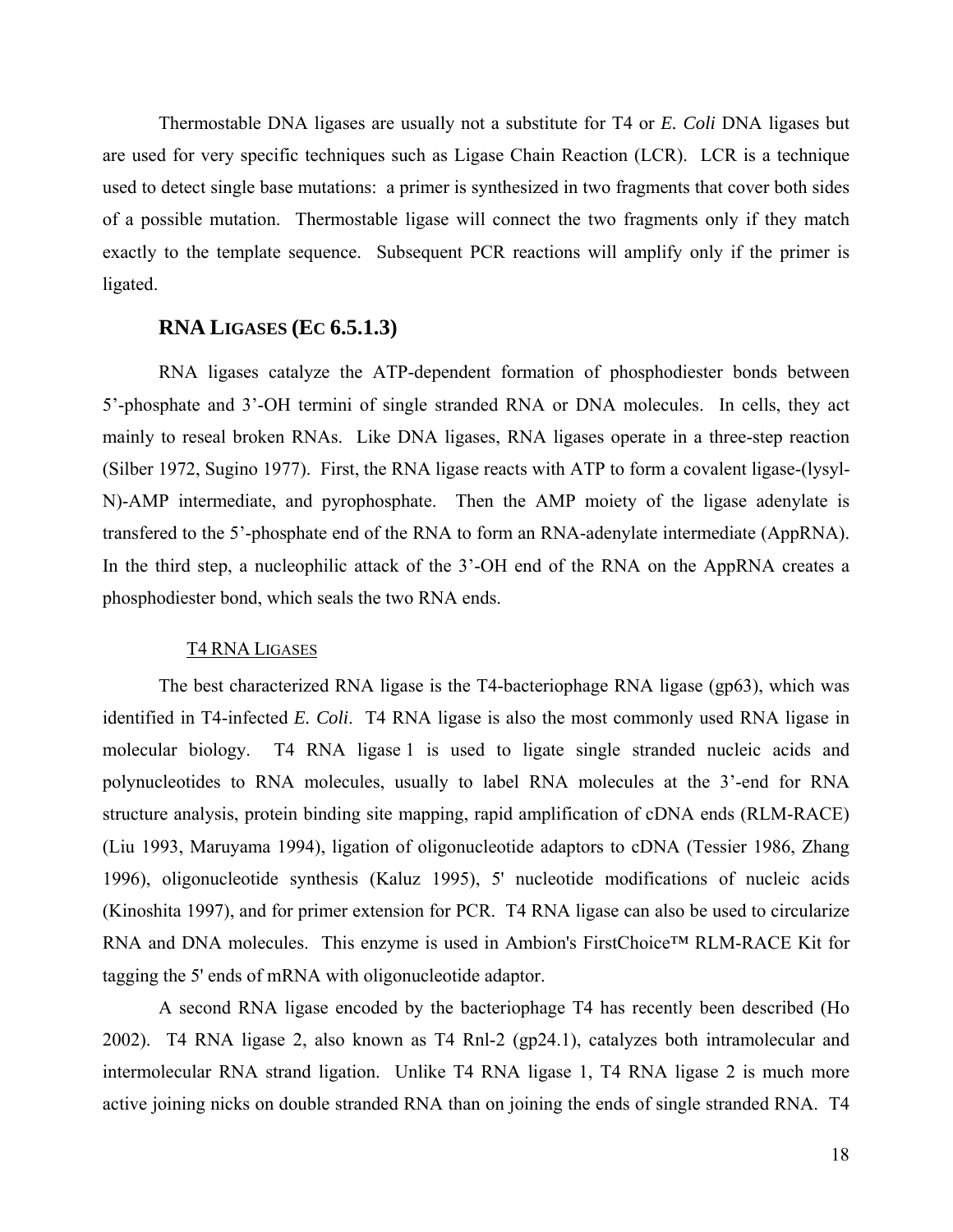Thermostable DNA ligases are usually not a substitute for T4 or *E. Coli* DNA ligases but are used for very specific techniques such as Ligase Chain Reaction (LCR). LCR is a technique used to detect single base mutations: a primer is synthesized in two fragments that cover both sides of a possible mutation. Thermostable ligase will connect the two fragments only if they match exactly to the template sequence. Subsequent PCR reactions will amplify only if the primer is ligated.

## RNA Ligases (EC 6.5.1.3)

RNA ligases catalyze the ATP-dependent formation of phosphodiester bonds between 5'-phosphate and 3'-OH termini of single stranded RNA or DNA molecules. In cells, they act mainly to reseal broken RNAs. Like DNA ligases, RNA ligases operate in a three-step reaction (Silber 1972, Sugino 1977). First, the RNA ligase reacts with ATP to form a covalent ligase-(lysyl-N)-AMP intermediate, and pyrophosphate. Then the AMP moiety of the ligase adenylate is transfered to the 5'-phosphate end of the RNA to form an RNA-adenylate intermediate (AppRNA). In the third step, a nucleophilic attack of the 3'-OH end of the RNA on the AppRNA creates a phosphodiester bond, which seals the two RNA ends.

### T4 RNA Ligases

The best characterized RNA ligase is the T4-bacteriophage RNA ligase (gp63), which was identified in T4-infected *E. Coli*. T4 RNA ligase is also the most commonly used RNA ligase in molecular biology. T4 RNA ligase 1 is used to ligate single stranded nucleic acids and polynucleotides to RNA molecules, usually to label RNA molecules at the 3'-end for RNA structure analysis, protein binding site mapping, rapid amplification of cDNA ends (RLM-RACE) (Liu 1993, Maruyama 1994), ligation of oligonucleotide adaptors to cDNA (Tessier 1986, Zhang 1996), oligonucleotide synthesis (Kaluz 1995), 5' nucleotide modifications of nucleic acids (Kinoshita 1997), and for primer extension for PCR. T4 RNA ligase can also be used to circularize RNA and DNA molecules. This enzyme is used in Ambion's FirstChoice™ RLM-RACE Kit for tagging the 5' ends of mRNA with oligonucleotide adaptor.

A second RNA ligase encoded by the bacteriophage T4 has recently been described (Ho 2002). T4 RNA ligase 2, also known as T4 Rnl-2 (gp24.1), catalyzes both intramolecular and intermolecular RNA strand ligation. Unlike T4 RNA ligase 1, T4 RNA ligase 2 is much more active joining nicks on double stranded RNA than on joining the ends of single stranded RNA. T4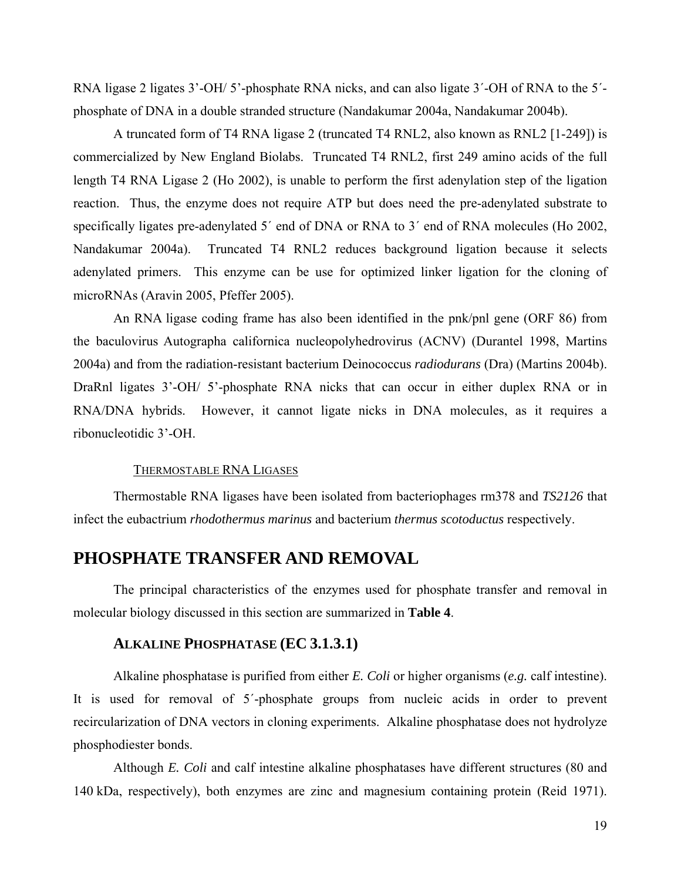RNA ligase 2 ligates 3'-OH/ 5'-phosphate RNA nicks, and can also ligate 3´-OH of RNA to the 5´-phosphate of DNA in a double stranded structure (Nandakumar 2004a, Nandakumar 2004b).

A truncated form of T4 RNA ligase 2 (truncated T4 RNL2, also known as RNL2 [1-249]) is commercialized by New England Biolabs. Truncated T4 RNL2, first 249 amino acids of the full length T4 RNA Ligase 2 (Ho 2002), is unable to perform the first adenylation step of the ligation reaction. Thus, the enzyme does not require ATP but does need the pre-adenylated substrate to specifically ligates pre-adenylated 5´ end of DNA or RNA to 3´ end of RNA molecules (Ho 2002, Nandakumar 2004a). Truncated T4 RNL2 reduces background ligation because it selects adenylated primers. This enzyme can be use for optimized linker ligation for the cloning of microRNAs (Aravin 2005, Pfeffer 2005).

An RNA ligase coding frame has also been identified in the pnk/pnl gene (ORF 86) from the baculovirus Autographa californica nucleopolyhedrovirus (ACNV) (Durantel 1998, Martins 2004a) and from the radiation-resistant bacterium Deinococcus *radiodurans* (Dra) (Martins 2004b). DraRnl ligates 3'-OH/ 5'-phosphate RNA nicks that can occur in either duplex RNA or in RNA/DNA hybrids. However, it cannot ligate nicks in DNA molecules, as it requires a ribonucleotidic 3'-OH.

#### Thermostable RNA Ligases

Thermostable RNA ligases have been isolated from bacteriophages rm378 and *TS2126* that infect the eubactrium *rhodothermus marinus* and bacterium *thermus scotoductus* respectively.

## PHOSPHATE TRANSFER AND REMOVAL

The principal characteristics of the enzymes used for phosphate transfer and removal in molecular biology discussed in this section are summarized in **Table 4**.

### Alkaline Phosphatase (EC 3.1.3.1)

Alkaline phosphatase is purified from either *E. Coli* or higher organisms (*e.g.* calf intestine). It is used for removal of 5´-phosphate groups from nucleic acids in order to prevent recircularization of DNA vectors in cloning experiments. Alkaline phosphatase does not hydrolyze phosphodiester bonds.

Although *E. Coli* and calf intestine alkaline phosphatases have different structures (80 and 140 kDa, respectively), both enzymes are zinc and magnesium containing protein (Reid 1971).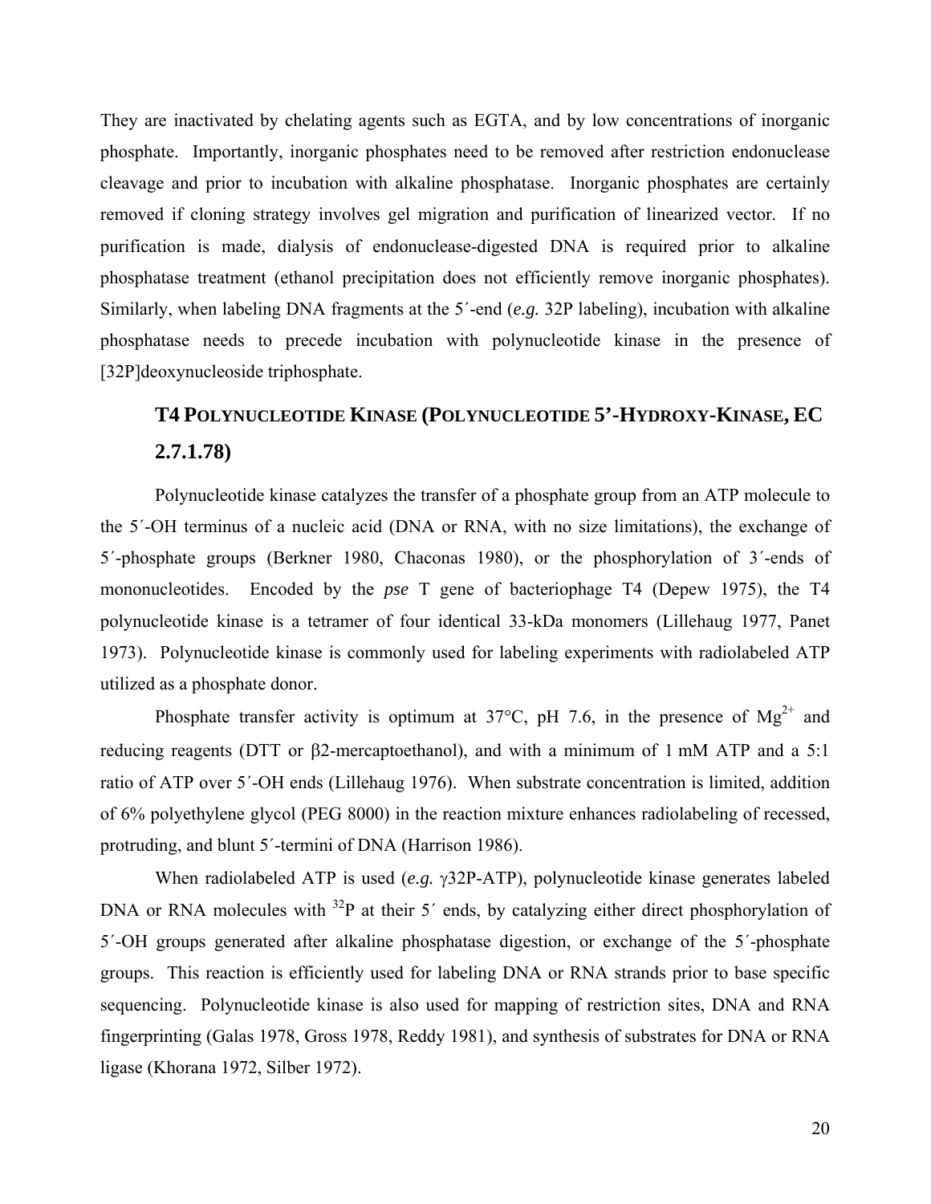They are inactivated by chelating agents such as EGTA, and by low concentrations of inorganic phosphate. Importantly, inorganic phosphates need to be removed after restriction endonuclease cleavage and prior to incubation with alkaline phosphatase. Inorganic phosphates are certainly removed if cloning strategy involves gel migration and purification of linearized vector. If no purification is made, dialysis of endonuclease-digested DNA is required prior to alkaline phosphatase treatment (ethanol precipitation does not efficiently remove inorganic phosphates). Similarly, when labeling DNA fragments at the 5´-end (*e.g.* 32P labeling), incubation with alkaline phosphatase needs to precede incubation with polynucleotide kinase in the presence of [32P]deoxynucleoside triphosphate.

## T4 Polynucleotide Kinase (Polynucleotide 5'-Hydroxy-Kinase, EC 2.7.1.78)

Polynucleotide kinase catalyzes the transfer of a phosphate group from an ATP molecule to the 5´-OH terminus of a nucleic acid (DNA or RNA, with no size limitations), the exchange of 5´-phosphate groups (Berkner 1980, Chaconas 1980), or the phosphorylation of 3´-ends of mononucleotides. Encoded by the *pse* T gene of bacteriophage T4 (Depew 1975), the T4 polynucleotide kinase is a tetramer of four identical 33-kDa monomers (Lillehaug 1977, Panet 1973). Polynucleotide kinase is commonly used for labeling experiments with radiolabeled ATP utilized as a phosphate donor.

Phosphate transfer activity is optimum at 37°C, pH 7.6, in the presence of $Mg^{2+}$ and reducing reagents (DTT or β2-mercaptoethanol), and with a minimum of 1 mM ATP and a 5:1 ratio of ATP over 5´-OH ends (Lillehaug 1976). When substrate concentration is limited, addition of 6% polyethylene glycol (PEG 8000) in the reaction mixture enhances radiolabeling of recessed, protruding, and blunt 5´-termini of DNA (Harrison 1986).

When radiolabeled ATP is used (*e.g.* γ32P-ATP), polynucleotide kinase generates labeled DNA or RNA molecules with $^{32}P$ at their 5´ ends, by catalyzing either direct phosphorylation of 5´-OH groups generated after alkaline phosphatase digestion, or exchange of the 5´-phosphate groups. This reaction is efficiently used for labeling DNA or RNA strands prior to base specific sequencing. Polynucleotide kinase is also used for mapping of restriction sites, DNA and RNA fingerprinting (Galas 1978, Gross 1978, Reddy 1981), and synthesis of substrates for DNA or RNA ligase (Khorana 1972, Silber 1972).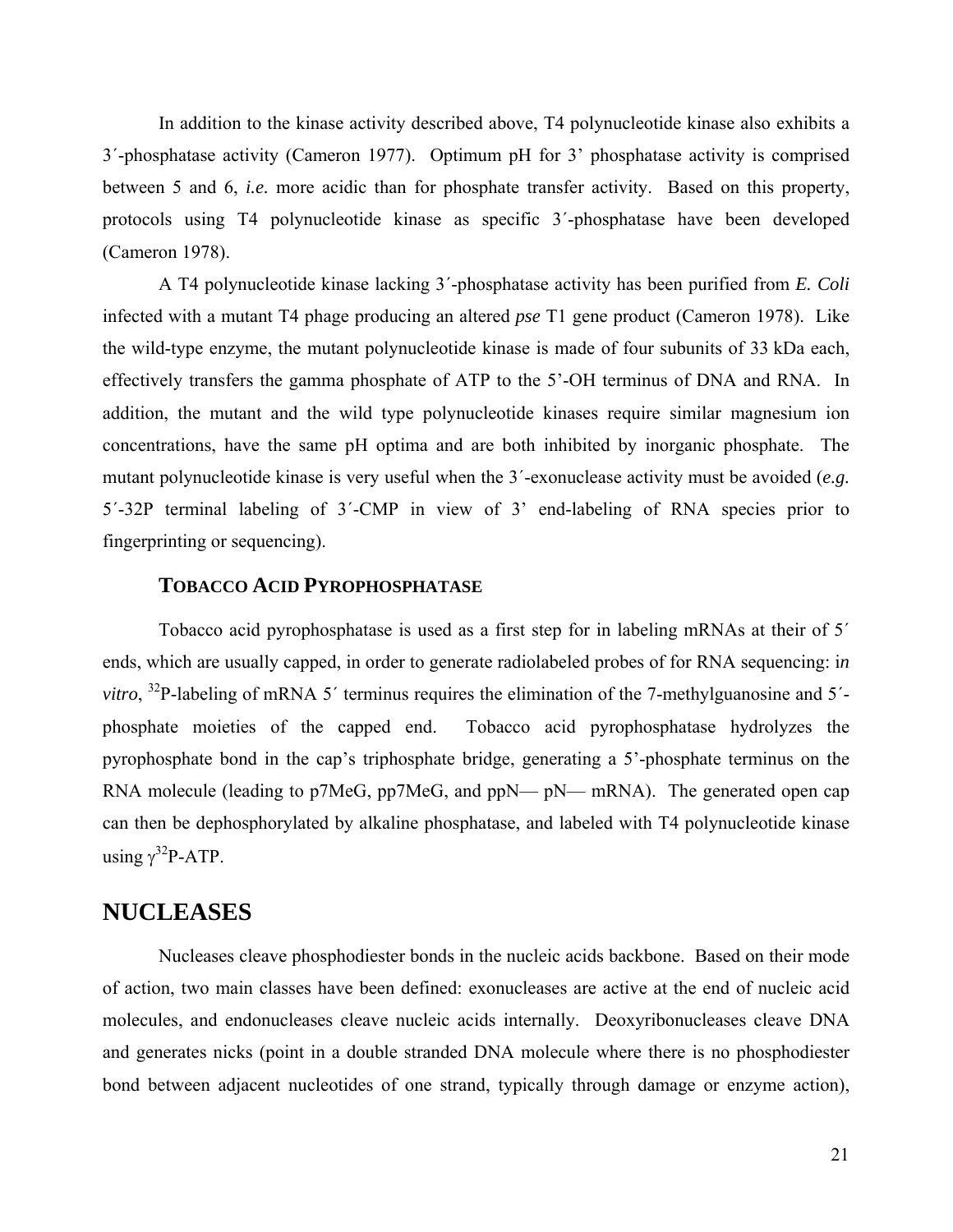In addition to the kinase activity described above, T4 polynucleotide kinase also exhibits a 3´-phosphatase activity (Cameron 1977). Optimum pH for 3' phosphatase activity is comprised between 5 and 6, ***i.e.*** more acidic than for phosphate transfer activity. Based on this property, protocols using T4 polynucleotide kinase as specific 3´-phosphatase have been developed (Cameron 1978).

A T4 polynucleotide kinase lacking 3´-phosphatase activity has been purified from ***E. Coli*** infected with a mutant T4 phage producing an altered *pse* T1 gene product (Cameron 1978). Like the wild-type enzyme, the mutant polynucleotide kinase is made of four subunits of 33 kDa each, effectively transfers the gamma phosphate of ATP to the 5'-OH terminus of DNA and RNA. In addition, the mutant and the wild type polynucleotide kinases require similar magnesium ion concentrations, have the same pH optima and are both inhibited by inorganic phosphate. The mutant polynucleotide kinase is very useful when the 3´-exonuclease activity must be avoided (***e.g.*** 5´-32P terminal labeling of 3´-CMP in view of 3' end-labeling of RNA species prior to fingerprinting or sequencing).

### TOBACCO ACID PYROPHOSPHATASE

Tobacco acid pyrophosphatase is used as a first step for in labeling mRNAs at their of 5´ ends, which are usually capped, in order to generate radiolabeled probes of for RNA sequencing: i*n vitro*, $^{32}$P-labeling of mRNA 5´ terminus requires the elimination of the 7-methylguanosine and 5´-phosphate moieties of the capped end. Tobacco acid pyrophosphatase hydrolyzes the pyrophosphate bond in the cap's triphosphate bridge, generating a 5'-phosphate terminus on the RNA molecule (leading to p7MeG, pp7MeG, and ppN— pN— mRNA). The generated open cap can then be dephosphorylated by alkaline phosphatase, and labeled with T4 polynucleotide kinase using $\gamma^{32}$P-ATP.

## NUCLEASES

Nucleases cleave phosphodiester bonds in the nucleic acids backbone. Based on their mode of action, two main classes have been defined: exonucleases are active at the end of nucleic acid molecules, and endonucleases cleave nucleic acids internally. Deoxyribonucleases cleave DNA and generates nicks (point in a double stranded DNA molecule where there is no phosphodiester bond between adjacent nucleotides of one strand, typically through damage or enzyme action),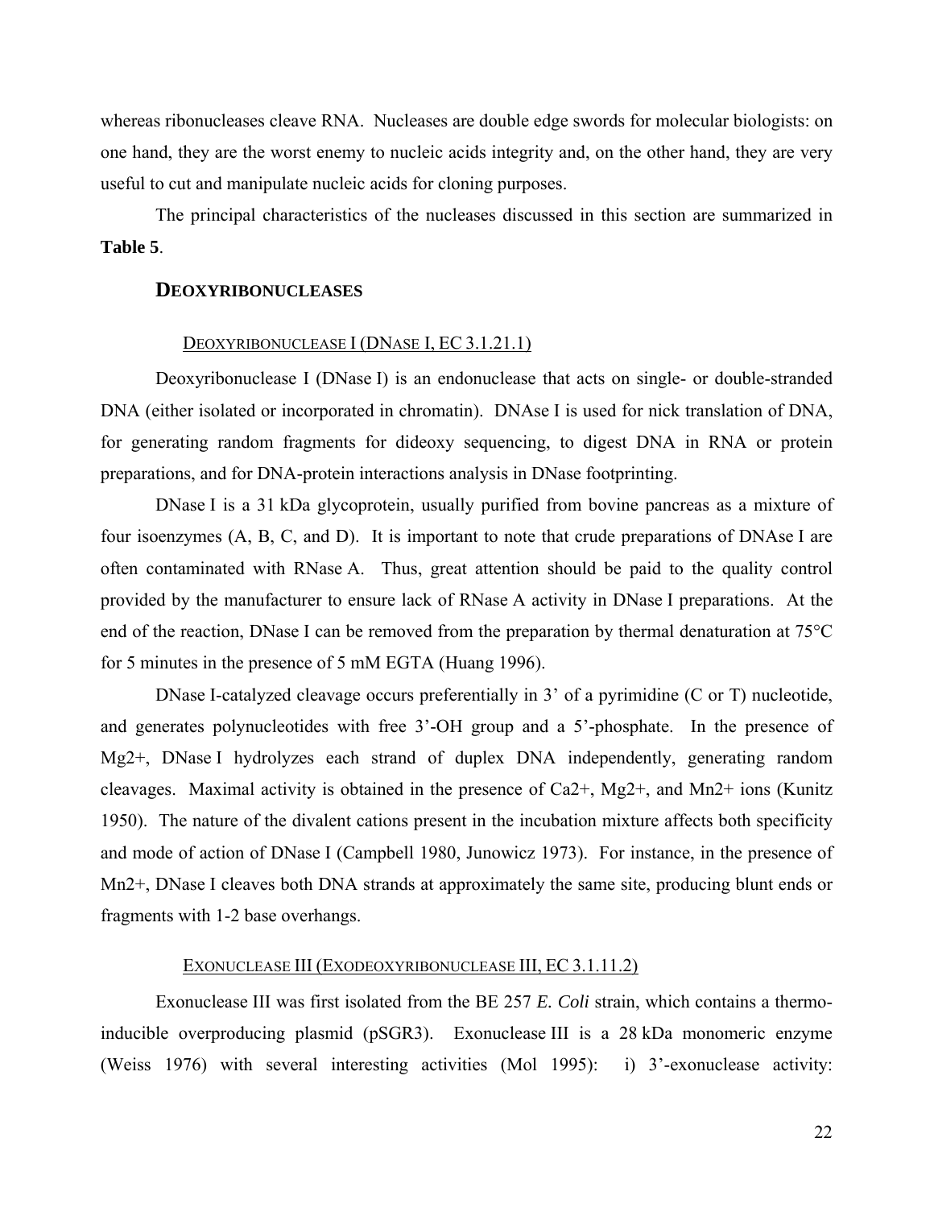whereas ribonucleases cleave RNA. Nucleases are double edge swords for molecular biologists: on one hand, they are the worst enemy to nucleic acids integrity and, on the other hand, they are very useful to cut and manipulate nucleic acids for cloning purposes.

The principal characteristics of the nucleases discussed in this section are summarized in **Table 5**.

## DEOXYRIBONUCLEASES

### DEOXYRIBONUCLEASE I (DNASE I, EC 3.1.21.1)

Deoxyribonuclease I (DNase I) is an endonuclease that acts on single- or double-stranded DNA (either isolated or incorporated in chromatin). DNAse I is used for nick translation of DNA, for generating random fragments for dideoxy sequencing, to digest DNA in RNA or protein preparations, and for DNA-protein interactions analysis in DNase footprinting.

DNase I is a 31 kDa glycoprotein, usually purified from bovine pancreas as a mixture of four isoenzymes (A, B, C, and D). It is important to note that crude preparations of DNAse I are often contaminated with RNase A. Thus, great attention should be paid to the quality control provided by the manufacturer to ensure lack of RNase A activity in DNase I preparations. At the end of the reaction, DNase I can be removed from the preparation by thermal denaturation at 75°C for 5 minutes in the presence of 5 mM EGTA (Huang 1996).

DNase I-catalyzed cleavage occurs preferentially in 3' of a pyrimidine (C or T) nucleotide, and generates polynucleotides with free 3'-OH group and a 5'-phosphate. In the presence of $Mg^{2+}$, DNase I hydrolyzes each strand of duplex DNA independently, generating random cleavages. Maximal activity is obtained in the presence of $Ca^{2+}$, $Mg^{2+}$, and $Mn^{2+}$ ions (Kunitz 1950). The nature of the divalent cations present in the incubation mixture affects both specificity and mode of action of DNase I (Campbell 1980, Junowicz 1973). For instance, in the presence of $Mn^{2+}$, DNase I cleaves both DNA strands at approximately the same site, producing blunt ends or fragments with 1-2 base overhangs.

### EXONUCLEASE III (EXODEOXYRIBONUCLEASE III, EC 3.1.11.2)

Exonuclease III was first isolated from the BE 257 *E. Coli* strain, which contains a thermo-inducible overproducing plasmid (pSGR3). Exonuclease III is a 28 kDa monomeric enzyme (Weiss 1976) with several interesting activities (Mol 1995): i) 3'-exonuclease activity: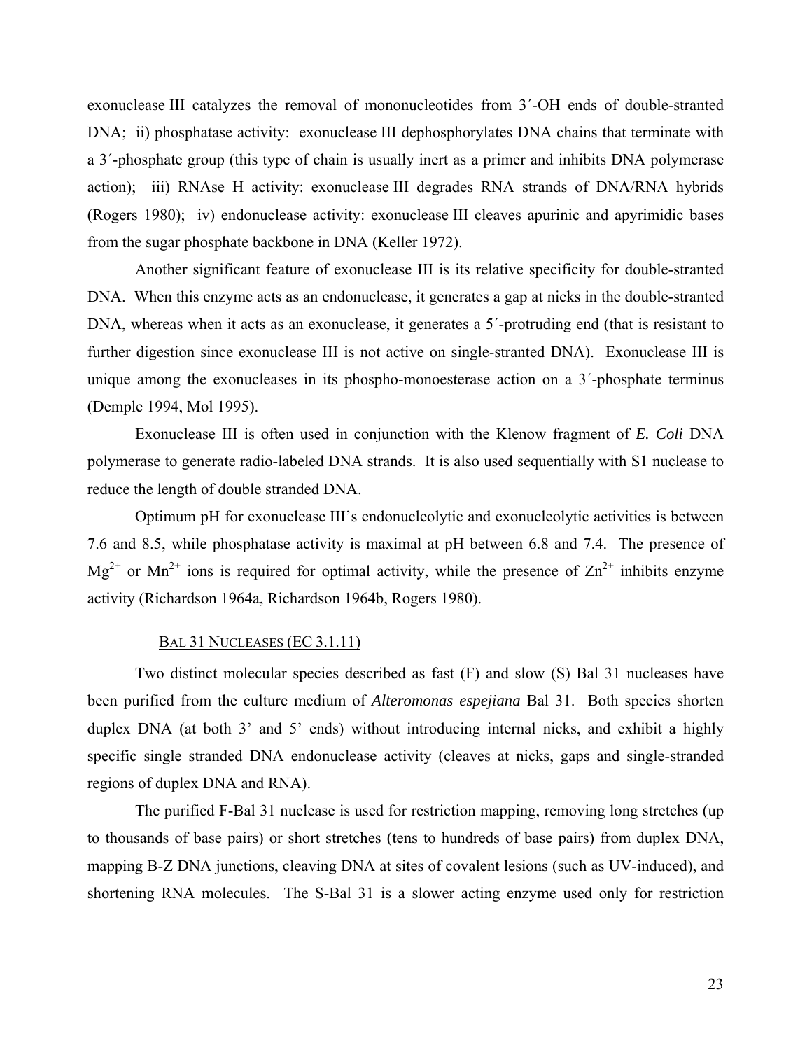exonuclease III catalyzes the removal of mononucleotides from 3´-OH ends of double-stranted DNA; ii) phosphatase activity: exonuclease III dephosphorylates DNA chains that terminate with a 3´-phosphate group (this type of chain is usually inert as a primer and inhibits DNA polymerase action); iii) RNAse H activity: exonuclease III degrades RNA strands of DNA/RNA hybrids (Rogers 1980); iv) endonuclease activity: exonuclease III cleaves apurinic and apyrimidic bases from the sugar phosphate backbone in DNA (Keller 1972).

Another significant feature of exonuclease III is its relative specificity for double-stranted DNA. When this enzyme acts as an endonuclease, it generates a gap at nicks in the double-stranted DNA, whereas when it acts as an exonuclease, it generates a 5´-protruding end (that is resistant to further digestion since exonuclease III is not active on single-stranted DNA). Exonuclease III is unique among the exonucleases in its phospho-monoesterase action on a 3´-phosphate terminus (Demple 1994, Mol 1995).

Exonuclease III is often used in conjunction with the Klenow fragment of *E. Coli* DNA polymerase to generate radio-labeled DNA strands. It is also used sequentially with S1 nuclease to reduce the length of double stranded DNA.

Optimum pH for exonuclease III's endonucleolytic and exonucleolytic activities is between 7.6 and 8.5, while phosphatase activity is maximal at pH between 6.8 and 7.4. The presence of $Mg^{2+}$ or $Mn^{2+}$ ions is required for optimal activity, while the presence of $Zn^{2+}$ inhibits enzyme activity (Richardson 1964a, Richardson 1964b, Rogers 1980).

### BAL 31 NUCLEASES (EC 3.1.11)

Two distinct molecular species described as fast (F) and slow (S) Bal 31 nucleases have been purified from the culture medium of *Alteromonas espejiana* Bal 31. Both species shorten duplex DNA (at both 3' and 5' ends) without introducing internal nicks, and exhibit a highly specific single stranded DNA endonuclease activity (cleaves at nicks, gaps and single-stranded regions of duplex DNA and RNA).

The purified F-Bal 31 nuclease is used for restriction mapping, removing long stretches (up to thousands of base pairs) or short stretches (tens to hundreds of base pairs) from duplex DNA, mapping B-Z DNA junctions, cleaving DNA at sites of covalent lesions (such as UV-induced), and shortening RNA molecules. The S-Bal 31 is a slower acting enzyme used only for restriction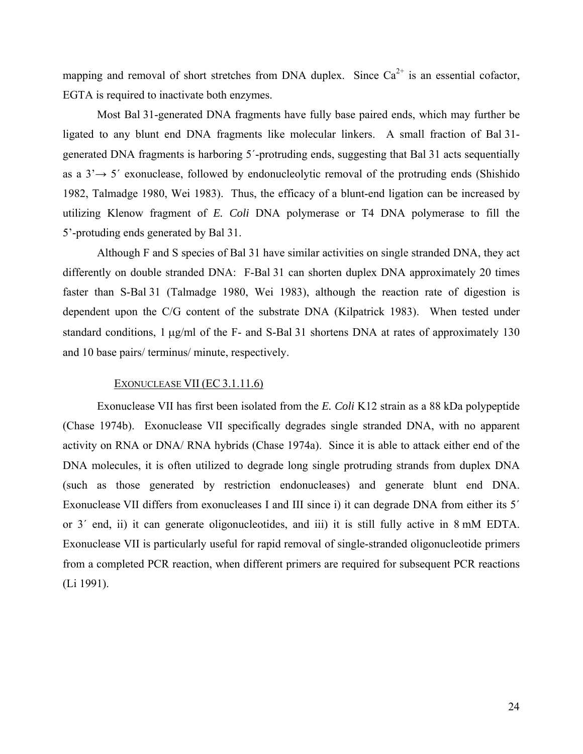mapping and removal of short stretches from DNA duplex. Since $Ca^{2+}$ is an essential cofactor, EGTA is required to inactivate both enzymes.

Most Bal 31-generated DNA fragments have fully base paired ends, which may further be ligated to any blunt end DNA fragments like molecular linkers. A small fraction of Bal 31-generated DNA fragments is harboring 5´-protruding ends, suggesting that Bal 31 acts sequentially as a 3'→ 5´ exonuclease, followed by endonucleolytic removal of the protruding ends (Shishido 1982, Talmadge 1980, Wei 1983). Thus, the efficacy of a blunt-end ligation can be increased by utilizing Klenow fragment of *E. Coli* DNA polymerase or T4 DNA polymerase to fill the 5'-protuding ends generated by Bal 31.

Although F and S species of Bal 31 have similar activities on single stranded DNA, they act differently on double stranded DNA: F-Bal 31 can shorten duplex DNA approximately 20 times faster than S-Bal 31 (Talmadge 1980, Wei 1983), although the reaction rate of digestion is dependent upon the C/G content of the substrate DNA (Kilpatrick 1983). When tested under standard conditions, 1 μg/ml of the F- and S-Bal 31 shortens DNA at rates of approximately 130 and 10 base pairs/ terminus/ minute, respectively.

### EXONUCLEASE VII (EC 3.1.11.6)

Exonuclease VII has first been isolated from the *E. Coli* K12 strain as a 88 kDa polypeptide (Chase 1974b). Exonuclease VII specifically degrades single stranded DNA, with no apparent activity on RNA or DNA/ RNA hybrids (Chase 1974a). Since it is able to attack either end of the DNA molecules, it is often utilized to degrade long single protruding strands from duplex DNA (such as those generated by restriction endonucleases) and generate blunt end DNA. Exonuclease VII differs from exonucleases I and III since i) it can degrade DNA from either its 5´ or 3´ end, ii) it can generate oligonucleotides, and iii) it is still fully active in 8 mM EDTA. Exonuclease VII is particularly useful for rapid removal of single-stranded oligonucleotide primers from a completed PCR reaction, when different primers are required for subsequent PCR reactions (Li 1991).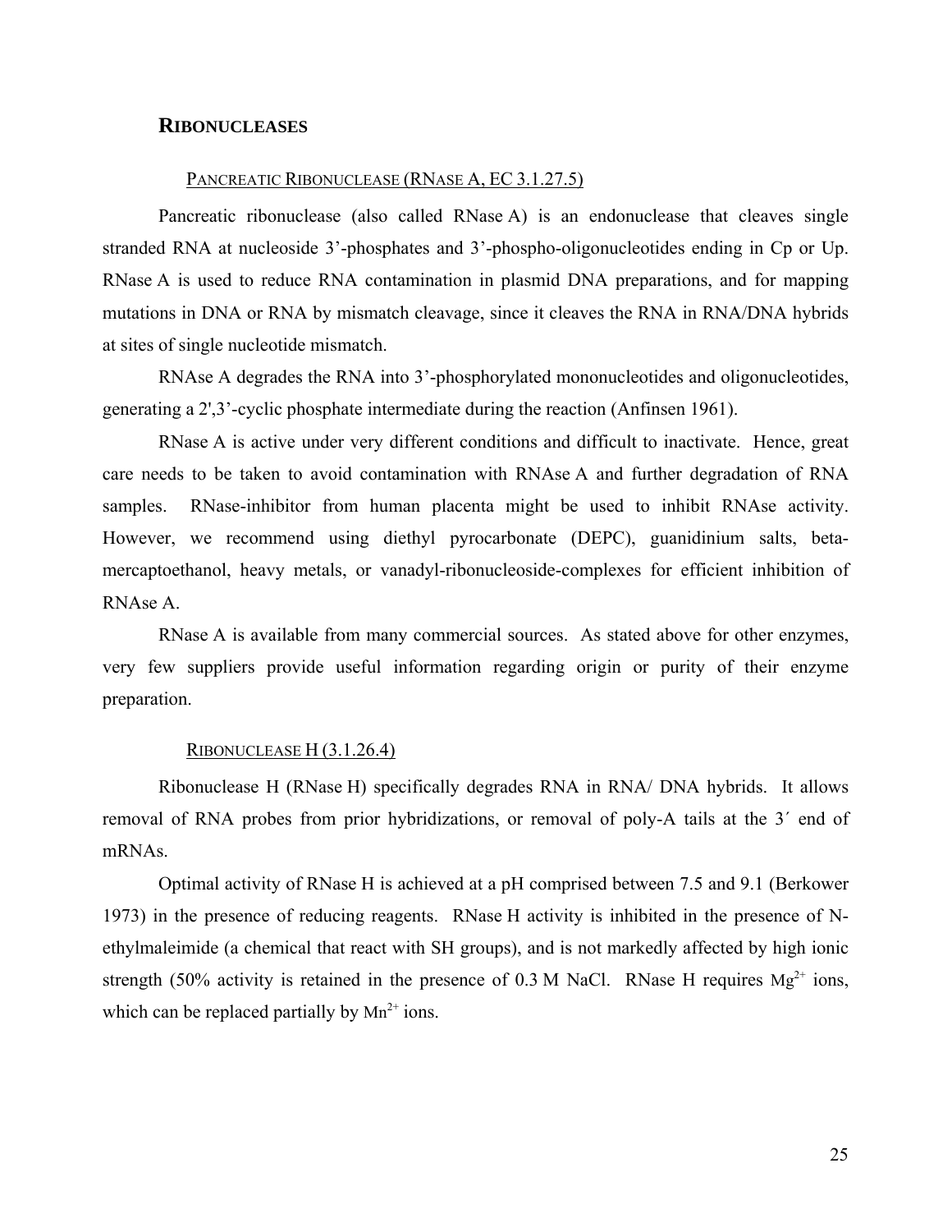## RIBONUCLEASES

### PANCREATIC RIBONUCLEASE (RNASE A, EC 3.1.27.5)

Pancreatic ribonuclease (also called RNase A) is an endonuclease that cleaves single stranded RNA at nucleoside 3'-phosphates and 3'-phospho-oligonucleotides ending in Cp or Up. RNase A is used to reduce RNA contamination in plasmid DNA preparations, and for mapping mutations in DNA or RNA by mismatch cleavage, since it cleaves the RNA in RNA/DNA hybrids at sites of single nucleotide mismatch.

RNAse A degrades the RNA into 3'-phosphorylated mononucleotides and oligonucleotides, generating a 2',3'-cyclic phosphate intermediate during the reaction (Anfinsen 1961).

RNase A is active under very different conditions and difficult to inactivate. Hence, great care needs to be taken to avoid contamination with RNAse A and further degradation of RNA samples. RNase-inhibitor from human placenta might be used to inhibit RNAse activity. However, we recommend using diethyl pyrocarbonate (DEPC), guanidinium salts, beta-mercaptoethanol, heavy metals, or vanadyl-ribonucleoside-complexes for efficient inhibition of RNAse A.

RNase A is available from many commercial sources. As stated above for other enzymes, very few suppliers provide useful information regarding origin or purity of their enzyme preparation.

### RIBONUCLEASE H (3.1.26.4)

Ribonuclease H (RNase H) specifically degrades RNA in RNA/ DNA hybrids. It allows removal of RNA probes from prior hybridizations, or removal of poly-A tails at the 3´ end of mRNAs.

Optimal activity of RNase H is achieved at a pH comprised between 7.5 and 9.1 (Berkower 1973) in the presence of reducing reagents. RNase H activity is inhibited in the presence of N-ethylmaleimide (a chemical that react with SH groups), and is not markedly affected by high ionic strength (50% activity is retained in the presence of 0.3 M NaCl. RNase H requires $Mg^{2+}$ ions, which can be replaced partially by $Mn^{2+}$ ions.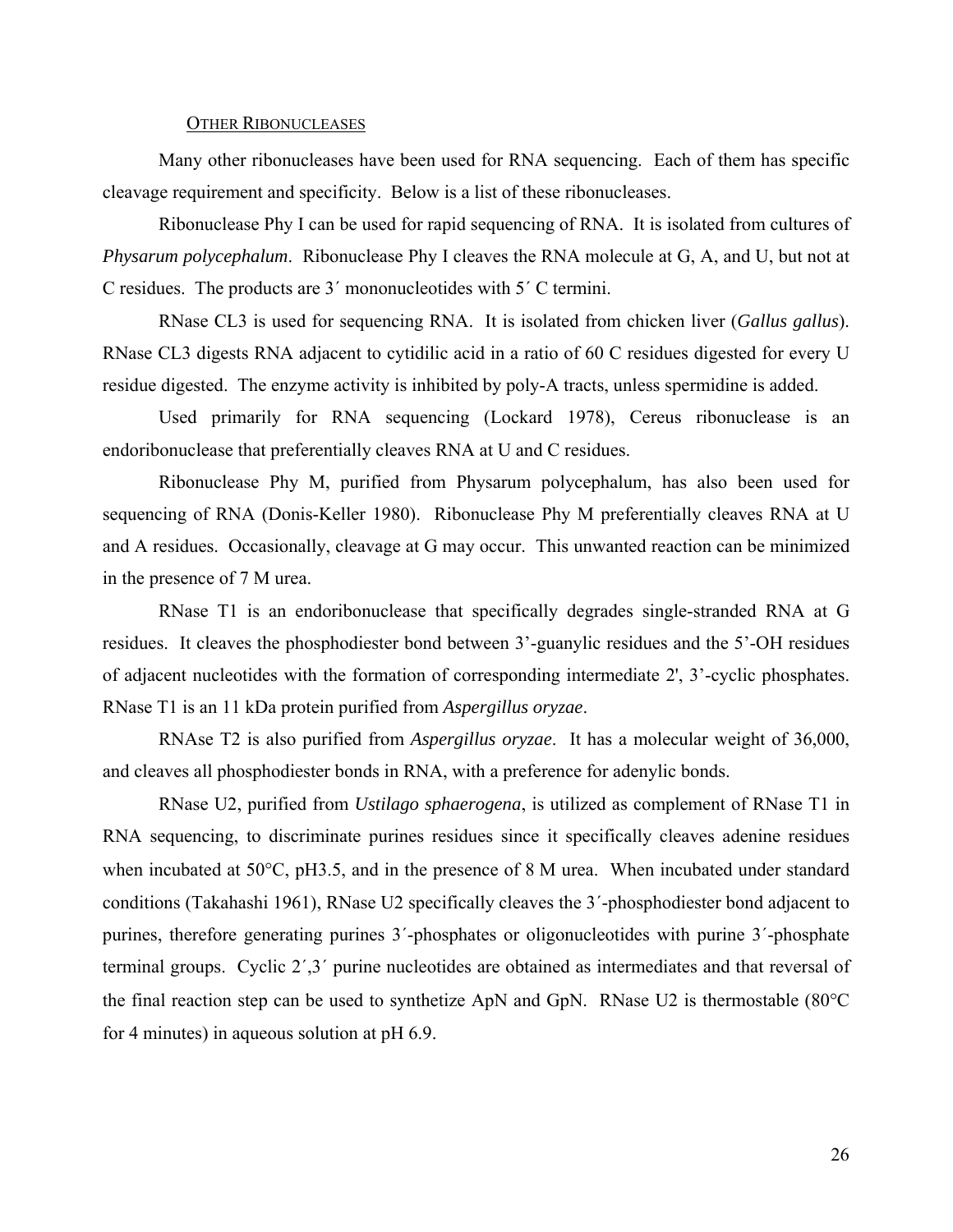## OTHER RIBONUCLEASES

Many other ribonucleases have been used for RNA sequencing. Each of them has specific cleavage requirement and specificity. Below is a list of these ribonucleases.

Ribonuclease Phy I can be used for rapid sequencing of RNA. It is isolated from cultures of *Physarum polycephalum*. Ribonuclease Phy I cleaves the RNA molecule at G, A, and U, but not at C residues. The products are 3´ mononucleotides with 5´ C termini.

RNase CL3 is used for sequencing RNA. It is isolated from chicken liver (*Gallus gallus*). RNase CL3 digests RNA adjacent to cytidilic acid in a ratio of 60 C residues digested for every U residue digested. The enzyme activity is inhibited by poly-A tracts, unless spermidine is added.

Used primarily for RNA sequencing (Lockard 1978), Cereus ribonuclease is an endoribonuclease that preferentially cleaves RNA at U and C residues.

Ribonuclease Phy M, purified from Physarum polycephalum, has also been used for sequencing of RNA (Donis-Keller 1980). Ribonuclease Phy M preferentially cleaves RNA at U and A residues. Occasionally, cleavage at G may occur. This unwanted reaction can be minimized in the presence of 7 M urea.

RNase T1 is an endoribonuclease that specifically degrades single-stranded RNA at G residues. It cleaves the phosphodiester bond between 3'-guanylic residues and the 5'-OH residues of adjacent nucleotides with the formation of corresponding intermediate 2', 3'-cyclic phosphates. RNase T1 is an 11 kDa protein purified from *Aspergillus oryzae*.

RNAse T2 is also purified from *Aspergillus oryzae*. It has a molecular weight of 36,000, and cleaves all phosphodiester bonds in RNA, with a preference for adenylic bonds.

RNase U2, purified from *Ustilago sphaerogena*, is utilized as complement of RNase T1 in RNA sequencing, to discriminate purines residues since it specifically cleaves adenine residues when incubated at 50°C, pH3.5, and in the presence of 8 M urea. When incubated under standard conditions (Takahashi 1961), RNase U2 specifically cleaves the 3´-phosphodiester bond adjacent to purines, therefore generating purines 3´-phosphates or oligonucleotides with purine 3´-phosphate terminal groups. Cyclic 2´,3´ purine nucleotides are obtained as intermediates and that reversal of the final reaction step can be used to synthetize ApN and GpN. RNase U2 is thermostable (80°C for 4 minutes) in aqueous solution at pH 6.9.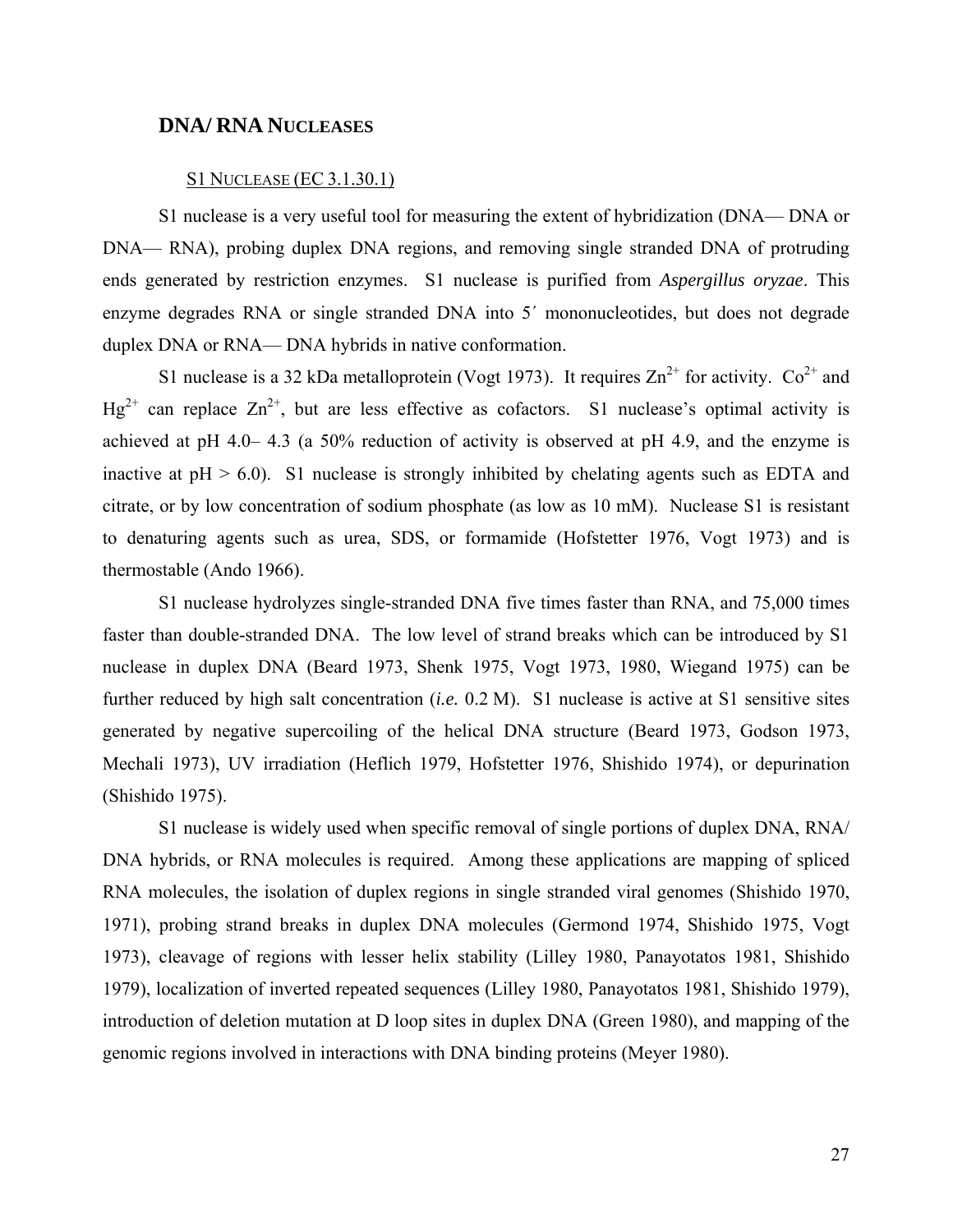## DNA/ RNA NUCLEASES

### S1 NUCLEASE (EC 3.1.30.1)

S1 nuclease is a very useful tool for measuring the extent of hybridization (DNA— DNA or DNA— RNA), probing duplex DNA regions, and removing single stranded DNA of protruding ends generated by restriction enzymes. S1 nuclease is purified from *Aspergillus oryzae*. This enzyme degrades RNA or single stranded DNA into 5´ mononucleotides, but does not degrade duplex DNA or RNA— DNA hybrids in native conformation.

S1 nuclease is a 32 kDa metalloprotein (Vogt 1973). It requires $Zn^{2+}$ for activity. $Co^{2+}$ and $Hg^{2+}$ can replace $Zn^{2+}$, but are less effective as cofactors. S1 nuclease's optimal activity is achieved at pH 4.0– 4.3 (a 50% reduction of activity is observed at pH 4.9, and the enzyme is inactive at pH > 6.0). S1 nuclease is strongly inhibited by chelating agents such as EDTA and citrate, or by low concentration of sodium phosphate (as low as 10 mM). Nuclease S1 is resistant to denaturing agents such as urea, SDS, or formamide (Hofstetter 1976, Vogt 1973) and is thermostable (Ando 1966).

S1 nuclease hydrolyzes single-stranded DNA five times faster than RNA, and 75,000 times faster than double-stranded DNA. The low level of strand breaks which can be introduced by S1 nuclease in duplex DNA (Beard 1973, Shenk 1975, Vogt 1973, 1980, Wiegand 1975) can be further reduced by high salt concentration (*i.e.* 0.2 M). S1 nuclease is active at S1 sensitive sites generated by negative supercoiling of the helical DNA structure (Beard 1973, Godson 1973, Mechali 1973), UV irradiation (Heflich 1979, Hofstetter 1976, Shishido 1974), or depurination (Shishido 1975).

S1 nuclease is widely used when specific removal of single portions of duplex DNA, RNA/ DNA hybrids, or RNA molecules is required. Among these applications are mapping of spliced RNA molecules, the isolation of duplex regions in single stranded viral genomes (Shishido 1970, 1971), probing strand breaks in duplex DNA molecules (Germond 1974, Shishido 1975, Vogt 1973), cleavage of regions with lesser helix stability (Lilley 1980, Panayotatos 1981, Shishido 1979), localization of inverted repeated sequences (Lilley 1980, Panayotatos 1981, Shishido 1979), introduction of deletion mutation at D loop sites in duplex DNA (Green 1980), and mapping of the genomic regions involved in interactions with DNA binding proteins (Meyer 1980).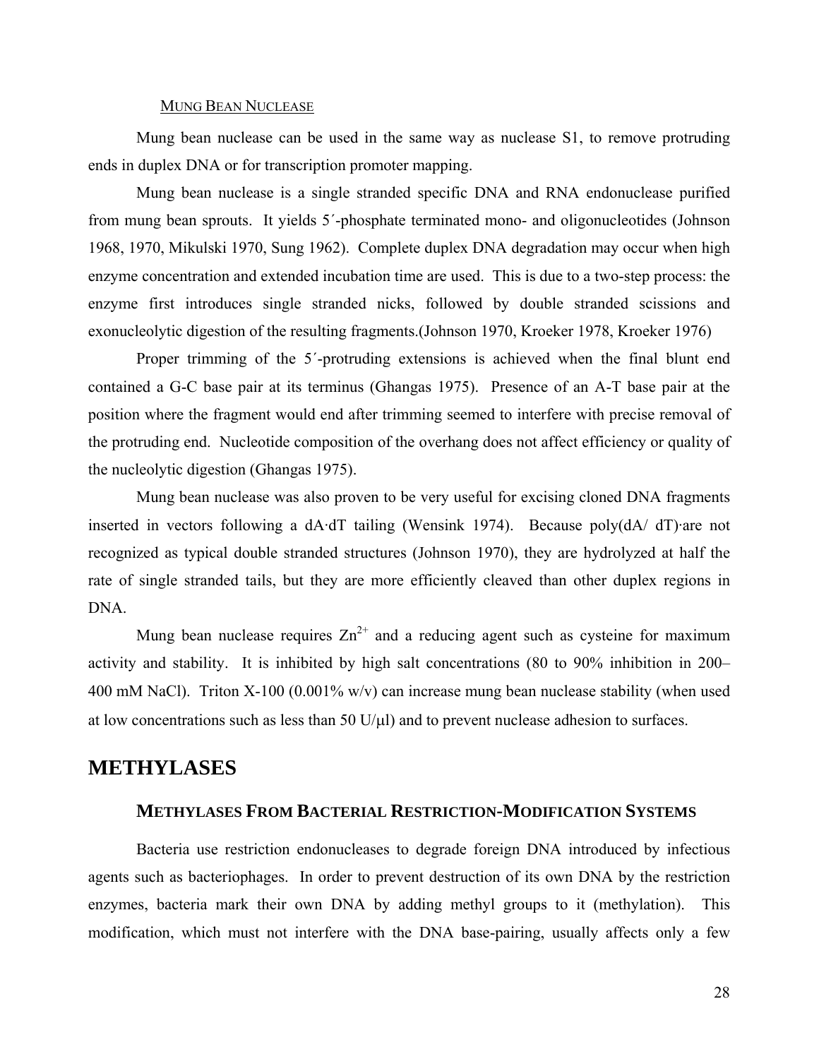### MUNG BEAN NUCLEASE

Mung bean nuclease can be used in the same way as nuclease S1, to remove protruding ends in duplex DNA or for transcription promoter mapping.

Mung bean nuclease is a single stranded specific DNA and RNA endonuclease purified from mung bean sprouts. It yields 5´-phosphate terminated mono- and oligonucleotides (Johnson 1968, 1970, Mikulski 1970, Sung 1962). Complete duplex DNA degradation may occur when high enzyme concentration and extended incubation time are used. This is due to a two-step process: the enzyme first introduces single stranded nicks, followed by double stranded scissions and exonucleolytic digestion of the resulting fragments.(Johnson 1970, Kroeker 1978, Kroeker 1976)

Proper trimming of the 5´-protruding extensions is achieved when the final blunt end contained a G-C base pair at its terminus (Ghangas 1975). Presence of an A-T base pair at the position where the fragment would end after trimming seemed to interfere with precise removal of the protruding end. Nucleotide composition of the overhang does not affect efficiency or quality of the nucleolytic digestion (Ghangas 1975).

Mung bean nuclease was also proven to be very useful for excising cloned DNA fragments inserted in vectors following a dA·dT tailing (Wensink 1974). Because poly(dA/ dT)·are not recognized as typical double stranded structures (Johnson 1970), they are hydrolyzed at half the rate of single stranded tails, but they are more efficiently cleaved than other duplex regions in DNA.

Mung bean nuclease requires $Zn^{2+}$ and a reducing agent such as cysteine for maximum activity and stability. It is inhibited by high salt concentrations (80 to 90% inhibition in 200–400 mM NaCl). Triton X-100 (0.001% w/v) can increase mung bean nuclease stability (when used at low concentrations such as less than 50 U/μl) and to prevent nuclease adhesion to surfaces.

# METHYLASES

## METHYLASES FROM BACTERIAL RESTRICTION-MODIFICATION SYSTEMS

Bacteria use restriction endonucleases to degrade foreign DNA introduced by infectious agents such as bacteriophages. In order to prevent destruction of its own DNA by the restriction enzymes, bacteria mark their own DNA by adding methyl groups to it (methylation). This modification, which must not interfere with the DNA base-pairing, usually affects only a few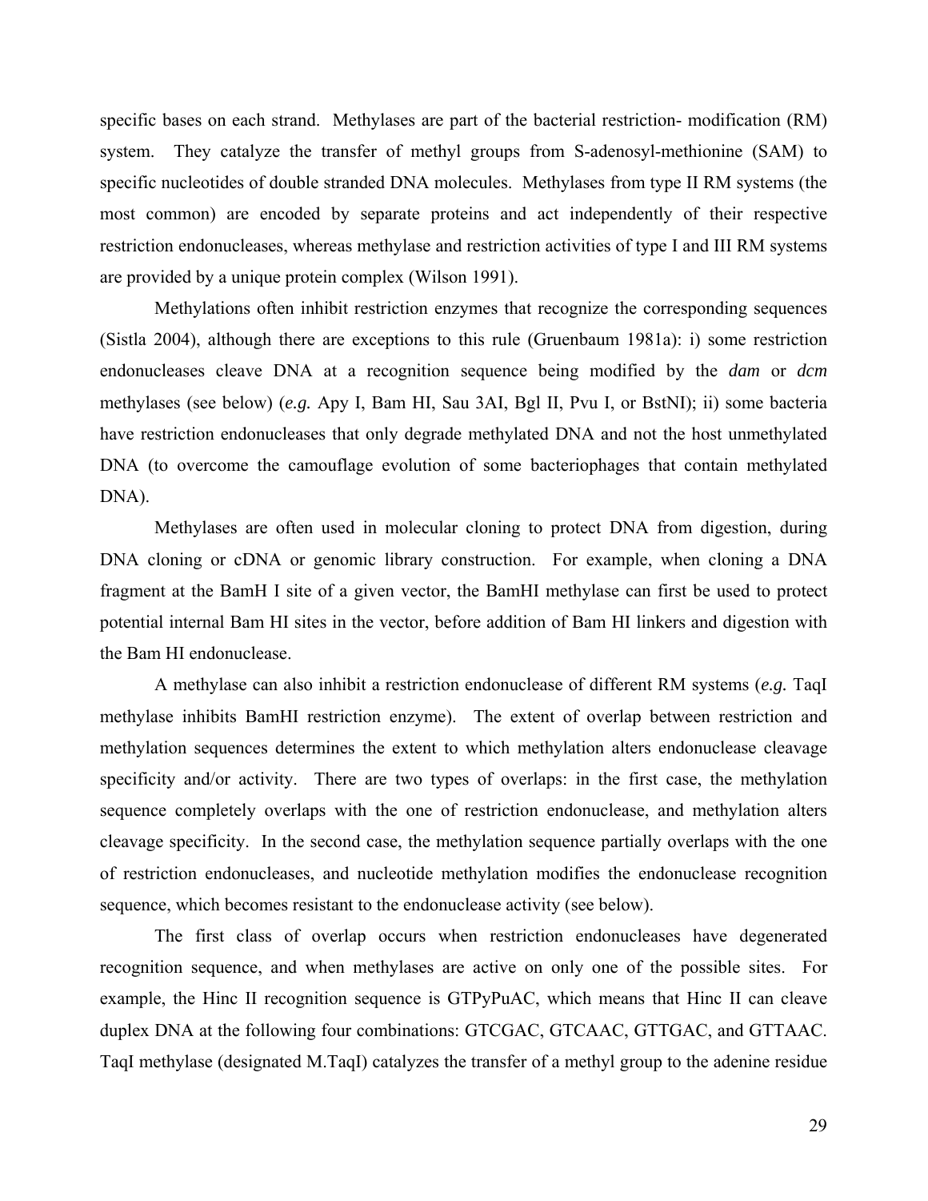specific bases on each strand. Methylases are part of the bacterial restriction- modification (RM) system. They catalyze the transfer of methyl groups from S-adenosyl-methionine (SAM) to specific nucleotides of double stranded DNA molecules. Methylases from type II RM systems (the most common) are encoded by separate proteins and act independently of their respective restriction endonucleases, whereas methylase and restriction activities of type I and III RM systems are provided by a unique protein complex (Wilson 1991).

Methylations often inhibit restriction enzymes that recognize the corresponding sequences (Sistla 2004), although there are exceptions to this rule (Gruenbaum 1981a): i) some restriction endonucleases cleave DNA at a recognition sequence being modified by the *dam* or *dcm* methylases (see below) (*e.g.* Apy I, Bam HI, Sau 3AI, Bgl II, Pvu I, or BstNI); ii) some bacteria have restriction endonucleases that only degrade methylated DNA and not the host unmethylated DNA (to overcome the camouflage evolution of some bacteriophages that contain methylated DNA).

Methylases are often used in molecular cloning to protect DNA from digestion, during DNA cloning or cDNA or genomic library construction. For example, when cloning a DNA fragment at the BamH I site of a given vector, the BamHI methylase can first be used to protect potential internal Bam HI sites in the vector, before addition of Bam HI linkers and digestion with the Bam HI endonuclease.

A methylase can also inhibit a restriction endonuclease of different RM systems (*e.g.* TaqI methylase inhibits BamHI restriction enzyme). The extent of overlap between restriction and methylation sequences determines the extent to which methylation alters endonuclease cleavage specificity and/or activity. There are two types of overlaps: in the first case, the methylation sequence completely overlaps with the one of restriction endonuclease, and methylation alters cleavage specificity. In the second case, the methylation sequence partially overlaps with the one of restriction endonucleases, and nucleotide methylation modifies the endonuclease recognition sequence, which becomes resistant to the endonuclease activity (see below).

The first class of overlap occurs when restriction endonucleases have degenerated recognition sequence, and when methylases are active on only one of the possible sites. For example, the Hinc II recognition sequence is GTPyPuAC, which means that Hinc II can cleave duplex DNA at the following four combinations: GTCGAC, GTCAAC, GTTGAC, and GTTAAC. TaqI methylase (designated M.TaqI) catalyzes the transfer of a methyl group to the adenine residue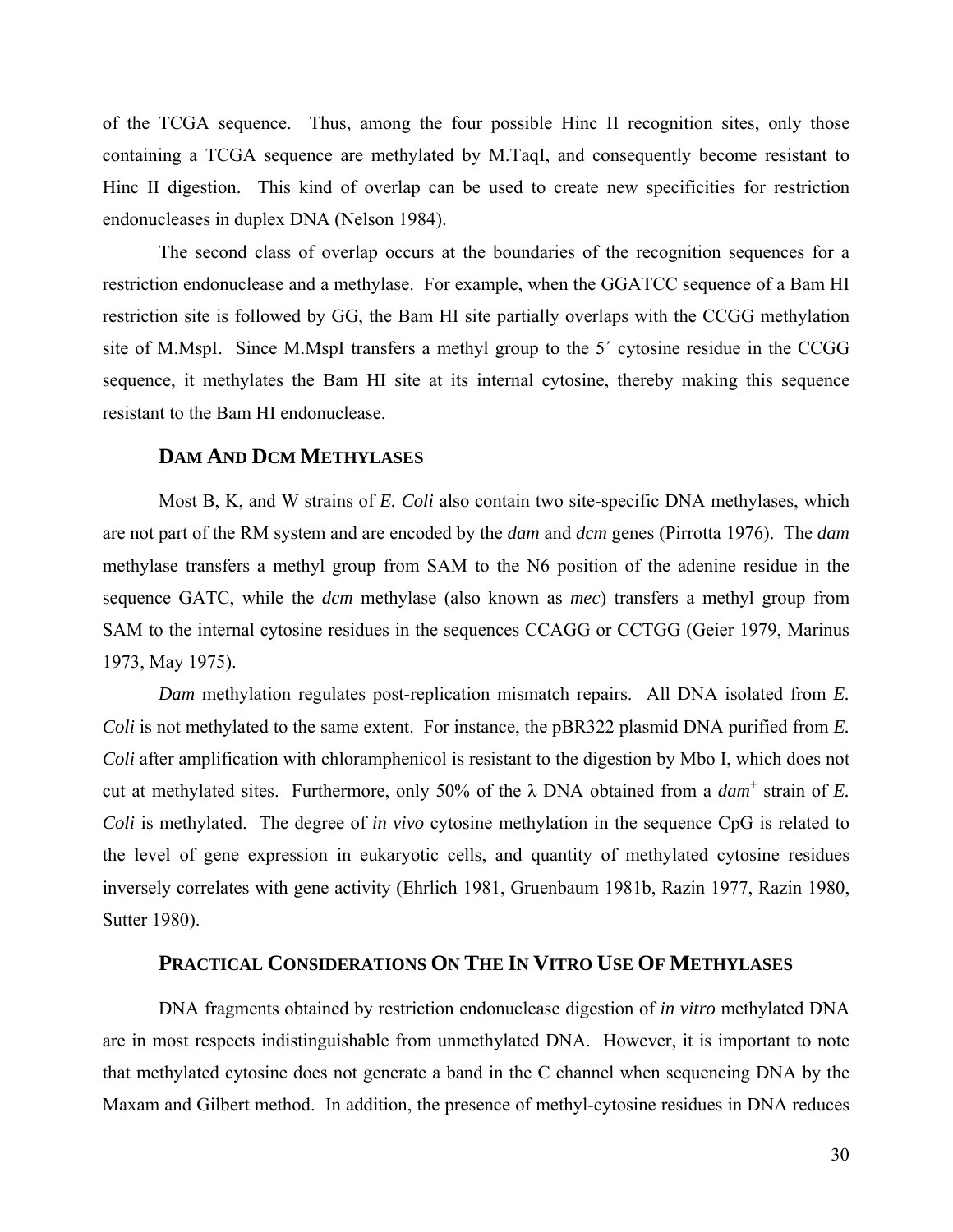of the TCGA sequence. Thus, among the four possible Hinc II recognition sites, only those containing a TCGA sequence are methylated by M.TaqI, and consequently become resistant to Hinc II digestion. This kind of overlap can be used to create new specificities for restriction endonucleases in duplex DNA (Nelson 1984).

The second class of overlap occurs at the boundaries of the recognition sequences for a restriction endonuclease and a methylase. For example, when the GGATCC sequence of a Bam HI restriction site is followed by GG, the Bam HI site partially overlaps with the CCGG methylation site of M.MspI. Since M.MspI transfers a methyl group to the 5′ cytosine residue in the CCGG sequence, it methylates the Bam HI site at its internal cytosine, thereby making this sequence resistant to the Bam HI endonuclease.

### DAM AND DCM METHYLASES

Most B, K, and W strains of *E. Coli* also contain two site-specific DNA methylases, which are not part of the RM system and are encoded by the *dam* and *dcm* genes (Pirrotta 1976). The *dam* methylase transfers a methyl group from SAM to the N6 position of the adenine residue in the sequence GATC, while the *dcm* methylase (also known as *mec*) transfers a methyl group from SAM to the internal cytosine residues in the sequences CCAGG or CCTGG (Geier 1979, Marinus 1973, May 1975).

*Dam* methylation regulates post-replication mismatch repairs. All DNA isolated from *E. Coli* is not methylated to the same extent. For instance, the pBR322 plasmid DNA purified from *E. Coli* after amplification with chloramphenicol is resistant to the digestion by Mbo I, which does not cut at methylated sites. Furthermore, only 50% of the λ DNA obtained from a *dam*$^{+}$ strain of *E. Coli* is methylated. The degree of *in vivo* cytosine methylation in the sequence CpG is related to the level of gene expression in eukaryotic cells, and quantity of methylated cytosine residues inversely correlates with gene activity (Ehrlich 1981, Gruenbaum 1981b, Razin 1977, Razin 1980, Sutter 1980).

### PRACTICAL CONSIDERATIONS ON THE IN VITRO USE OF METHYLASES

DNA fragments obtained by restriction endonuclease digestion of *in vitro* methylated DNA are in most respects indistinguishable from unmethylated DNA. However, it is important to note that methylated cytosine does not generate a band in the C channel when sequencing DNA by the Maxam and Gilbert method. In addition, the presence of methyl-cytosine residues in DNA reduces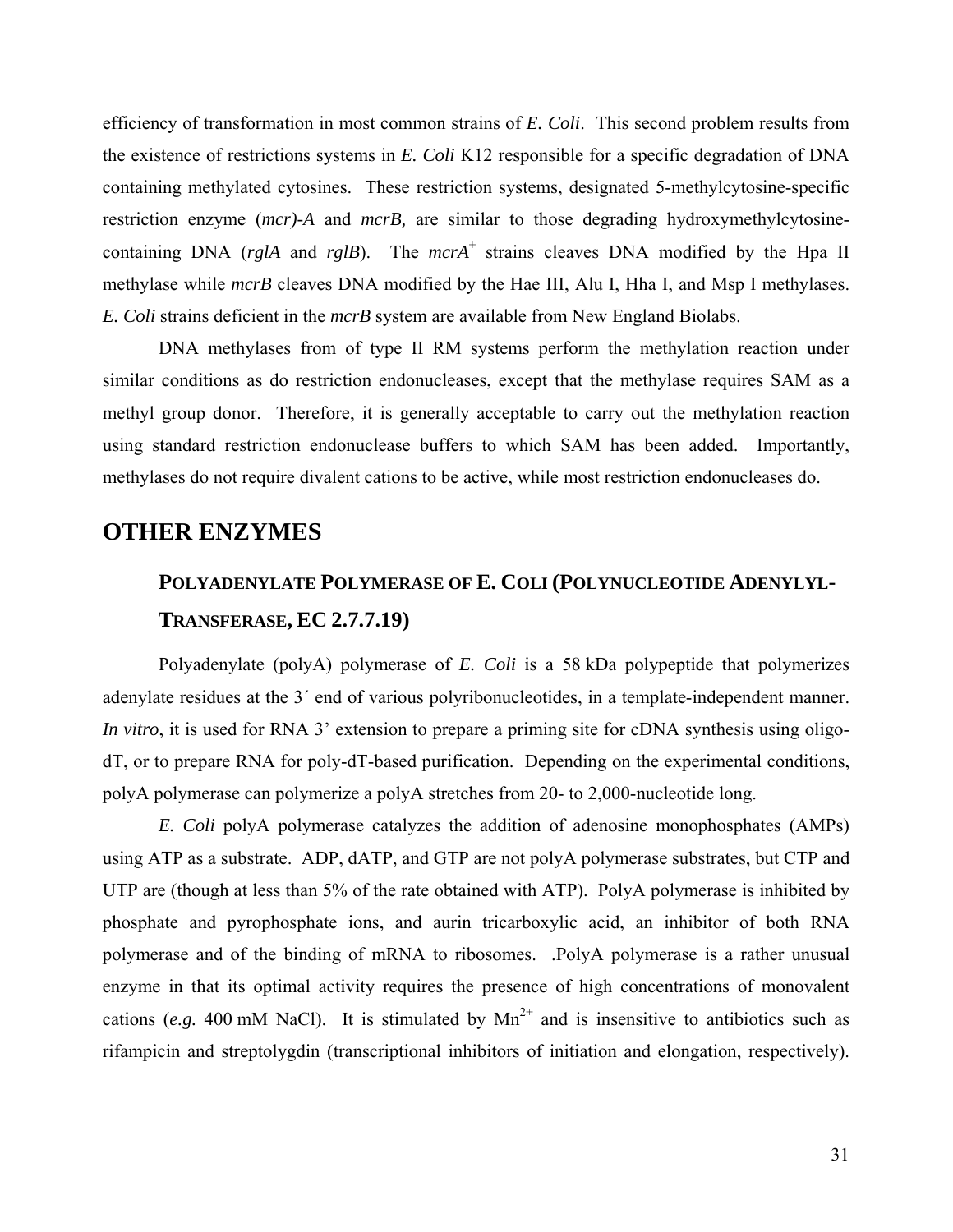efficiency of transformation in most common strains of *E. Coli*. This second problem results from the existence of restrictions systems in *E. Coli* K12 responsible for a specific degradation of DNA containing methylated cytosines. These restriction systems, designated 5-methylcytosine-specific restriction enzyme (*mcr)-A* and *mcrB,* are similar to those degrading hydroxymethylcytosine-containing DNA (*rglA* and *rglB*). The *mcrA*$^+$ strains cleaves DNA modified by the Hpa II methylase while *mcrB* cleaves DNA modified by the Hae III, Alu I, Hha I, and Msp I methylases. *E. Coli* strains deficient in the *mcrB* system are available from New England Biolabs.

DNA methylases from of type II RM systems perform the methylation reaction under similar conditions as do restriction endonucleases, except that the methylase requires SAM as a methyl group donor. Therefore, it is generally acceptable to carry out the methylation reaction using standard restriction endonuclease buffers to which SAM has been added. Importantly, methylases do not require divalent cations to be active, while most restriction endonucleases do.

# OTHER ENZYMES

## POLYADENYLATE POLYMERASE OF E. COLI (POLYNUCLEOTIDE ADENYLYL-TRANSFERASE, EC 2.7.7.19)

Polyadenylate (polyA) polymerase of *E. Coli* is a 58 kDa polypeptide that polymerizes adenylate residues at the 3´ end of various polyribonucleotides, in a template-independent manner. *In vitro*, it is used for RNA 3' extension to prepare a priming site for cDNA synthesis using oligo-dT, or to prepare RNA for poly-dT-based purification. Depending on the experimental conditions, polyA polymerase can polymerize a polyA stretches from 20- to 2,000-nucleotide long.

*E. Coli* polyA polymerase catalyzes the addition of adenosine monophosphates (AMPs) using ATP as a substrate. ADP, dATP, and GTP are not polyA polymerase substrates, but CTP and UTP are (though at less than 5% of the rate obtained with ATP). PolyA polymerase is inhibited by phosphate and pyrophosphate ions, and aurin tricarboxylic acid, an inhibitor of both RNA polymerase and of the binding of mRNA to ribosomes. .PolyA polymerase is a rather unusual enzyme in that its optimal activity requires the presence of high concentrations of monovalent cations (*e.g.* 400 mM NaCl). It is stimulated by $Mn^{2+}$ and is insensitive to antibiotics such as rifampicin and streptolygdin (transcriptional inhibitors of initiation and elongation, respectively).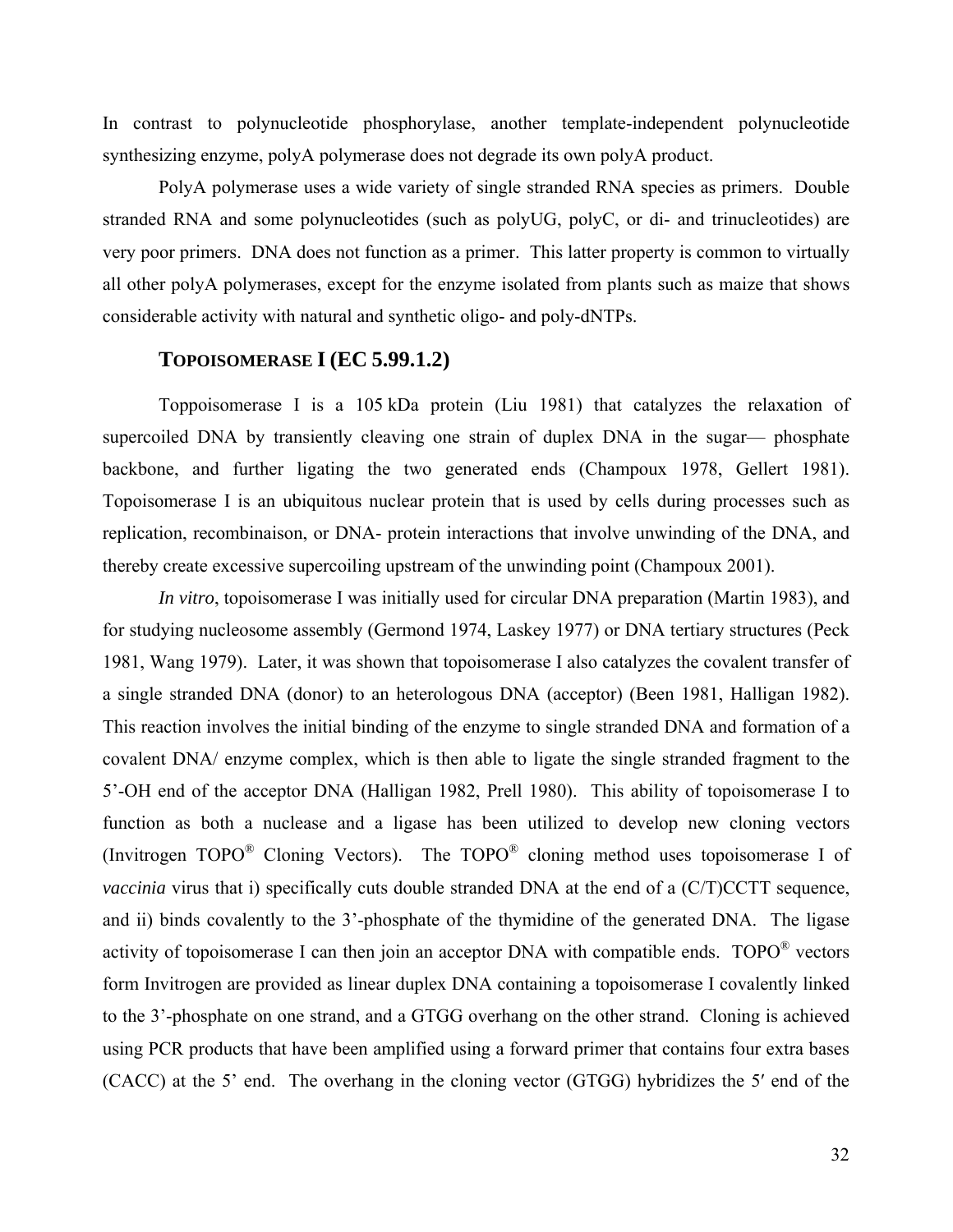In contrast to polynucleotide phosphorylase, another template-independent polynucleotide synthesizing enzyme, polyA polymerase does not degrade its own polyA product.

PolyA polymerase uses a wide variety of single stranded RNA species as primers. Double stranded RNA and some polynucleotides (such as polyUG, polyC, or di- and trinucleotides) are very poor primers. DNA does not function as a primer. This latter property is common to virtually all other polyA polymerases, except for the enzyme isolated from plants such as maize that shows considerable activity with natural and synthetic oligo- and poly-dNTPs.

### TOPOISOMERASE I (EC 5.99.1.2)

Toppoisomerase I is a 105 kDa protein (Liu 1981) that catalyzes the relaxation of supercoiled DNA by transiently cleaving one strain of duplex DNA in the sugar— phosphate backbone, and further ligating the two generated ends (Champoux 1978, Gellert 1981). Topoisomerase I is an ubiquitous nuclear protein that is used by cells during processes such as replication, recombinaison, or DNA- protein interactions that involve unwinding of the DNA, and thereby create excessive supercoiling upstream of the unwinding point (Champoux 2001).

*In vitro*, topoisomerase I was initially used for circular DNA preparation (Martin 1983), and for studying nucleosome assembly (Germond 1974, Laskey 1977) or DNA tertiary structures (Peck 1981, Wang 1979). Later, it was shown that topoisomerase I also catalyzes the covalent transfer of a single stranded DNA (donor) to an heterologous DNA (acceptor) (Been 1981, Halligan 1982). This reaction involves the initial binding of the enzyme to single stranded DNA and formation of a covalent DNA/ enzyme complex, which is then able to ligate the single stranded fragment to the 5'-OH end of the acceptor DNA (Halligan 1982, Prell 1980). This ability of topoisomerase I to function as both a nuclease and a ligase has been utilized to develop new cloning vectors (Invitrogen TOPO® Cloning Vectors). The TOPO® cloning method uses topoisomerase I of *vaccinia* virus that i) specifically cuts double stranded DNA at the end of a (C/T)CCTT sequence, and ii) binds covalently to the 3'-phosphate of the thymidine of the generated DNA. The ligase activity of topoisomerase I can then join an acceptor DNA with compatible ends. TOPO® vectors form Invitrogen are provided as linear duplex DNA containing a topoisomerase I covalently linked to the 3'-phosphate on one strand, and a GTGG overhang on the other strand. Cloning is achieved using PCR products that have been amplified using a forward primer that contains four extra bases (CACC) at the 5' end. The overhang in the cloning vector (GTGG) hybridizes the 5′ end of the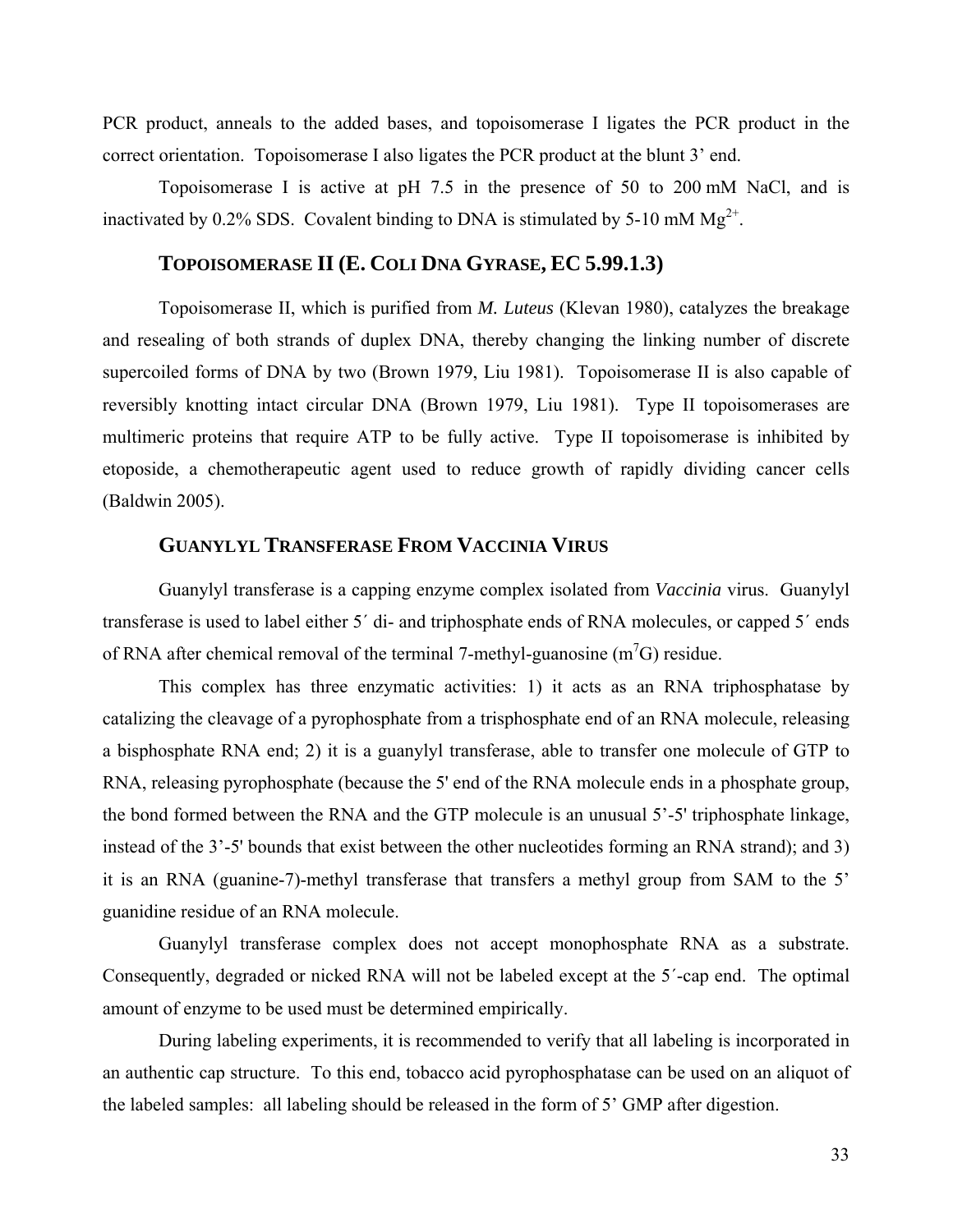PCR product, anneals to the added bases, and topoisomerase I ligates the PCR product in the correct orientation. Topoisomerase I also ligates the PCR product at the blunt 3' end.

Topoisomerase I is active at pH 7.5 in the presence of 50 to 200 mM NaCl, and is inactivated by 0.2% SDS. Covalent binding to DNA is stimulated by 5-10 mM $Mg^{2+}$.

### TOPOISOMERASE II (E. COLI DNA GYRASE, EC 5.99.1.3)

Topoisomerase II, which is purified from *M. Luteus* (Klevan 1980), catalyzes the breakage and resealing of both strands of duplex DNA, thereby changing the linking number of discrete supercoiled forms of DNA by two (Brown 1979, Liu 1981). Topoisomerase II is also capable of reversibly knotting intact circular DNA (Brown 1979, Liu 1981). Type II topoisomerases are multimeric proteins that require ATP to be fully active. Type II topoisomerase is inhibited by etoposide, a chemotherapeutic agent used to reduce growth of rapidly dividing cancer cells (Baldwin 2005).

### GUANYLYL TRANSFERASE FROM VACCINIA VIRUS

Guanylyl transferase is a capping enzyme complex isolated from *Vaccinia* virus. Guanylyl transferase is used to label either 5´ di- and triphosphate ends of RNA molecules, or capped 5´ ends of RNA after chemical removal of the terminal 7-methyl-guanosine ($m^7G$) residue.

This complex has three enzymatic activities: 1) it acts as an RNA triphosphatase by catalizing the cleavage of a pyrophosphate from a trisphosphate end of an RNA molecule, releasing a bisphosphate RNA end; 2) it is a guanylyl transferase, able to transfer one molecule of GTP to RNA, releasing pyrophosphate (because the 5' end of the RNA molecule ends in a phosphate group, the bond formed between the RNA and the GTP molecule is an unusual 5'-5' triphosphate linkage, instead of the 3'-5' bounds that exist between the other nucleotides forming an RNA strand); and 3) it is an RNA (guanine-7)-methyl transferase that transfers a methyl group from SAM to the 5' guanidine residue of an RNA molecule.

Guanylyl transferase complex does not accept monophosphate RNA as a substrate. Consequently, degraded or nicked RNA will not be labeled except at the 5´-cap end. The optimal amount of enzyme to be used must be determined empirically.

During labeling experiments, it is recommended to verify that all labeling is incorporated in an authentic cap structure. To this end, tobacco acid pyrophosphatase can be used on an aliquot of the labeled samples: all labeling should be released in the form of 5' GMP after digestion.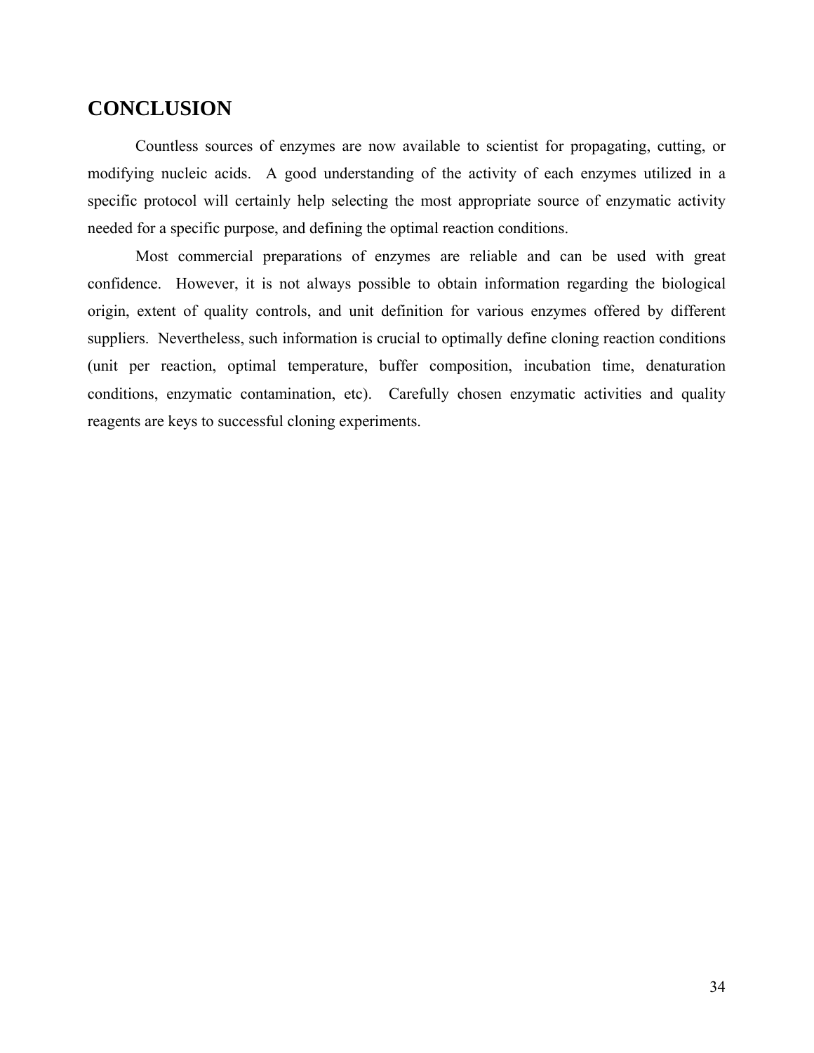## CONCLUSION

Countless sources of enzymes are now available to scientist for propagating, cutting, or modifying nucleic acids. A good understanding of the activity of each enzymes utilized in a specific protocol will certainly help selecting the most appropriate source of enzymatic activity needed for a specific purpose, and defining the optimal reaction conditions.

Most commercial preparations of enzymes are reliable and can be used with great confidence. However, it is not always possible to obtain information regarding the biological origin, extent of quality controls, and unit definition for various enzymes offered by different suppliers. Nevertheless, such information is crucial to optimally define cloning reaction conditions (unit per reaction, optimal temperature, buffer composition, incubation time, denaturation conditions, enzymatic contamination, etc). Carefully chosen enzymatic activities and quality reagents are keys to successful cloning experiments.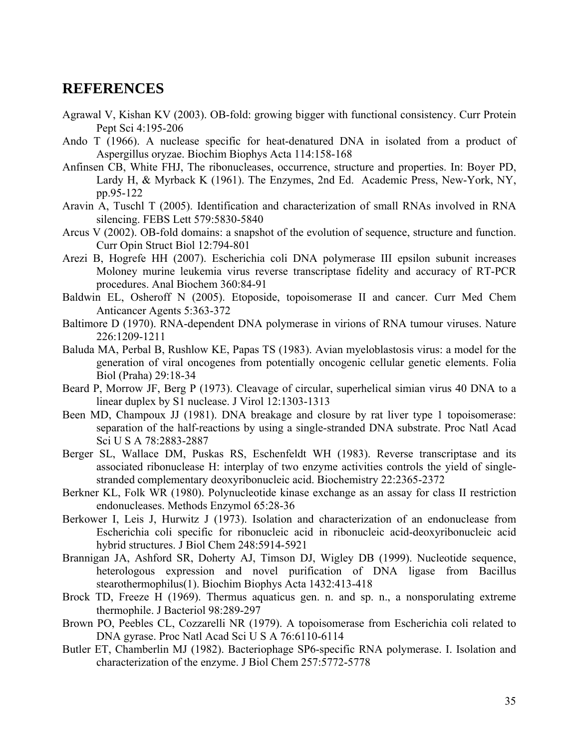# REFERENCES

Agrawal V, Kishan KV (2003). OB-fold: growing bigger with functional consistency. Curr Protein Pept Sci 4:195-206

Ando T (1966). A nuclease specific for heat-denatured DNA in isolated from a product of Aspergillus oryzae. Biochim Biophys Acta 114:158-168

Anfinsen CB, White FHJ, The ribonucleases, occurrence, structure and properties. In: Boyer PD, Lardy H, & Myrback K (1961). The Enzymes, 2nd Ed. Academic Press, New-York, NY, pp.95-122

Aravin A, Tuschl T (2005). Identification and characterization of small RNAs involved in RNA silencing. FEBS Lett 579:5830-5840

Arcus V (2002). OB-fold domains: a snapshot of the evolution of sequence, structure and function. Curr Opin Struct Biol 12:794-801

Arezi B, Hogrefe HH (2007). Escherichia coli DNA polymerase III epsilon subunit increases Moloney murine leukemia virus reverse transcriptase fidelity and accuracy of RT-PCR procedures. Anal Biochem 360:84-91

Baldwin EL, Osheroff N (2005). Etoposide, topoisomerase II and cancer. Curr Med Chem Anticancer Agents 5:363-372

Baltimore D (1970). RNA-dependent DNA polymerase in virions of RNA tumour viruses. Nature 226:1209-1211

Baluda MA, Perbal B, Rushlow KE, Papas TS (1983). Avian myeloblastosis virus: a model for the generation of viral oncogenes from potentially oncogenic cellular genetic elements. Folia Biol (Praha) 29:18-34

Beard P, Morrow JF, Berg P (1973). Cleavage of circular, superhelical simian virus 40 DNA to a linear duplex by S1 nuclease. J Virol 12:1303-1313

Been MD, Champoux JJ (1981). DNA breakage and closure by rat liver type 1 topoisomerase: separation of the half-reactions by using a single-stranded DNA substrate. Proc Natl Acad Sci U S A 78:2883-2887

Berger SL, Wallace DM, Puskas RS, Eschenfeldt WH (1983). Reverse transcriptase and its associated ribonuclease H: interplay of two enzyme activities controls the yield of single-stranded complementary deoxyribonucleic acid. Biochemistry 22:2365-2372

Berkner KL, Folk WR (1980). Polynucleotide kinase exchange as an assay for class II restriction endonucleases. Methods Enzymol 65:28-36

Berkower I, Leis J, Hurwitz J (1973). Isolation and characterization of an endonuclease from Escherichia coli specific for ribonucleic acid in ribonucleic acid-deoxyribonucleic acid hybrid structures. J Biol Chem 248:5914-5921

Brannigan JA, Ashford SR, Doherty AJ, Timson DJ, Wigley DB (1999). Nucleotide sequence, heterologous expression and novel purification of DNA ligase from Bacillus stearothermophilus(1). Biochim Biophys Acta 1432:413-418

Brock TD, Freeze H (1969). Thermus aquaticus gen. n. and sp. n., a nonsporulating extreme thermophile. J Bacteriol 98:289-297

Brown PO, Peebles CL, Cozzarelli NR (1979). A topoisomerase from Escherichia coli related to DNA gyrase. Proc Natl Acad Sci U S A 76:6110-6114

Butler ET, Chamberlin MJ (1982). Bacteriophage SP6-specific RNA polymerase. I. Isolation and characterization of the enzyme. J Biol Chem 257:5772-5778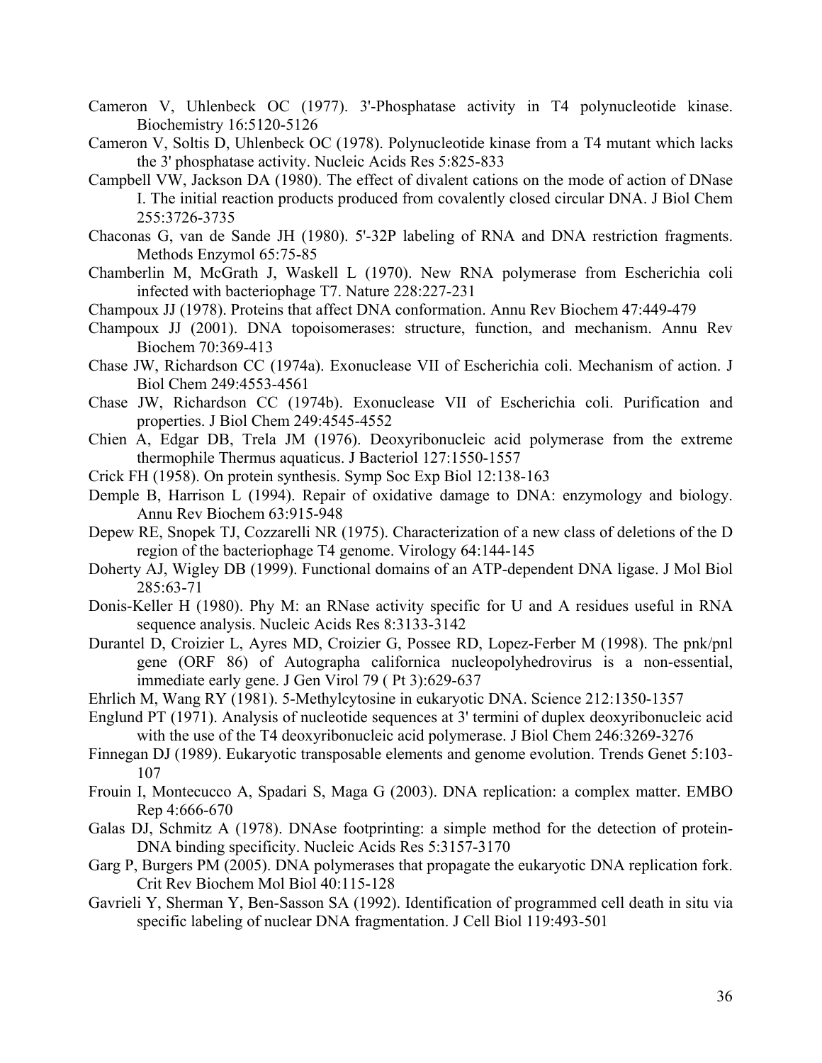Cameron V, Uhlenbeck OC (1977). 3'-Phosphatase activity in T4 polynucleotide kinase. Biochemistry 16:5120-5126

Cameron V, Soltis D, Uhlenbeck OC (1978). Polynucleotide kinase from a T4 mutant which lacks the 3' phosphatase activity. Nucleic Acids Res 5:825-833

Campbell VW, Jackson DA (1980). The effect of divalent cations on the mode of action of DNase I. The initial reaction products produced from covalently closed circular DNA. J Biol Chem 255:3726-3735

Chaconas G, van de Sande JH (1980). 5'-32P labeling of RNA and DNA restriction fragments. Methods Enzymol 65:75-85

Chamberlin M, McGrath J, Waskell L (1970). New RNA polymerase from Escherichia coli infected with bacteriophage T7. Nature 228:227-231

Champoux JJ (1978). Proteins that affect DNA conformation. Annu Rev Biochem 47:449-479

Champoux JJ (2001). DNA topoisomerases: structure, function, and mechanism. Annu Rev Biochem 70:369-413

Chase JW, Richardson CC (1974a). Exonuclease VII of Escherichia coli. Mechanism of action. J Biol Chem 249:4553-4561

Chase JW, Richardson CC (1974b). Exonuclease VII of Escherichia coli. Purification and properties. J Biol Chem 249:4545-4552

Chien A, Edgar DB, Trela JM (1976). Deoxyribonucleic acid polymerase from the extreme thermophile Thermus aquaticus. J Bacteriol 127:1550-1557

Crick FH (1958). On protein synthesis. Symp Soc Exp Biol 12:138-163

Demple B, Harrison L (1994). Repair of oxidative damage to DNA: enzymology and biology. Annu Rev Biochem 63:915-948

Depew RE, Snopek TJ, Cozzarelli NR (1975). Characterization of a new class of deletions of the D region of the bacteriophage T4 genome. Virology 64:144-145

Doherty AJ, Wigley DB (1999). Functional domains of an ATP-dependent DNA ligase. J Mol Biol 285:63-71

Donis-Keller H (1980). Phy M: an RNase activity specific for U and A residues useful in RNA sequence analysis. Nucleic Acids Res 8:3133-3142

Durantel D, Croizier L, Ayres MD, Croizier G, Possee RD, Lopez-Ferber M (1998). The pnk/pnl gene (ORF 86) of Autographa californica nucleopolyhedrovirus is a non-essential, immediate early gene. J Gen Virol 79 ( Pt 3):629-637

Ehrlich M, Wang RY (1981). 5-Methylcytosine in eukaryotic DNA. Science 212:1350-1357

Englund PT (1971). Analysis of nucleotide sequences at 3' termini of duplex deoxyribonucleic acid with the use of the T4 deoxyribonucleic acid polymerase. J Biol Chem 246:3269-3276

Finnegan DJ (1989). Eukaryotic transposable elements and genome evolution. Trends Genet 5:103-107

Frouin I, Montecucco A, Spadari S, Maga G (2003). DNA replication: a complex matter. EMBO Rep 4:666-670

Galas DJ, Schmitz A (1978). DNAse footprinting: a simple method for the detection of protein-DNA binding specificity. Nucleic Acids Res 5:3157-3170

Garg P, Burgers PM (2005). DNA polymerases that propagate the eukaryotic DNA replication fork. Crit Rev Biochem Mol Biol 40:115-128

Gavrieli Y, Sherman Y, Ben-Sasson SA (1992). Identification of programmed cell death in situ via specific labeling of nuclear DNA fragmentation. J Cell Biol 119:493-501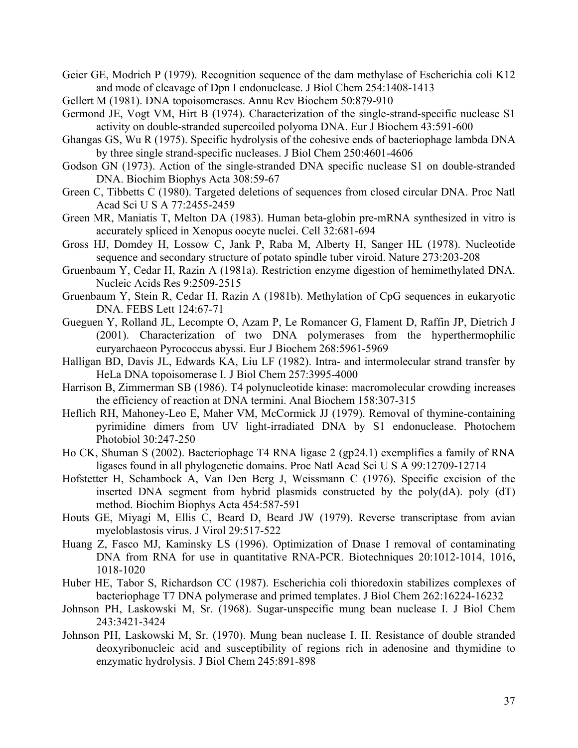Geier GE, Modrich P (1979). Recognition sequence of the dam methylase of Escherichia coli K12 and mode of cleavage of Dpn I endonuclease. J Biol Chem 254:1408-1413

Gellert M (1981). DNA topoisomerases. Annu Rev Biochem 50:879-910

Germond JE, Vogt VM, Hirt B (1974). Characterization of the single-strand-specific nuclease S1 activity on double-stranded supercoiled polyoma DNA. Eur J Biochem 43:591-600

Ghangas GS, Wu R (1975). Specific hydrolysis of the cohesive ends of bacteriophage lambda DNA by three single strand-specific nucleases. J Biol Chem 250:4601-4606

Godson GN (1973). Action of the single-stranded DNA specific nuclease S1 on double-stranded DNA. Biochim Biophys Acta 308:59-67

Green C, Tibbetts C (1980). Targeted deletions of sequences from closed circular DNA. Proc Natl Acad Sci U S A 77:2455-2459

Green MR, Maniatis T, Melton DA (1983). Human beta-globin pre-mRNA synthesized in vitro is accurately spliced in Xenopus oocyte nuclei. Cell 32:681-694

Gross HJ, Domdey H, Lossow C, Jank P, Raba M, Alberty H, Sanger HL (1978). Nucleotide sequence and secondary structure of potato spindle tuber viroid. Nature 273:203-208

Gruenbaum Y, Cedar H, Razin A (1981a). Restriction enzyme digestion of hemimethylated DNA. Nucleic Acids Res 9:2509-2515

Gruenbaum Y, Stein R, Cedar H, Razin A (1981b). Methylation of CpG sequences in eukaryotic DNA. FEBS Lett 124:67-71

Gueguen Y, Rolland JL, Lecompte O, Azam P, Le Romancer G, Flament D, Raffin JP, Dietrich J (2001). Characterization of two DNA polymerases from the hyperthermophilic euryarchaeon Pyrococcus abyssi. Eur J Biochem 268:5961-5969

Halligan BD, Davis JL, Edwards KA, Liu LF (1982). Intra- and intermolecular strand transfer by HeLa DNA topoisomerase I. J Biol Chem 257:3995-4000

Harrison B, Zimmerman SB (1986). T4 polynucleotide kinase: macromolecular crowding increases the efficiency of reaction at DNA termini. Anal Biochem 158:307-315

Heflich RH, Mahoney-Leo E, Maher VM, McCormick JJ (1979). Removal of thymine-containing pyrimidine dimers from UV light-irradiated DNA by S1 endonuclease. Photochem Photobiol 30:247-250

Ho CK, Shuman S (2002). Bacteriophage T4 RNA ligase 2 (gp24.1) exemplifies a family of RNA ligases found in all phylogenetic domains. Proc Natl Acad Sci U S A 99:12709-12714

Hofstetter H, Schambock A, Van Den Berg J, Weissmann C (1976). Specific excision of the inserted DNA segment from hybrid plasmids constructed by the poly(dA). poly (dT) method. Biochim Biophys Acta 454:587-591

Houts GE, Miyagi M, Ellis C, Beard D, Beard JW (1979). Reverse transcriptase from avian myeloblastosis virus. J Virol 29:517-522

Huang Z, Fasco MJ, Kaminsky LS (1996). Optimization of Dnase I removal of contaminating DNA from RNA for use in quantitative RNA-PCR. Biotechniques 20:1012-1014, 1016, 1018-1020

Huber HE, Tabor S, Richardson CC (1987). Escherichia coli thioredoxin stabilizes complexes of bacteriophage T7 DNA polymerase and primed templates. J Biol Chem 262:16224-16232

Johnson PH, Laskowski M, Sr. (1968). Sugar-unspecific mung bean nuclease I. J Biol Chem 243:3421-3424

Johnson PH, Laskowski M, Sr. (1970). Mung bean nuclease I. II. Resistance of double stranded deoxyribonucleic acid and susceptibility of regions rich in adenosine and thymidine to enzymatic hydrolysis. J Biol Chem 245:891-898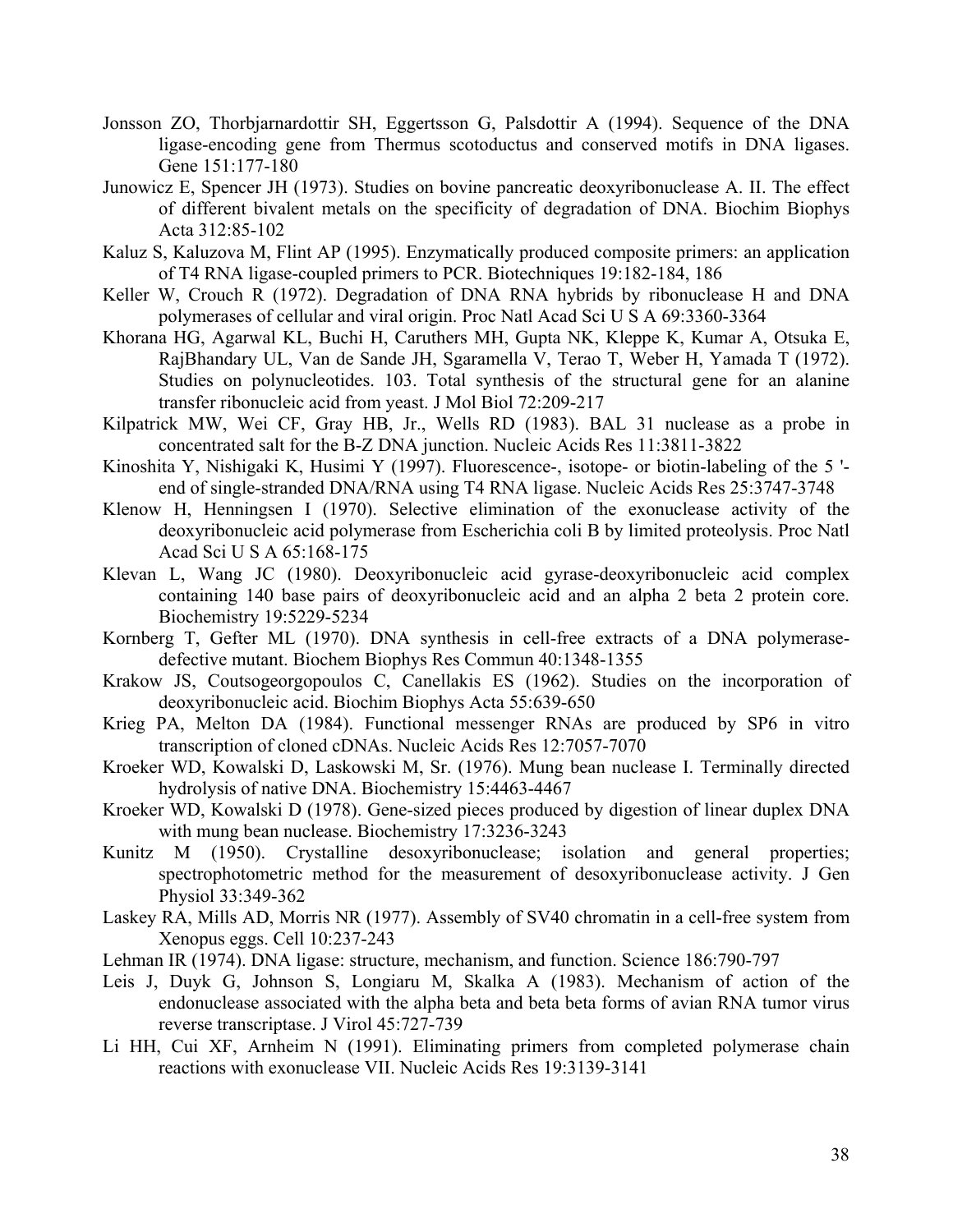Jonsson ZO, Thorbjarnardottir SH, Eggertsson G, Palsdottir A (1994). Sequence of the DNA ligase-encoding gene from Thermus scotoductus and conserved motifs in DNA ligases. Gene 151:177-180

Junowicz E, Spencer JH (1973). Studies on bovine pancreatic deoxyribonuclease A. II. The effect of different bivalent metals on the specificity of degradation of DNA. Biochim Biophys Acta 312:85-102

Kaluz S, Kaluzova M, Flint AP (1995). Enzymatically produced composite primers: an application of T4 RNA ligase-coupled primers to PCR. Biotechniques 19:182-184, 186

Keller W, Crouch R (1972). Degradation of DNA RNA hybrids by ribonuclease H and DNA polymerases of cellular and viral origin. Proc Natl Acad Sci U S A 69:3360-3364

Khorana HG, Agarwal KL, Buchi H, Caruthers MH, Gupta NK, Kleppe K, Kumar A, Otsuka E, RajBhandary UL, Van de Sande JH, Sgaramella V, Terao T, Weber H, Yamada T (1972). Studies on polynucleotides. 103. Total synthesis of the structural gene for an alanine transfer ribonucleic acid from yeast. J Mol Biol 72:209-217

Kilpatrick MW, Wei CF, Gray HB, Jr., Wells RD (1983). BAL 31 nuclease as a probe in concentrated salt for the B-Z DNA junction. Nucleic Acids Res 11:3811-3822

Kinoshita Y, Nishigaki K, Husimi Y (1997). Fluorescence-, isotope- or biotin-labeling of the 5 '-end of single-stranded DNA/RNA using T4 RNA ligase. Nucleic Acids Res 25:3747-3748

Klenow H, Henningsen I (1970). Selective elimination of the exonuclease activity of the deoxyribonucleic acid polymerase from Escherichia coli B by limited proteolysis. Proc Natl Acad Sci U S A 65:168-175

Klevan L, Wang JC (1980). Deoxyribonucleic acid gyrase-deoxyribonucleic acid complex containing 140 base pairs of deoxyribonucleic acid and an alpha 2 beta 2 protein core. Biochemistry 19:5229-5234

Kornberg T, Gefter ML (1970). DNA synthesis in cell-free extracts of a DNA polymerase-defective mutant. Biochem Biophys Res Commun 40:1348-1355

Krakow JS, Coutsogeorgopoulos C, Canellakis ES (1962). Studies on the incorporation of deoxyribonucleic acid. Biochim Biophys Acta 55:639-650

Krieg PA, Melton DA (1984). Functional messenger RNAs are produced by SP6 in vitro transcription of cloned cDNAs. Nucleic Acids Res 12:7057-7070

Kroeker WD, Kowalski D, Laskowski M, Sr. (1976). Mung bean nuclease I. Terminally directed hydrolysis of native DNA. Biochemistry 15:4463-4467

Kroeker WD, Kowalski D (1978). Gene-sized pieces produced by digestion of linear duplex DNA with mung bean nuclease. Biochemistry 17:3236-3243

Kunitz M (1950). Crystalline desoxyribonuclease; isolation and general properties; spectrophotometric method for the measurement of desoxyribonuclease activity. J Gen Physiol 33:349-362

Laskey RA, Mills AD, Morris NR (1977). Assembly of SV40 chromatin in a cell-free system from Xenopus eggs. Cell 10:237-243

Lehman IR (1974). DNA ligase: structure, mechanism, and function. Science 186:790-797

Leis J, Duyk G, Johnson S, Longiaru M, Skalka A (1983). Mechanism of action of the endonuclease associated with the alpha beta and beta beta forms of avian RNA tumor virus reverse transcriptase. J Virol 45:727-739

Li HH, Cui XF, Arnheim N (1991). Eliminating primers from completed polymerase chain reactions with exonuclease VII. Nucleic Acids Res 19:3139-3141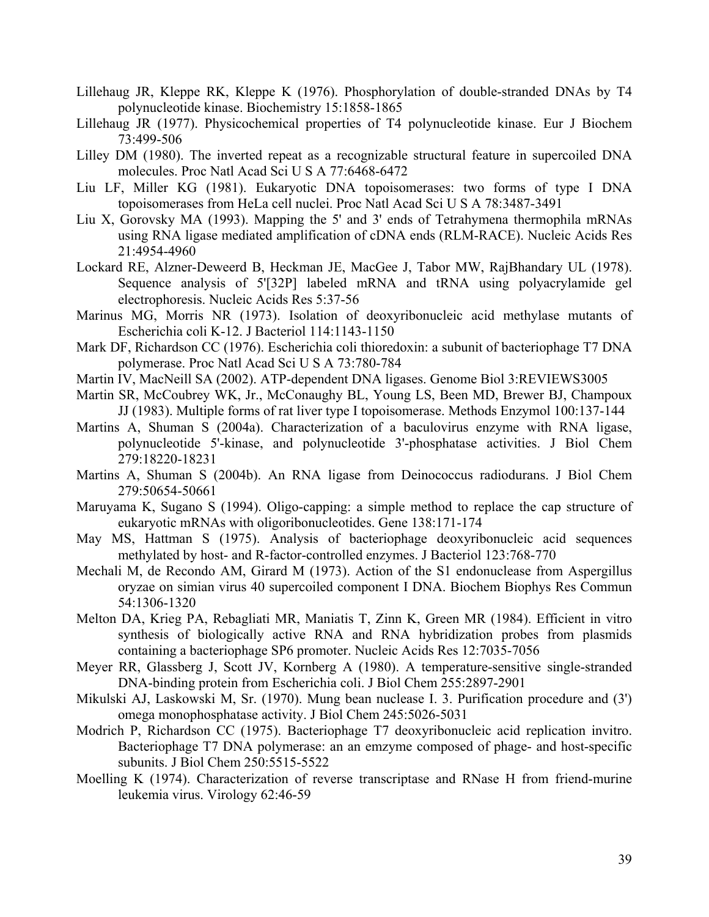Lillehaug JR, Kleppe RK, Kleppe K (1976). Phosphorylation of double-stranded DNAs by T4 polynucleotide kinase. Biochemistry 15:1858-1865

Lillehaug JR (1977). Physicochemical properties of T4 polynucleotide kinase. Eur J Biochem 73:499-506

Lilley DM (1980). The inverted repeat as a recognizable structural feature in supercoiled DNA molecules. Proc Natl Acad Sci U S A 77:6468-6472

Liu LF, Miller KG (1981). Eukaryotic DNA topoisomerases: two forms of type I DNA topoisomerases from HeLa cell nuclei. Proc Natl Acad Sci U S A 78:3487-3491

Liu X, Gorovsky MA (1993). Mapping the 5' and 3' ends of Tetrahymena thermophila mRNAs using RNA ligase mediated amplification of cDNA ends (RLM-RACE). Nucleic Acids Res 21:4954-4960

Lockard RE, Alzner-Deweerd B, Heckman JE, MacGee J, Tabor MW, RajBhandary UL (1978). Sequence analysis of 5'[32P] labeled mRNA and tRNA using polyacrylamide gel electrophoresis. Nucleic Acids Res 5:37-56

Marinus MG, Morris NR (1973). Isolation of deoxyribonucleic acid methylase mutants of Escherichia coli K-12. J Bacteriol 114:1143-1150

Mark DF, Richardson CC (1976). Escherichia coli thioredoxin: a subunit of bacteriophage T7 DNA polymerase. Proc Natl Acad Sci U S A 73:780-784

Martin IV, MacNeill SA (2002). ATP-dependent DNA ligases. Genome Biol 3:REVIEWS3005

Martin SR, McCoubrey WK, Jr., McConaughy BL, Young LS, Been MD, Brewer BJ, Champoux JJ (1983). Multiple forms of rat liver type I topoisomerase. Methods Enzymol 100:137-144

Martins A, Shuman S (2004a). Characterization of a baculovirus enzyme with RNA ligase, polynucleotide 5'-kinase, and polynucleotide 3'-phosphatase activities. J Biol Chem 279:18220-18231

Martins A, Shuman S (2004b). An RNA ligase from Deinococcus radiodurans. J Biol Chem 279:50654-50661

Maruyama K, Sugano S (1994). Oligo-capping: a simple method to replace the cap structure of eukaryotic mRNAs with oligoribonucleotides. Gene 138:171-174

May MS, Hattman S (1975). Analysis of bacteriophage deoxyribonucleic acid sequences methylated by host- and R-factor-controlled enzymes. J Bacteriol 123:768-770

Mechali M, de Recondo AM, Girard M (1973). Action of the S1 endonuclease from Aspergillus oryzae on simian virus 40 supercoiled component I DNA. Biochem Biophys Res Commun 54:1306-1320

Melton DA, Krieg PA, Rebagliati MR, Maniatis T, Zinn K, Green MR (1984). Efficient in vitro synthesis of biologically active RNA and RNA hybridization probes from plasmids containing a bacteriophage SP6 promoter. Nucleic Acids Res 12:7035-7056

Meyer RR, Glassberg J, Scott JV, Kornberg A (1980). A temperature-sensitive single-stranded DNA-binding protein from Escherichia coli. J Biol Chem 255:2897-2901

Mikulski AJ, Laskowski M, Sr. (1970). Mung bean nuclease I. 3. Purification procedure and (3') omega monophosphatase activity. J Biol Chem 245:5026-5031

Modrich P, Richardson CC (1975). Bacteriophage T7 deoxyribonucleic acid replication invitro. Bacteriophage T7 DNA polymerase: an an emzyme composed of phage- and host-specific subunits. J Biol Chem 250:5515-5522

Moelling K (1974). Characterization of reverse transcriptase and RNase H from friend-murine leukemia virus. Virology 62:46-59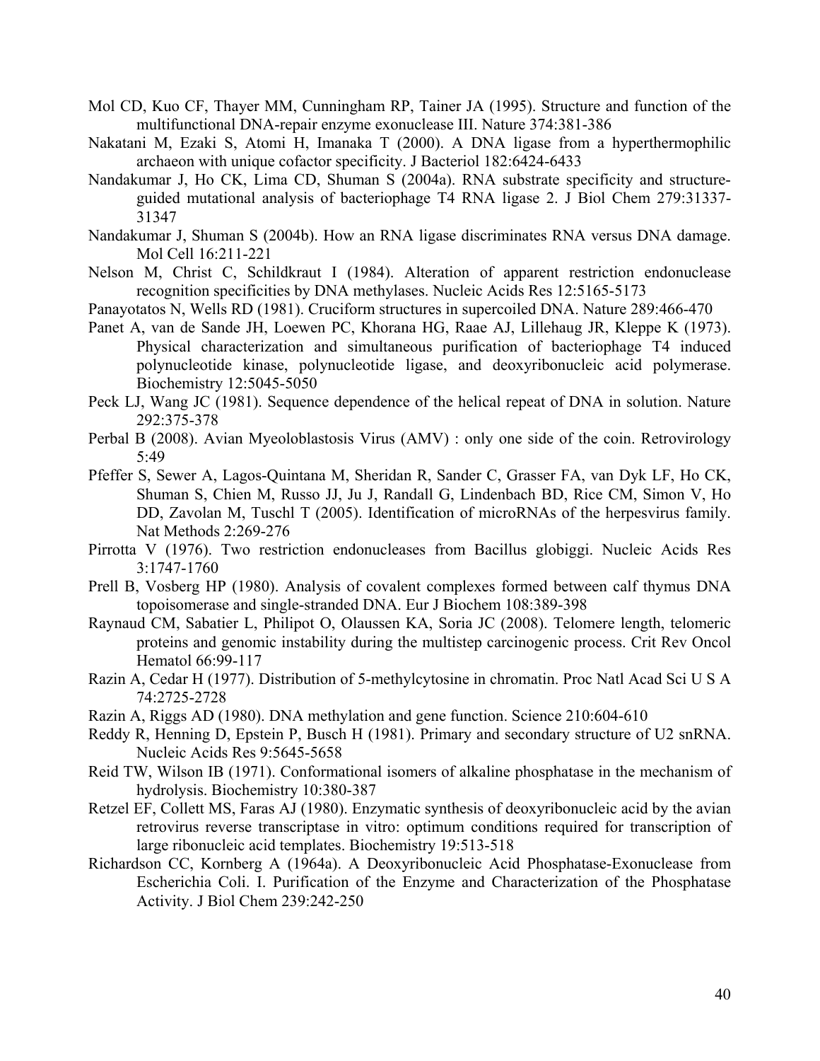Mol CD, Kuo CF, Thayer MM, Cunningham RP, Tainer JA (1995). Structure and function of the multifunctional DNA-repair enzyme exonuclease III. Nature 374:381-386

Nakatani M, Ezaki S, Atomi H, Imanaka T (2000). A DNA ligase from a hyperthermophilic archaeon with unique cofactor specificity. J Bacteriol 182:6424-6433

Nandakumar J, Ho CK, Lima CD, Shuman S (2004a). RNA substrate specificity and structure-guided mutational analysis of bacteriophage T4 RNA ligase 2. J Biol Chem 279:31337-31347

Nandakumar J, Shuman S (2004b). How an RNA ligase discriminates RNA versus DNA damage. Mol Cell 16:211-221

Nelson M, Christ C, Schildkraut I (1984). Alteration of apparent restriction endonuclease recognition specificities by DNA methylases. Nucleic Acids Res 12:5165-5173

Panayotatos N, Wells RD (1981). Cruciform structures in supercoiled DNA. Nature 289:466-470

Panet A, van de Sande JH, Loewen PC, Khorana HG, Raae AJ, Lillehaug JR, Kleppe K (1973). Physical characterization and simultaneous purification of bacteriophage T4 induced polynucleotide kinase, polynucleotide ligase, and deoxyribonucleic acid polymerase. Biochemistry 12:5045-5050

Peck LJ, Wang JC (1981). Sequence dependence of the helical repeat of DNA in solution. Nature 292:375-378

Perbal B (2008). Avian Myeoloblastosis Virus (AMV) : only one side of the coin. Retrovirology 5:49

Pfeffer S, Sewer A, Lagos-Quintana M, Sheridan R, Sander C, Grasser FA, van Dyk LF, Ho CK, Shuman S, Chien M, Russo JJ, Ju J, Randall G, Lindenbach BD, Rice CM, Simon V, Ho DD, Zavolan M, Tuschl T (2005). Identification of microRNAs of the herpesvirus family. Nat Methods 2:269-276

Pirrotta V (1976). Two restriction endonucleases from Bacillus globiggi. Nucleic Acids Res 3:1747-1760

Prell B, Vosberg HP (1980). Analysis of covalent complexes formed between calf thymus DNA topoisomerase and single-stranded DNA. Eur J Biochem 108:389-398

Raynaud CM, Sabatier L, Philipot O, Olaussen KA, Soria JC (2008). Telomere length, telomeric proteins and genomic instability during the multistep carcinogenic process. Crit Rev Oncol Hematol 66:99-117

Razin A, Cedar H (1977). Distribution of 5-methylcytosine in chromatin. Proc Natl Acad Sci U S A 74:2725-2728

Razin A, Riggs AD (1980). DNA methylation and gene function. Science 210:604-610

Reddy R, Henning D, Epstein P, Busch H (1981). Primary and secondary structure of U2 snRNA. Nucleic Acids Res 9:5645-5658

Reid TW, Wilson IB (1971). Conformational isomers of alkaline phosphatase in the mechanism of hydrolysis. Biochemistry 10:380-387

Retzel EF, Collett MS, Faras AJ (1980). Enzymatic synthesis of deoxyribonucleic acid by the avian retrovirus reverse transcriptase in vitro: optimum conditions required for transcription of large ribonucleic acid templates. Biochemistry 19:513-518

Richardson CC, Kornberg A (1964a). A Deoxyribonucleic Acid Phosphatase-Exonuclease from Escherichia Coli. I. Purification of the Enzyme and Characterization of the Phosphatase Activity. J Biol Chem 239:242-250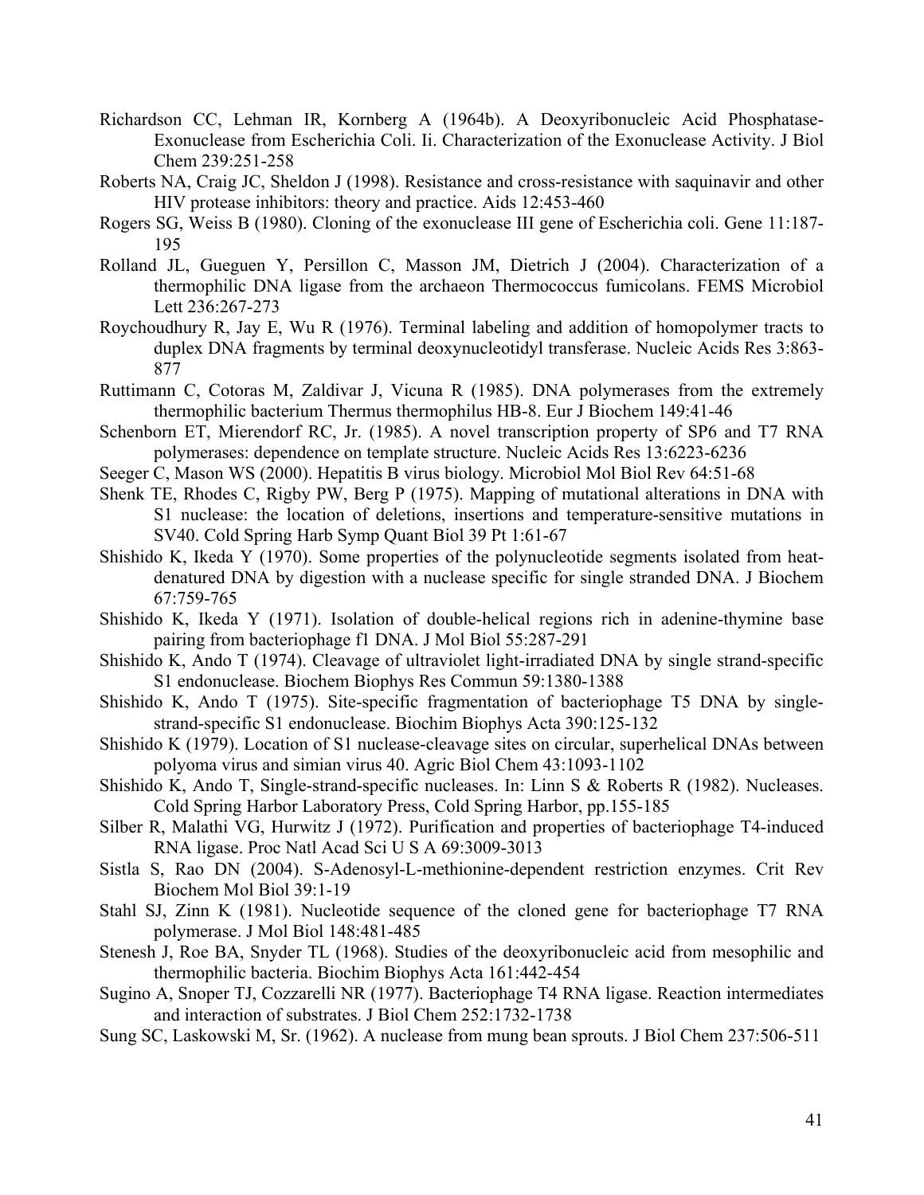Richardson CC, Lehman IR, Kornberg A (1964b). A Deoxyribonucleic Acid Phosphatase-Exonuclease from Escherichia Coli. Ii. Characterization of the Exonuclease Activity. J Biol Chem 239:251-258

Roberts NA, Craig JC, Sheldon J (1998). Resistance and cross-resistance with saquinavir and other HIV protease inhibitors: theory and practice. Aids 12:453-460

Rogers SG, Weiss B (1980). Cloning of the exonuclease III gene of Escherichia coli. Gene 11:187-195

Rolland JL, Gueguen Y, Persillon C, Masson JM, Dietrich J (2004). Characterization of a thermophilic DNA ligase from the archaeon Thermococcus fumicolans. FEMS Microbiol Lett 236:267-273

Roychoudhury R, Jay E, Wu R (1976). Terminal labeling and addition of homopolymer tracts to duplex DNA fragments by terminal deoxynucleotidyl transferase. Nucleic Acids Res 3:863-877

Ruttimann C, Cotoras M, Zaldivar J, Vicuna R (1985). DNA polymerases from the extremely thermophilic bacterium Thermus thermophilus HB-8. Eur J Biochem 149:41-46

Schenborn ET, Mierendorf RC, Jr. (1985). A novel transcription property of SP6 and T7 RNA polymerases: dependence on template structure. Nucleic Acids Res 13:6223-6236

Seeger C, Mason WS (2000). Hepatitis B virus biology. Microbiol Mol Biol Rev 64:51-68

Shenk TE, Rhodes C, Rigby PW, Berg P (1975). Mapping of mutational alterations in DNA with S1 nuclease: the location of deletions, insertions and temperature-sensitive mutations in SV40. Cold Spring Harb Symp Quant Biol 39 Pt 1:61-67

Shishido K, Ikeda Y (1970). Some properties of the polynucleotide segments isolated from heat-denatured DNA by digestion with a nuclease specific for single stranded DNA. J Biochem 67:759-765

Shishido K, Ikeda Y (1971). Isolation of double-helical regions rich in adenine-thymine base pairing from bacteriophage f1 DNA. J Mol Biol 55:287-291

Shishido K, Ando T (1974). Cleavage of ultraviolet light-irradiated DNA by single strand-specific S1 endonuclease. Biochem Biophys Res Commun 59:1380-1388

Shishido K, Ando T (1975). Site-specific fragmentation of bacteriophage T5 DNA by single-strand-specific S1 endonuclease. Biochim Biophys Acta 390:125-132

Shishido K (1979). Location of S1 nuclease-cleavage sites on circular, superhelical DNAs between polyoma virus and simian virus 40. Agric Biol Chem 43:1093-1102

Shishido K, Ando T, Single-strand-specific nucleases. In: Linn S & Roberts R (1982). Nucleases. Cold Spring Harbor Laboratory Press, Cold Spring Harbor, pp.155-185

Silber R, Malathi VG, Hurwitz J (1972). Purification and properties of bacteriophage T4-induced RNA ligase. Proc Natl Acad Sci U S A 69:3009-3013

Sistla S, Rao DN (2004). S-Adenosyl-L-methionine-dependent restriction enzymes. Crit Rev Biochem Mol Biol 39:1-19

Stahl SJ, Zinn K (1981). Nucleotide sequence of the cloned gene for bacteriophage T7 RNA polymerase. J Mol Biol 148:481-485

Stenesh J, Roe BA, Snyder TL (1968). Studies of the deoxyribonucleic acid from mesophilic and thermophilic bacteria. Biochim Biophys Acta 161:442-454

Sugino A, Snoper TJ, Cozzarelli NR (1977). Bacteriophage T4 RNA ligase. Reaction intermediates and interaction of substrates. J Biol Chem 252:1732-1738

Sung SC, Laskowski M, Sr. (1962). A nuclease from mung bean sprouts. J Biol Chem 237:506-511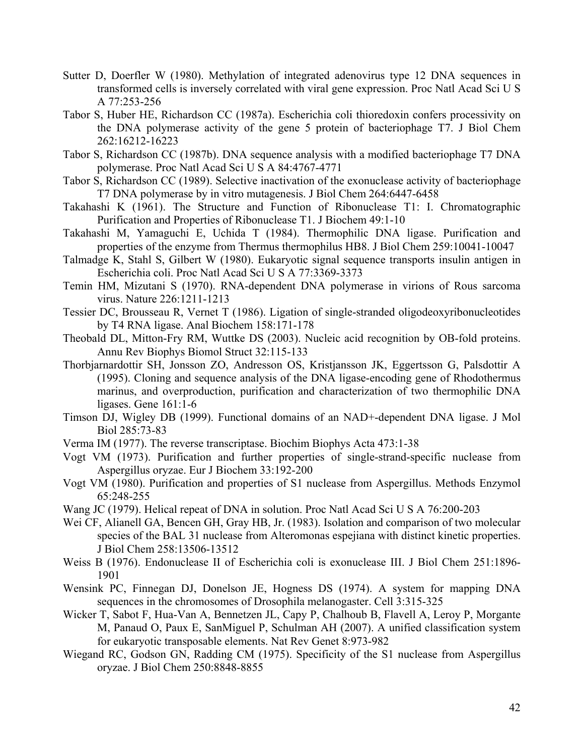Sutter D, Doerfler W (1980). Methylation of integrated adenovirus type 12 DNA sequences in transformed cells is inversely correlated with viral gene expression. Proc Natl Acad Sci U S A 77:253-256

Tabor S, Huber HE, Richardson CC (1987a). Escherichia coli thioredoxin confers processivity on the DNA polymerase activity of the gene 5 protein of bacteriophage T7. J Biol Chem 262:16212-16223

Tabor S, Richardson CC (1987b). DNA sequence analysis with a modified bacteriophage T7 DNA polymerase. Proc Natl Acad Sci U S A 84:4767-4771

Tabor S, Richardson CC (1989). Selective inactivation of the exonuclease activity of bacteriophage T7 DNA polymerase by in vitro mutagenesis. J Biol Chem 264:6447-6458

Takahashi K (1961). The Structure and Function of Ribonuclease T1: I. Chromatographic Purification and Properties of Ribonuclease T1. J Biochem 49:1-10

Takahashi M, Yamaguchi E, Uchida T (1984). Thermophilic DNA ligase. Purification and properties of the enzyme from Thermus thermophilus HB8. J Biol Chem 259:10041-10047

Talmadge K, Stahl S, Gilbert W (1980). Eukaryotic signal sequence transports insulin antigen in Escherichia coli. Proc Natl Acad Sci U S A 77:3369-3373

Temin HM, Mizutani S (1970). RNA-dependent DNA polymerase in virions of Rous sarcoma virus. Nature 226:1211-1213

Tessier DC, Brousseau R, Vernet T (1986). Ligation of single-stranded oligodeoxyribonucleotides by T4 RNA ligase. Anal Biochem 158:171-178

Theobald DL, Mitton-Fry RM, Wuttke DS (2003). Nucleic acid recognition by OB-fold proteins. Annu Rev Biophys Biomol Struct 32:115-133

Thorbjarnardottir SH, Jonsson ZO, Andresson OS, Kristjansson JK, Eggertsson G, Palsdottir A (1995). Cloning and sequence analysis of the DNA ligase-encoding gene of Rhodothermus marinus, and overproduction, purification and characterization of two thermophilic DNA ligases. Gene 161:1-6

Timson DJ, Wigley DB (1999). Functional domains of an NAD+-dependent DNA ligase. J Mol Biol 285:73-83

Verma IM (1977). The reverse transcriptase. Biochim Biophys Acta 473:1-38

Vogt VM (1973). Purification and further properties of single-strand-specific nuclease from Aspergillus oryzae. Eur J Biochem 33:192-200

Vogt VM (1980). Purification and properties of S1 nuclease from Aspergillus. Methods Enzymol 65:248-255

Wang JC (1979). Helical repeat of DNA in solution. Proc Natl Acad Sci U S A 76:200-203

Wei CF, Alianell GA, Bencen GH, Gray HB, Jr. (1983). Isolation and comparison of two molecular species of the BAL 31 nuclease from Alteromonas espejiana with distinct kinetic properties. J Biol Chem 258:13506-13512

Weiss B (1976). Endonuclease II of Escherichia coli is exonuclease III. J Biol Chem 251:1896-1901

Wensink PC, Finnegan DJ, Donelson JE, Hogness DS (1974). A system for mapping DNA sequences in the chromosomes of Drosophila melanogaster. Cell 3:315-325

Wicker T, Sabot F, Hua-Van A, Bennetzen JL, Capy P, Chalhoub B, Flavell A, Leroy P, Morgante M, Panaud O, Paux E, SanMiguel P, Schulman AH (2007). A unified classification system for eukaryotic transposable elements. Nat Rev Genet 8:973-982

Wiegand RC, Godson GN, Radding CM (1975). Specificity of the S1 nuclease from Aspergillus oryzae. J Biol Chem 250:8848-8855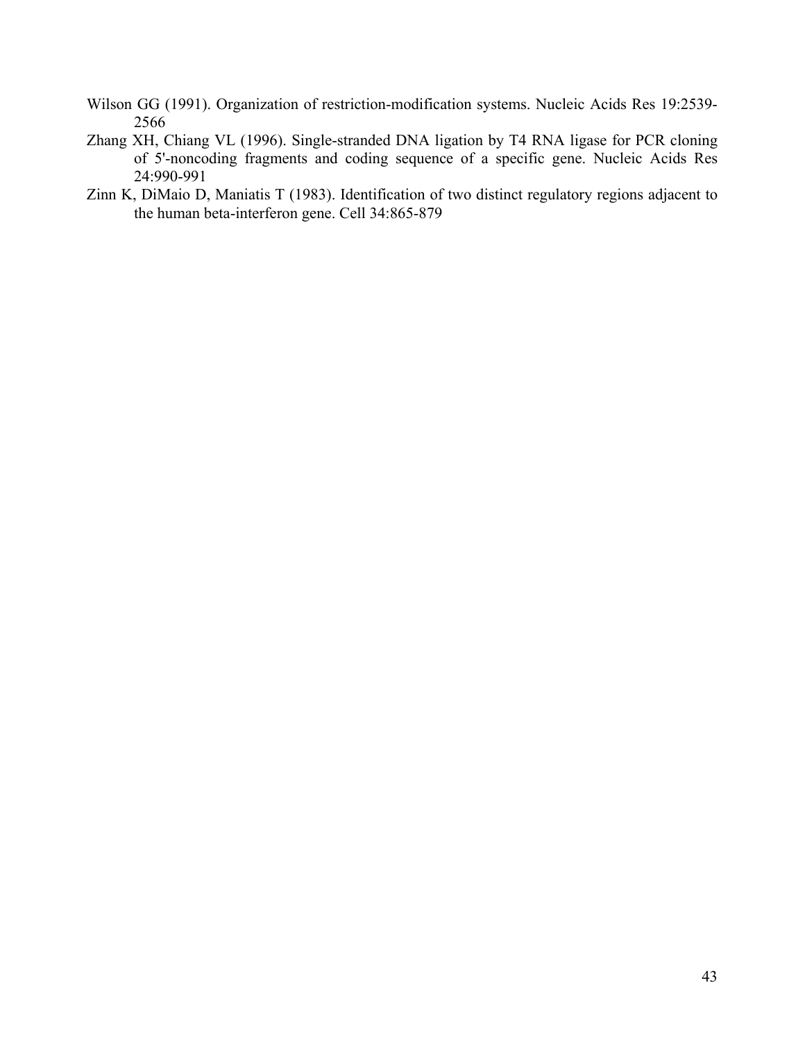Wilson GG (1991). Organization of restriction-modification systems. Nucleic Acids Res 19:2539-2566

Zhang XH, Chiang VL (1996). Single-stranded DNA ligation by T4 RNA ligase for PCR cloning of 5'-noncoding fragments and coding sequence of a specific gene. Nucleic Acids Res 24:990-991

Zinn K, DiMaio D, Maniatis T (1983). Identification of two distinct regulatory regions adjacent to the human beta-interferon gene. Cell 34:865-879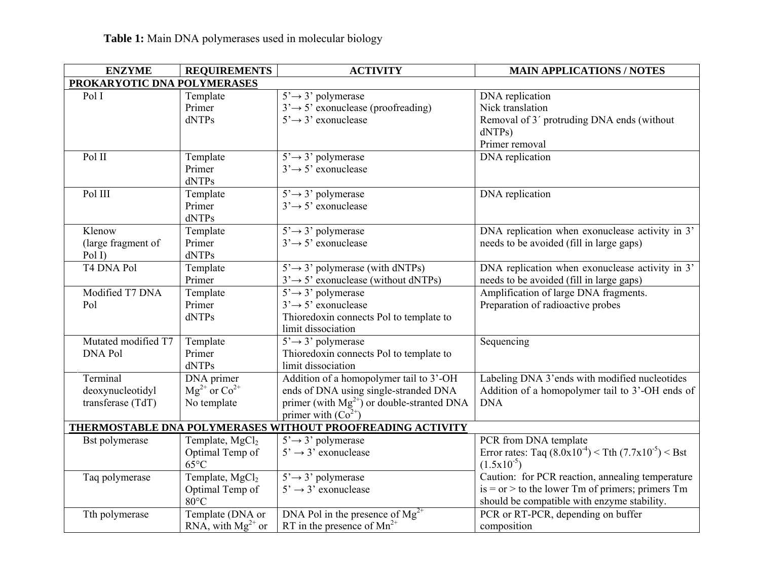**Table 1:** Main DNA polymerases used in molecular biology

| ENZYME | REQUIREMENTS | ACTIVITY | MAIN APPLICATIONS / NOTES |
|---|---|---|---|
| **PROKARYOTIC DNA POLYMERASES** | | | |
| Pol I | Template<br>Primer<br>dNTPs | 5'→ 3' polymerase<br>3'→ 5' exonuclease (proofreading)<br>5'→ 3' exonuclease | DNA replication<br>Nick translation<br>Removal of 3´ protruding DNA ends (without dNTPs)<br>Primer removal |
| Pol II | Template<br>Primer<br>dNTPs | 5'→ 3' polymerase<br>3'→ 5' exonuclease | DNA replication |
| Pol III | Template<br>Primer<br>dNTPs | 5'→ 3' polymerase<br>3'→ 5' exonuclease | DNA replication |
| Klenow (large fragment of Pol I) | Template<br>Primer<br>dNTPs | 5'→ 3' polymerase<br>3'→ 5' exonuclease | DNA replication when exonuclease activity in 3' needs to be avoided (fill in large gaps) |
| T4 DNA Pol | Template<br>Primer | 5'→ 3' polymerase (with dNTPs)<br>3'→ 5' exonuclease (without dNTPs) | DNA replication when exonuclease activity in 3' needs to be avoided (fill in large gaps) |
| Modified T7 DNA Pol | Template<br>Primer<br>dNTPs | 5'→ 3' polymerase<br>3'→ 5' exonuclease<br>Thioredoxin connects Pol to template to limit dissociation | Amplification of large DNA fragments.<br>Preparation of radioactive probes |
| Mutated modified T7 DNA Pol | Template<br>Primer<br>dNTPs | 5'→ 3' polymerase<br>Thioredoxin connects Pol to template to limit dissociation | Sequencing |
| Terminal deoxynucleotidyl transferase (TdT) | DNA primer<br>$Mg^{2+}$ or $Co^{2+}$<br>No template | Addition of a homopolymer tail to 3'-OH ends of DNA using single-stranded DNA primer (with $Mg^{2+}$) or double-stranted DNA primer with ($Co^{2+}$) | Labeling DNA 3'ends with modified nucleotides<br>Addition of a homopolymer tail to 3'-OH ends of DNA |
| **THERMOSTABLE DNA POLYMERASES WITHOUT PROOFREADING ACTIVITY** | | | |
| Bst polymerase | Template, $MgCl_2$<br>Optimal Temp of 65°C | 5'→ 3' polymerase<br>5' → 3' exonuclease | PCR from DNA template<br>Error rates: Taq ($8.0x10^{-4}$) < Tth ($7.7x10^{-5}$) < Bst ($1.5x10^{-5}$)<br>Caution: for PCR reaction, annealing temperature is = or > to the lower Tm of primers; primers Tm should be compatible with enzyme stability. |
| Taq polymerase | Template, $MgCl_2$<br>Optimal Temp of 80°C | 5'→ 3' polymerase<br>5' → 3' exonuclease | |
| Tth polymerase | Template (DNA or RNA, with $Mg^{2+}$ or | DNA Pol in the presence of $Mg^{2+}$<br>RT in the presence of $Mn^{2+}$ | PCR or RT-PCR, depending on buffer composition |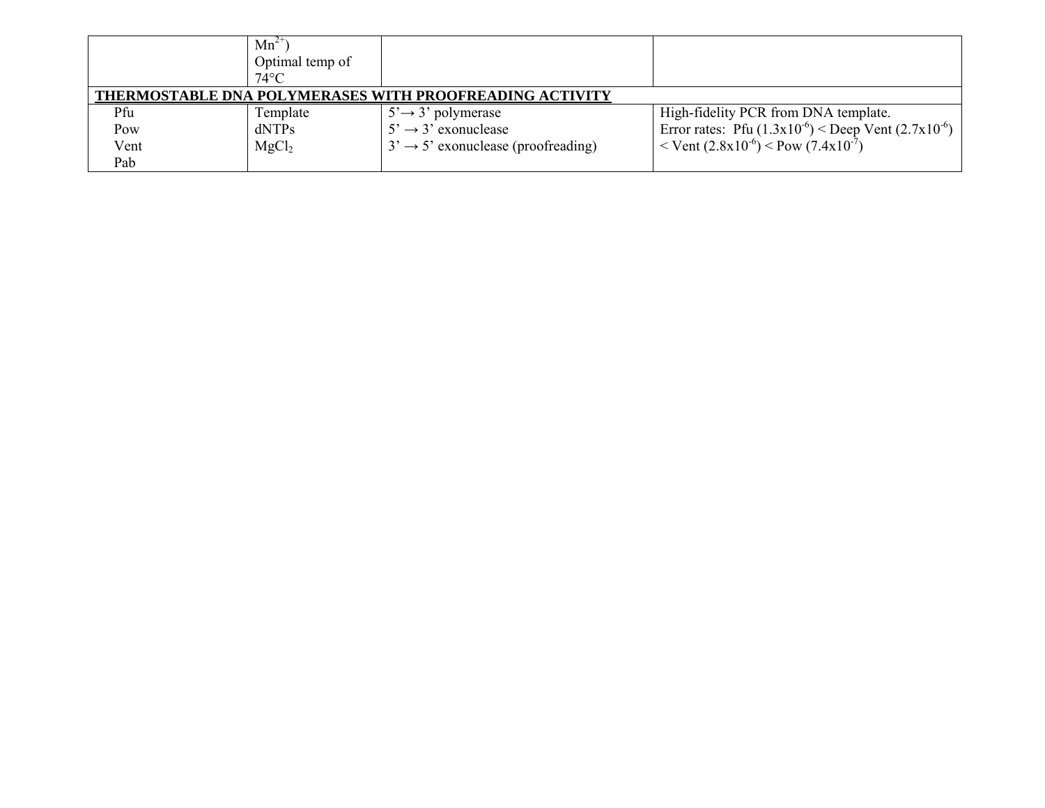| | | | |
|---|---|---|---|
| | $Mn^{2+}$)<br>Optimal temp of 74°C | | |
| **THERMOSTABLE DNA POLYMERASES WITH PROOFREADING ACTIVITY** | | | |
| Pfu<br>Pow<br>Vent<br>Pab | Template<br>dNTPs<br>$MgCl_2$ | 5'→ 3' polymerase<br>5' → 3' exonuclease<br>3' → 5' exonuclease (proofreading) | High-fidelity PCR from DNA template.<br>Error rates: Pfu ($1.3x10^{-6}$) < Deep Vent ($2.7x10^{-6}$) < Vent ($2.8x10^{-6}$) < Pow ($7.4x10^{-7}$) |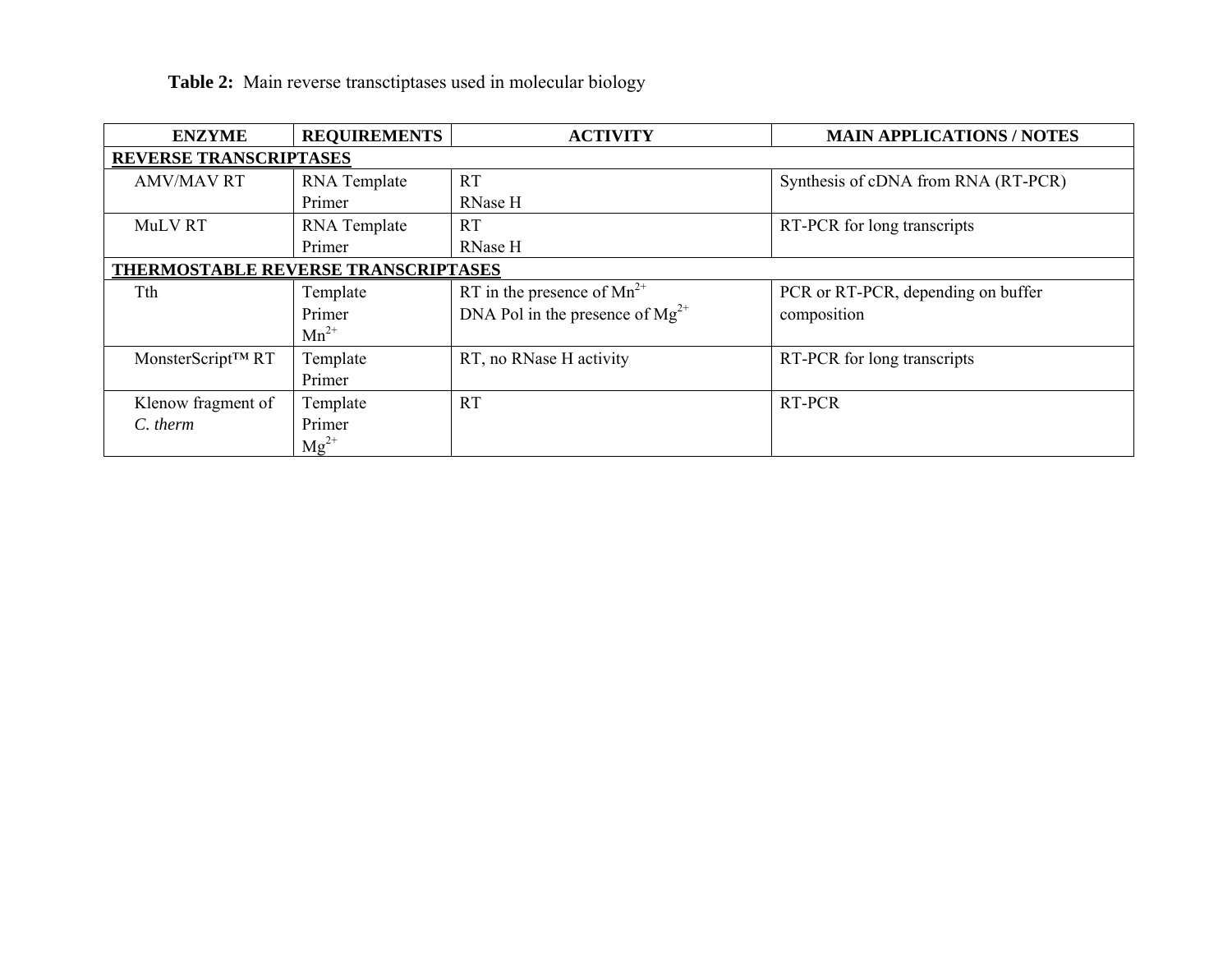**Table 2:** Main reverse transctiptases used in molecular biology

| ENZYME | REQUIREMENTS | ACTIVITY | MAIN APPLICATIONS / NOTES |
|---|---|---|---|
| **REVERSE TRANSCRIPTASES** | | | |
| AMV/MAV RT | RNA Template<br>Primer | RT<br>RNase H | Synthesis of cDNA from RNA (RT-PCR) |
| MuLV RT | RNA Template<br>Primer | RT<br>RNase H | RT-PCR for long transcripts |
| **THERMOSTABLE REVERSE TRANSCRIPTASES** | | | |
| Tth | Template<br>Primer<br>$Mn^{2+}$ | RT in the presence of $Mn^{2+}$<br>DNA Pol in the presence of $Mg^{2+}$ | PCR or RT-PCR, depending on buffer composition |
| MonsterScript™ RT | Template<br>Primer | RT, no RNase H activity | RT-PCR for long transcripts |
| Klenow fragment of *C. therm* | Template<br>Primer<br>$Mg^{2+}$ | RT | RT-PCR |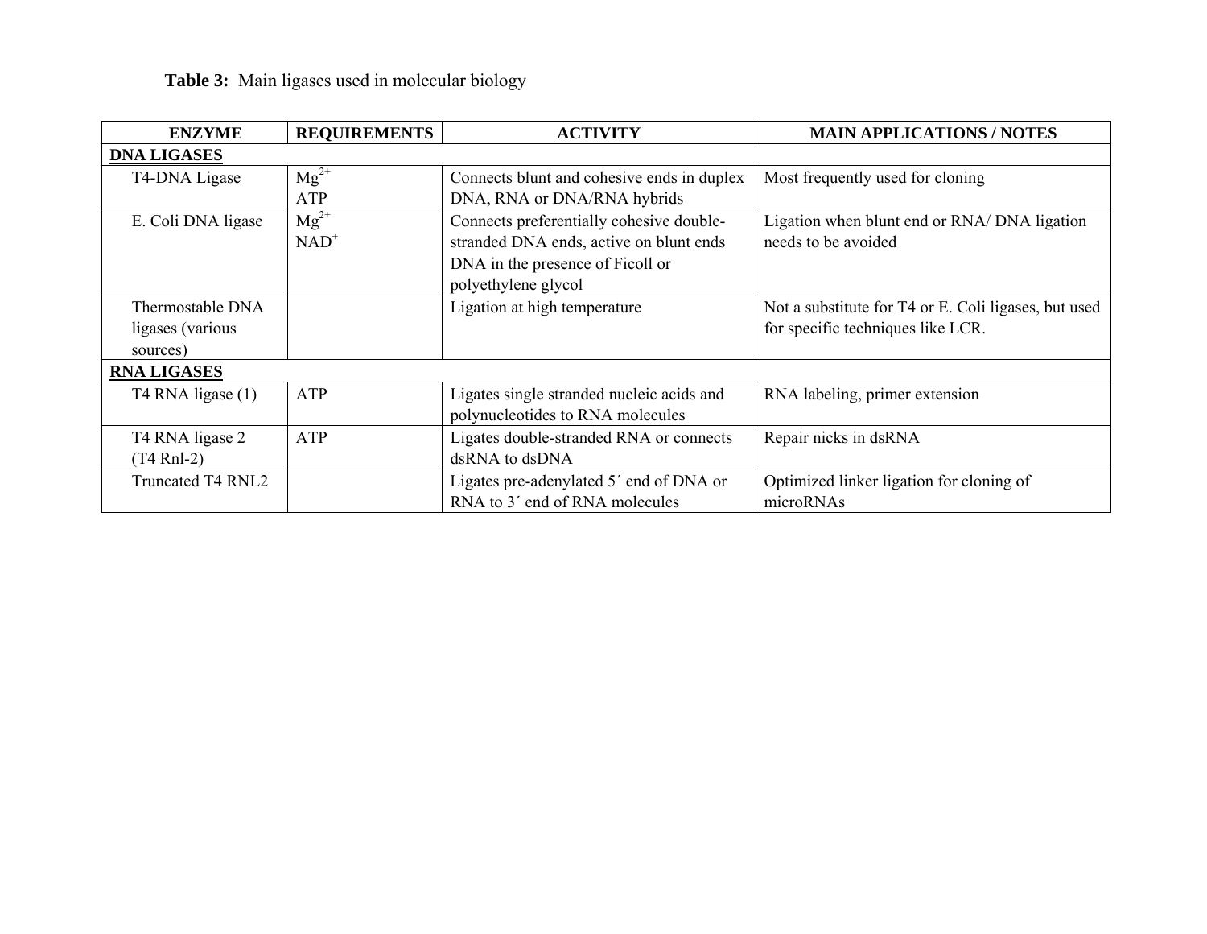**Table 3:** Main ligases used in molecular biology

| ENZYME | REQUIREMENTS | ACTIVITY | MAIN APPLICATIONS / NOTES |
|---|---|---|---|
| **DNA LIGASES** | | | |
| T4-DNA Ligase | $Mg^{2+}$ ATP | Connects blunt and cohesive ends in duplex DNA, RNA or DNA/RNA hybrids | Most frequently used for cloning |
| E. Coli DNA ligase | $Mg^{2+}$ $NAD^{+}$ | Connects preferentially cohesive double-stranded DNA ends, active on blunt ends DNA in the presence of Ficoll or polyethylene glycol | Ligation when blunt end or RNA/ DNA ligation needs to be avoided |
| Thermostable DNA ligases (various sources) | | Ligation at high temperature | Not a substitute for T4 or E. Coli ligases, but used for specific techniques like LCR. |
| **RNA LIGASES** | | | |
| T4 RNA ligase (1) | ATP | Ligates single stranded nucleic acids and polynucleotides to RNA molecules | RNA labeling, primer extension |
| T4 RNA ligase 2 (T4 Rnl-2) | ATP | Ligates double-stranded RNA or connects dsRNA to dsDNA | Repair nicks in dsRNA |
| Truncated T4 RNL2 | | Ligates pre-adenylated 5´ end of DNA or RNA to 3´ end of RNA molecules | Optimized linker ligation for cloning of microRNAs |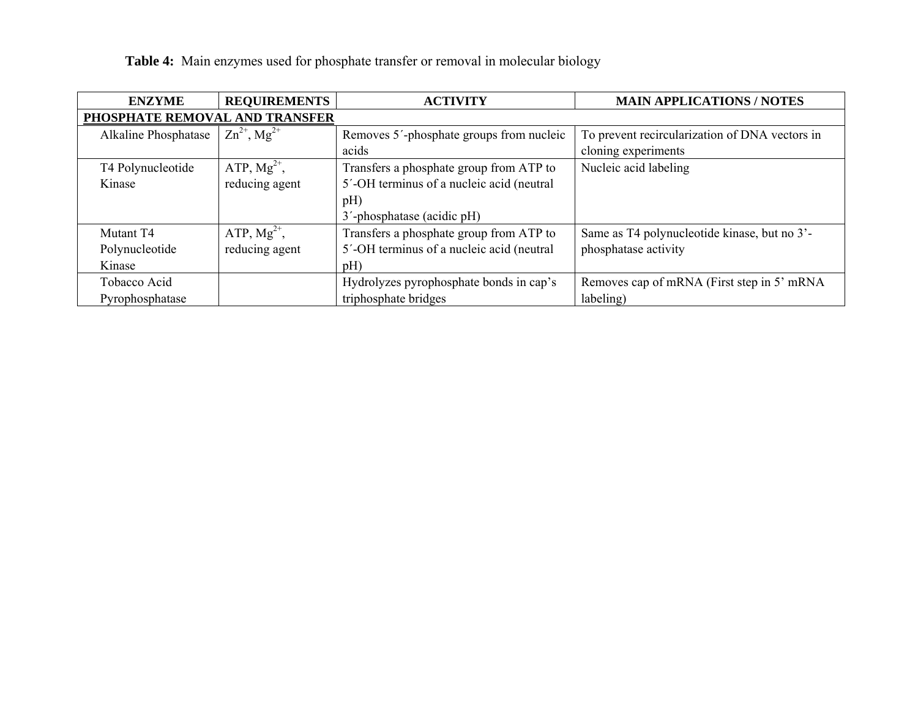**Table 4:** Main enzymes used for phosphate transfer or removal in molecular biology

| ENZYME | REQUIREMENTS | ACTIVITY | MAIN APPLICATIONS / NOTES |
|---|---|---|---|
| **PHOSPHATE REMOVAL AND TRANSFER** | | | |
| Alkaline Phosphatase | $Zn^{2+}$, $Mg^{2+}$ | Removes 5´-phosphate groups from nucleic acids | To prevent recircularization of DNA vectors in cloning experiments |
| T4 Polynucleotide Kinase | ATP, $Mg^{2+}$, reducing agent | Transfers a phosphate group from ATP to 5´-OH terminus of a nucleic acid (neutral pH)<br>3´-phosphatase (acidic pH) | Nucleic acid labeling |
| Mutant T4 Polynucleotide Kinase | ATP, $Mg^{2+}$, reducing agent | Transfers a phosphate group from ATP to 5´-OH terminus of a nucleic acid (neutral pH) | Same as T4 polynucleotide kinase, but no 3'-phosphatase activity |
| Tobacco Acid Pyrophosphatase | | Hydrolyzes pyrophosphate bonds in cap's triphosphate bridges | Removes cap of mRNA (First step in 5' mRNA labeling) |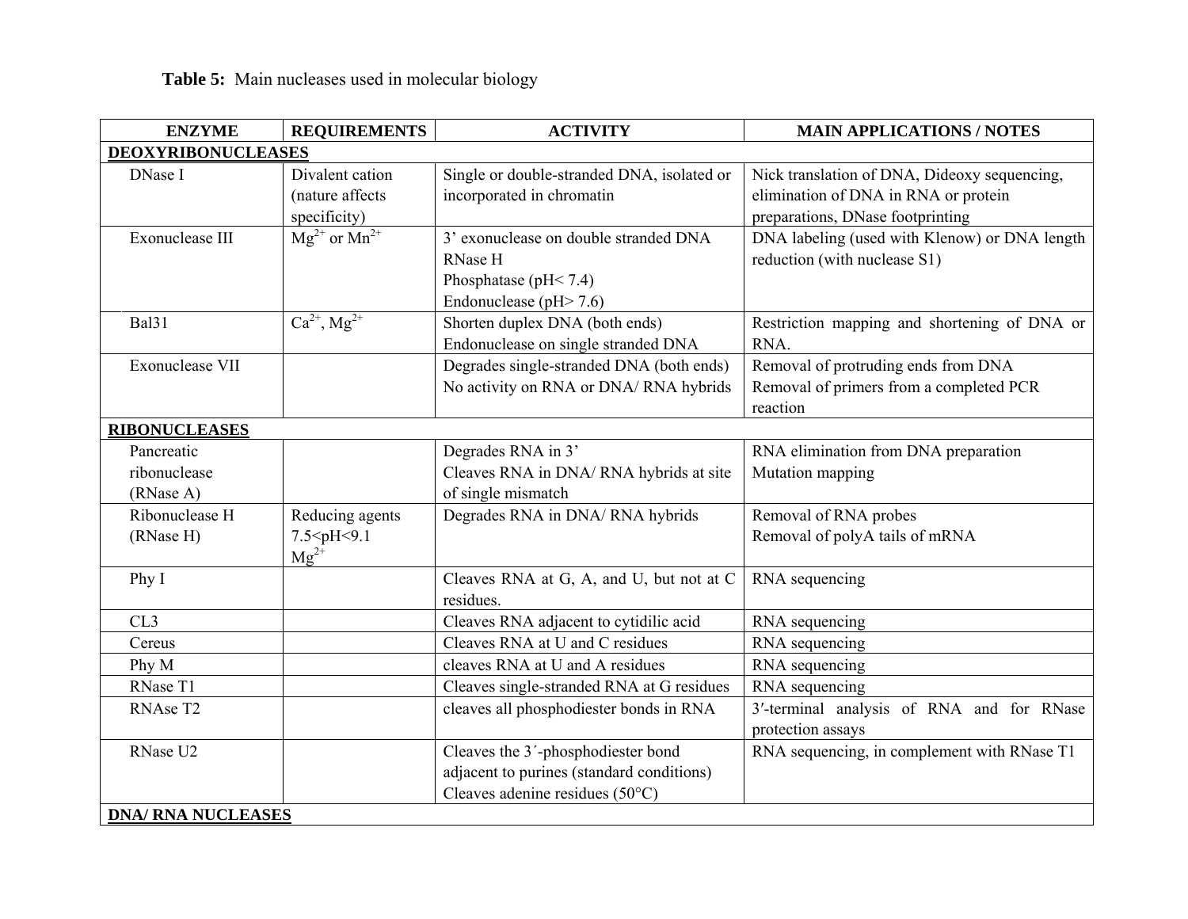**Table 5:** Main nucleases used in molecular biology

| ENZYME | REQUIREMENTS | ACTIVITY | MAIN APPLICATIONS / NOTES |
|---|---|---|---|
| **DEOXYRIBONUCLEASES** | | | |
| DNase I | Divalent cation (nature affects specificity) | Single or double-stranded DNA, isolated or incorporated in chromatin | Nick translation of DNA, Dideoxy sequencing, elimination of DNA in RNA or protein preparations, DNase footprinting |
| Exonuclease III | $Mg^{2+}$ or $Mn^{2+}$ | 3' exonuclease on double stranded DNA<br>RNase H<br>Phosphatase (pH< 7.4)<br>Endonuclease (pH> 7.6) | DNA labeling (used with Klenow) or DNA length reduction (with nuclease S1) |
| Bal31 | $Ca^{2+}$, $Mg^{2+}$ | Shorten duplex DNA (both ends)<br>Endonuclease on single stranded DNA | Restriction mapping and shortening of DNA or RNA. |
| Exonuclease VII | | Degrades single-stranded DNA (both ends)<br>No activity on RNA or DNA/ RNA hybrids | Removal of protruding ends from DNA<br>Removal of primers from a completed PCR reaction |
| **RIBONUCLEASES** | | | |
| Pancreatic ribonuclease (RNase A) | | Degrades RNA in 3'<br>Cleaves RNA in DNA/ RNA hybrids at site of single mismatch | RNA elimination from DNA preparation<br>Mutation mapping |
| Ribonuclease H (RNase H) | Reducing agents<br>7.5<pH<9.1<br>$Mg^{2+}$ | Degrades RNA in DNA/ RNA hybrids | Removal of RNA probes<br>Removal of polyA tails of mRNA |
| Phy I | | Cleaves RNA at G, A, and U, but not at C residues. | RNA sequencing |
| CL3 | | Cleaves RNA adjacent to cytidilic acid | RNA sequencing |
| Cereus | | Cleaves RNA at U and C residues | RNA sequencing |
| Phy M | | cleaves RNA at U and A residues | RNA sequencing |
| RNase T1 | | Cleaves single-stranded RNA at G residues | RNA sequencing |
| RNAse T2 | | cleaves all phosphodiester bonds in RNA | 3′-terminal analysis of RNA and for RNase protection assays |
| RNase U2 | | Cleaves the 3´-phosphodiester bond adjacent to purines (standard conditions)<br>Cleaves adenine residues (50°C) | RNA sequencing, in complement with RNase T1 |
| **DNA/ RNA NUCLEASES** | | | |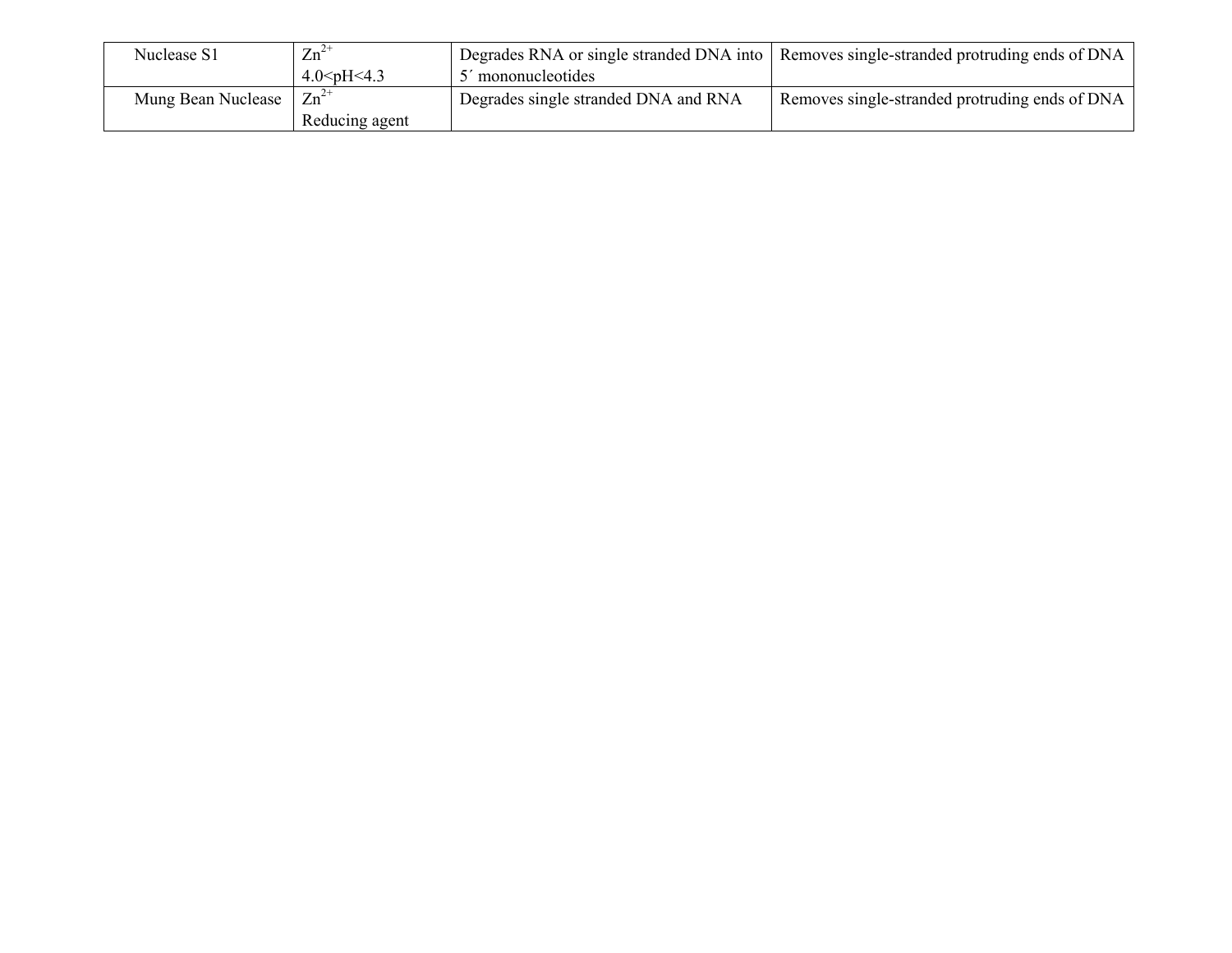| | | | |
|---|---|---|---|
| Nuclease S1 | $Zn^{2+}$<br>$4.0<pH<4.3$ | Degrades RNA or single stranded DNA into 5´ mononucleotides | Removes single-stranded protruding ends of DNA |
| Mung Bean Nuclease | $Zn^{2+}$<br>Reducing agent | Degrades single stranded DNA and RNA | Removes single-stranded protruding ends of DNA |